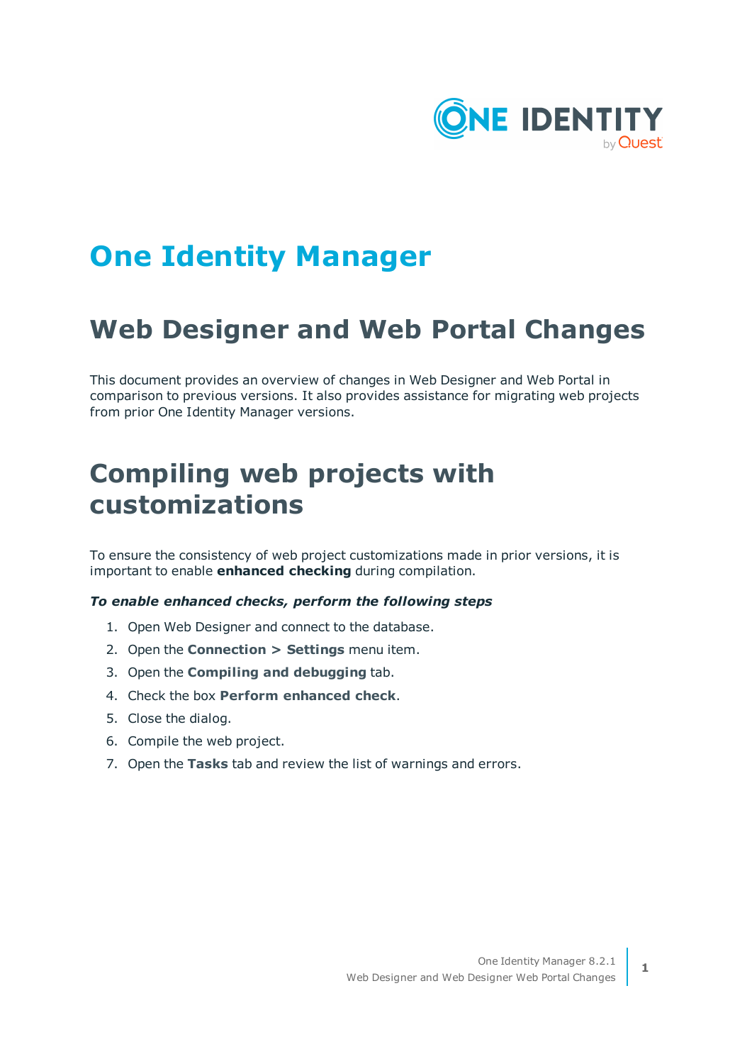# One Identity Manager

## Web Designer and Web Portal Changes

This document provides an overview of changes in Web Designer and Web Portal in comparison to previous versions. It also provides assistance for migrating web projects from prior One Identity Manager versions.

# Compiling web projects with customizations

To ensure the consistency of web project customizations made in prior versions, it is important to enable **enhanced checking** during compilation.

***To enable enhanced checks, perform the following steps***

1. Open Web Designer and connect to the database.
2. Open the **Connection > Settings** menu item.
3. Open the **Compiling and debugging** tab.
4. Check the box **Perform enhanced check**.
5. Close the dialog.
6. Compile the web project.
7. Open the **Tasks** tab and review the list of warnings and errors.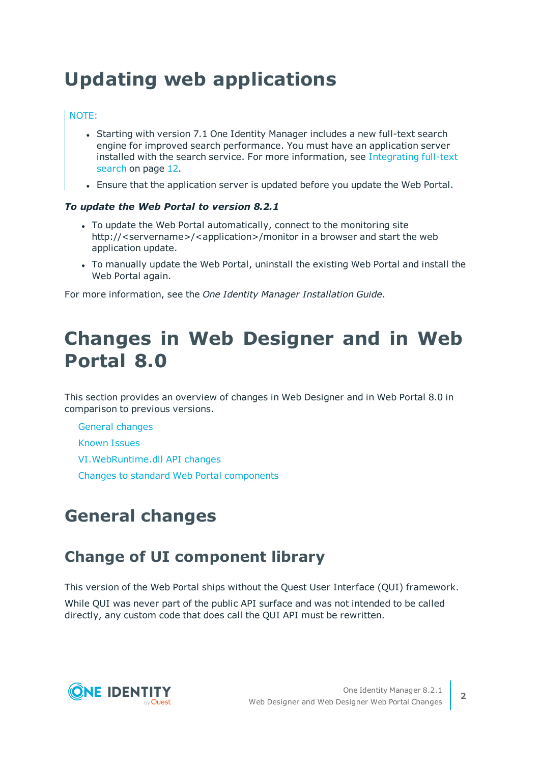# Updating web applications

NOTE:

- Starting with version 7.1 One Identity Manager includes a new full-text search engine for improved search performance. You must have an application server installed with the search service. For more information, see Integrating full-text search on page 12.
- Ensure that the application server is updated before you update the Web Portal.

***To update the Web Portal to version 8.2.1***

- To update the Web Portal automatically, connect to the monitoring site http://<servername>/<application>/monitor in a browser and start the web application update.
- To manually update the Web Portal, uninstall the existing Web Portal and install the Web Portal again.

For more information, see the *One Identity Manager Installation Guide*.

# Changes in Web Designer and in Web Portal 8.0

This section provides an overview of changes in Web Designer and in Web Portal 8.0 in comparison to previous versions.

General changes

Known Issues

VI.WebRuntime.dll API changes

Changes to standard Web Portal components

## General changes

### Change of UI component library

This version of the Web Portal ships without the Quest User Interface (QUI) framework.

While QUI was never part of the public API surface and was not intended to be called directly, any custom code that does call the QUI API must be rewritten.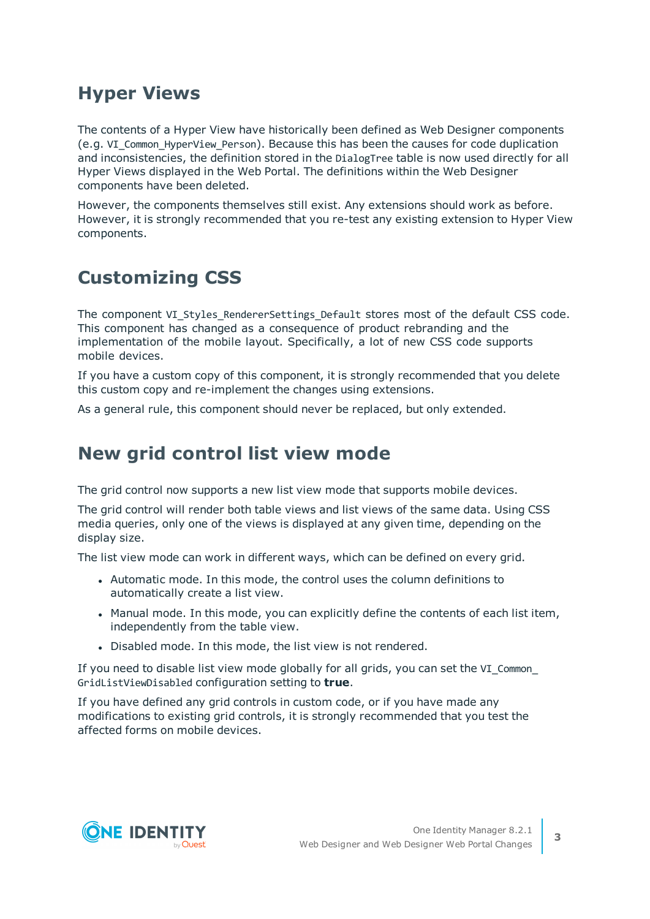## Hyper Views

The contents of a Hyper View have historically been defined as Web Designer components (e.g. `VI_Common_HyperView_Person`). Because this has been the causes for code duplication and inconsistencies, the definition stored in the `DialogTree` table is now used directly for all Hyper Views displayed in the Web Portal. The definitions within the Web Designer components have been deleted.

However, the components themselves still exist. Any extensions should work as before. However, it is strongly recommended that you re-test any existing extension to Hyper View components.

## Customizing CSS

The component `VI_Styles_RendererSettings_Default` stores most of the default CSS code. This component has changed as a consequence of product rebranding and the implementation of the mobile layout. Specifically, a lot of new CSS code supports mobile devices.

If you have a custom copy of this component, it is strongly recommended that you delete this custom copy and re-implement the changes using extensions.

As a general rule, this component should never be replaced, but only extended.

## New grid control list view mode

The grid control now supports a new list view mode that supports mobile devices.

The grid control will render both table views and list views of the same data. Using CSS media queries, only one of the views is displayed at any given time, depending on the display size.

The list view mode can work in different ways, which can be defined on every grid.

- Automatic mode. In this mode, the control uses the column definitions to automatically create a list view.
- Manual mode. In this mode, you can explicitly define the contents of each list item, independently from the table view.
- Disabled mode. In this mode, the list view is not rendered.

If you need to disable list view mode globally for all grids, you can set the `VI_Common_GridListViewDisabled` configuration setting to **true**.

If you have defined any grid controls in custom code, or if you have made any modifications to existing grid controls, it is strongly recommended that you test the affected forms on mobile devices.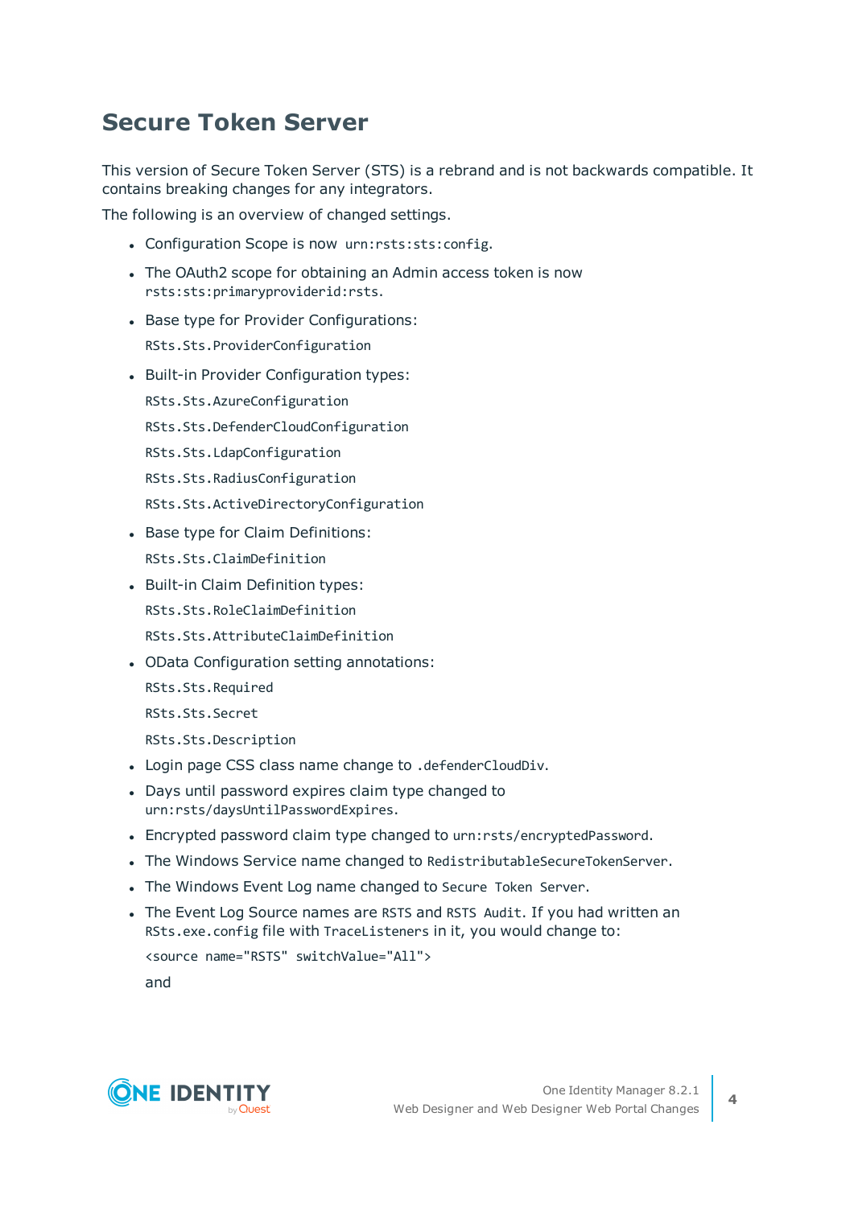# Secure Token Server

This version of Secure Token Server (STS) is a rebrand and is not backwards compatible. It contains breaking changes for any integrators.

The following is an overview of changed settings.

- Configuration Scope is now `urn:rsts:sts:config`.
- The OAuth2 scope for obtaining an Admin access token is now `rsts:sts:primaryproviderid:rsts`.
- Base type for Provider Configurations:

  `RSts.Sts.ProviderConfiguration`
- Built-in Provider Configuration types:

  `RSts.Sts.AzureConfiguration`

  `RSts.Sts.DefenderCloudConfiguration`

  `RSts.Sts.LdapConfiguration`

  `RSts.Sts.RadiusConfiguration`

  `RSts.Sts.ActiveDirectoryConfiguration`
- Base type for Claim Definitions:

  `RSts.Sts.ClaimDefinition`
- Built-in Claim Definition types:

  `RSts.Sts.RoleClaimDefinition`

  `RSts.Sts.AttributeClaimDefinition`
- OData Configuration setting annotations:

  `RSts.Sts.Required`

  `RSts.Sts.Secret`

  `RSts.Sts.Description`
- Login page CSS class name change to `.defenderCloudDiv`.
- Days until password expires claim type changed to `urn:rsts/daysUntilPasswordExpires`.
- Encrypted password claim type changed to `urn:rsts/encryptedPassword`.
- The Windows Service name changed to `RedistributableSecureTokenServer`.
- The Windows Event Log name changed to `Secure Token Server`.
- The Event Log Source names are `RSTS` and `RSTS Audit`. If you had written an `RSts.exe.config` file with `TraceListeners` in it, you would change to:

  `<source name="RSTS" switchValue="All">`

  and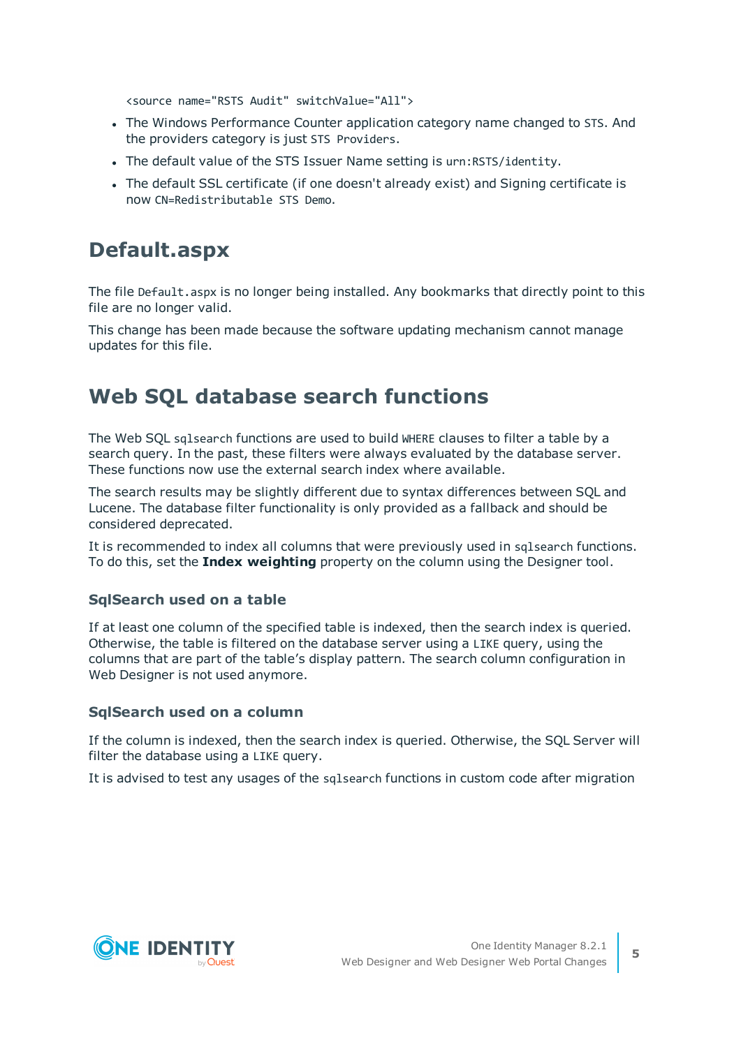<source name="RSTS Audit" switchValue="All">

- The Windows Performance Counter application category name changed to `STS`. And the providers category is just `STS Providers`.
- The default value of the STS Issuer Name setting is `urn:RSTS/identity`.
- The default SSL certificate (if one doesn't already exist) and Signing certificate is now `CN=Redistributable STS Demo`.

# Default.aspx

The file `Default.aspx` is no longer being installed. Any bookmarks that directly point to this file are no longer valid.

This change has been made because the software updating mechanism cannot manage updates for this file.

# Web SQL database search functions

The Web SQL `sqlsearch` functions are used to build `WHERE` clauses to filter a table by a search query. In the past, these filters were always evaluated by the database server. These functions now use the external search index where available.

The search results may be slightly different due to syntax differences between SQL and Lucene. The database filter functionality is only provided as a fallback and should be considered deprecated.

It is recommended to index all columns that were previously used in `sqlsearch` functions. To do this, set the **Index weighting** property on the column using the Designer tool.

## SqlSearch used on a table

If at least one column of the specified table is indexed, then the search index is queried. Otherwise, the table is filtered on the database server using a `LIKE` query, using the columns that are part of the table's display pattern. The search column configuration in Web Designer is not used anymore.

## SqlSearch used on a column

If the column is indexed, then the search index is queried. Otherwise, the SQL Server will filter the database using a `LIKE` query.

It is advised to test any usages of the `sqlsearch` functions in custom code after migration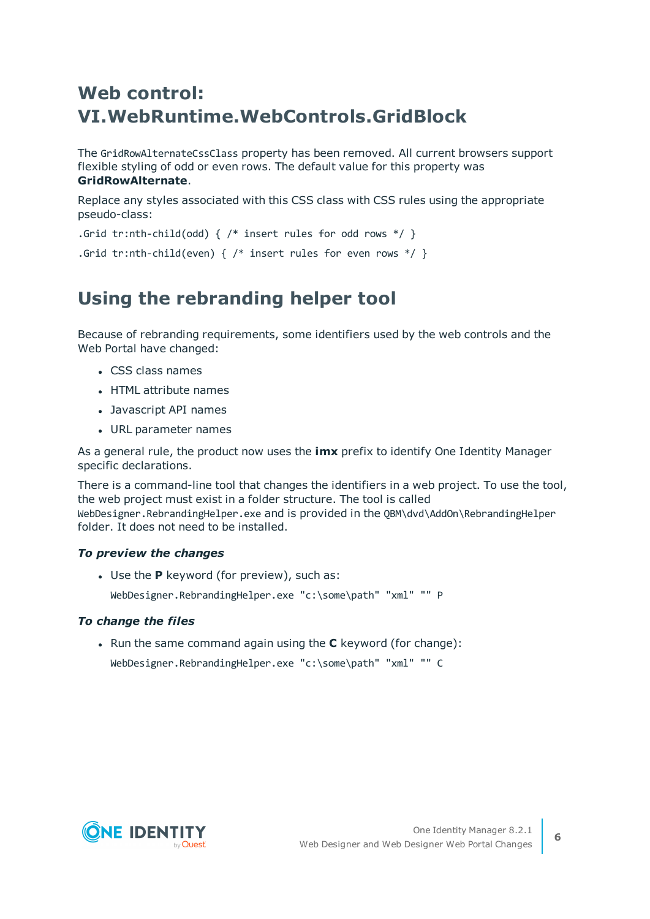# Web control: VI.WebRuntime.WebControls.GridBlock

The `GridRowAlternateCssClass` property has been removed. All current browsers support flexible styling of odd or even rows. The default value for this property was **GridRowAlternate**.

Replace any styles associated with this CSS class with CSS rules using the appropriate pseudo-class:

```
.Grid tr:nth-child(odd) { /* insert rules for odd rows */ }
.Grid tr:nth-child(even) { /* insert rules for even rows */ }
```

# Using the rebranding helper tool

Because of rebranding requirements, some identifiers used by the web controls and the Web Portal have changed:

- CSS class names
- HTML attribute names
- Javascript API names
- URL parameter names

As a general rule, the product now uses the **imx** prefix to identify One Identity Manager specific declarations.

There is a command-line tool that changes the identifiers in a web project. To use the tool, the web project must exist in a folder structure. The tool is called `WebDesigner.RebrandingHelper.exe` and is provided in the `QBM\dvd\AddOn\RebrandingHelper` folder. It does not need to be installed.

***To preview the changes***

- Use the **P** keyword (for preview), such as:

  ```
  WebDesigner.RebrandingHelper.exe "c:\some\path" "xml" "" P
  ```

***To change the files***

- Run the same command again using the **C** keyword (for change):

  ```
  WebDesigner.RebrandingHelper.exe "c:\some\path" "xml" "" C
  ```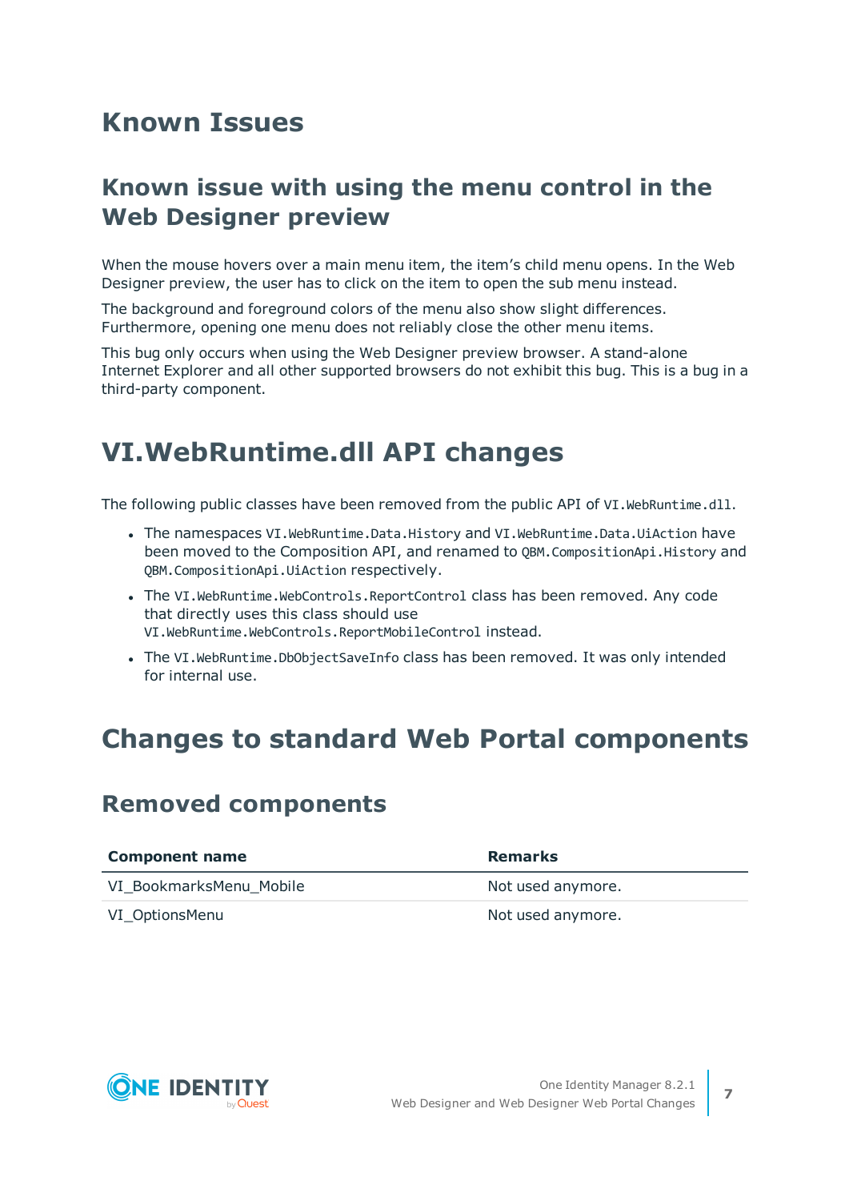# Known Issues

## Known issue with using the menu control in the Web Designer preview

When the mouse hovers over a main menu item, the item's child menu opens. In the Web Designer preview, the user has to click on the item to open the sub menu instead.

The background and foreground colors of the menu also show slight differences. Furthermore, opening one menu does not reliably close the other menu items.

This bug only occurs when using the Web Designer preview browser. A stand-alone Internet Explorer and all other supported browsers do not exhibit this bug. This is a bug in a third-party component.

# VI.WebRuntime.dll API changes

The following public classes have been removed from the public API of `VI.WebRuntime.dll`.

- The namespaces `VI.WebRuntime.Data.History` and `VI.WebRuntime.Data.UiAction` have been moved to the Composition API, and renamed to `QBM.CompositionApi.History` and `QBM.CompositionApi.UiAction` respectively.
- The `VI.WebRuntime.WebControls.ReportControl` class has been removed. Any code that directly uses this class should use `VI.WebRuntime.WebControls.ReportMobileControl` instead.
- The `VI.WebRuntime.DbObjectSaveInfo` class has been removed. It was only intended for internal use.

# Changes to standard Web Portal components

## Removed components

| Component name | Remarks |
| --- | --- |
| VI_BookmarksMenu_Mobile | Not used anymore. |
| VI_OptionsMenu | Not used anymore. |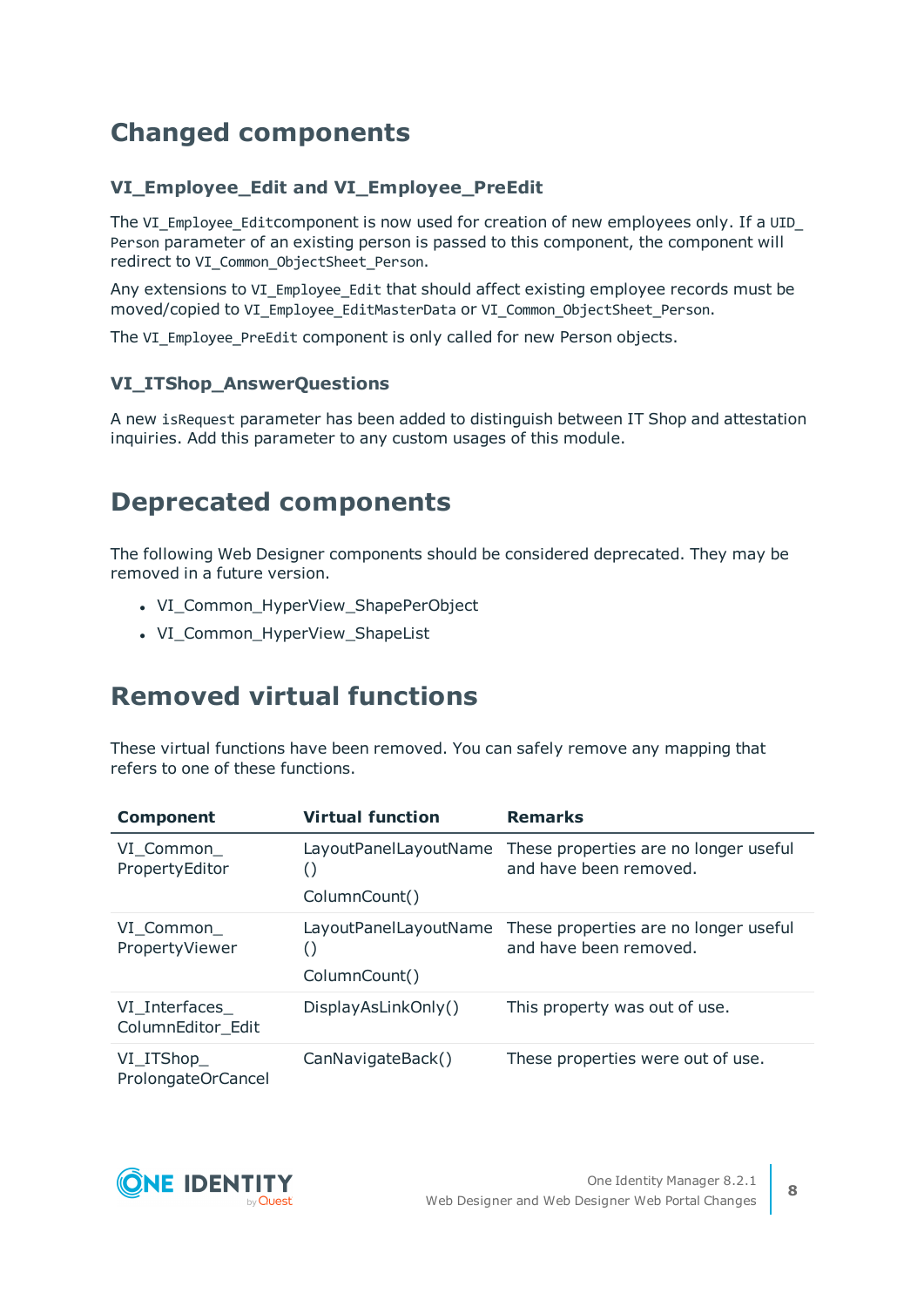# Changed components

### VI_Employee_Edit and VI_Employee_PreEdit

The `VI_Employee_Edit`component is now used for creation of new employees only. If a `UID_Person` parameter of an existing person is passed to this component, the component will redirect to `VI_Common_ObjectSheet_Person`.

Any extensions to `VI_Employee_Edit` that should affect existing employee records must be moved/copied to `VI_Employee_EditMasterData` or `VI_Common_ObjectSheet_Person`.

The `VI_Employee_PreEdit` component is only called for new Person objects.

### VI_ITShop_AnswerQuestions

A new `isRequest` parameter has been added to distinguish between IT Shop and attestation inquiries. Add this parameter to any custom usages of this module.

# Deprecated components

The following Web Designer components should be considered deprecated. They may be removed in a future version.

- VI_Common_HyperView_ShapePerObject
- VI_Common_HyperView_ShapeList

# Removed virtual functions

These virtual functions have been removed. You can safely remove any mapping that refers to one of these functions.

| Component | Virtual function | Remarks |
|---|---|---|
| VI_Common_PropertyEditor | LayoutPanelLayoutName()<br>ColumnCount() | These properties are no longer useful and have been removed. |
| VI_Common_PropertyViewer | LayoutPanelLayoutName()<br>ColumnCount() | These properties are no longer useful and have been removed. |
| VI_Interfaces_ColumnEditor_Edit | DisplayAsLinkOnly() | This property was out of use. |
| VI_ITShop_ProlongateOrCancel | CanNavigateBack() | These properties were out of use. |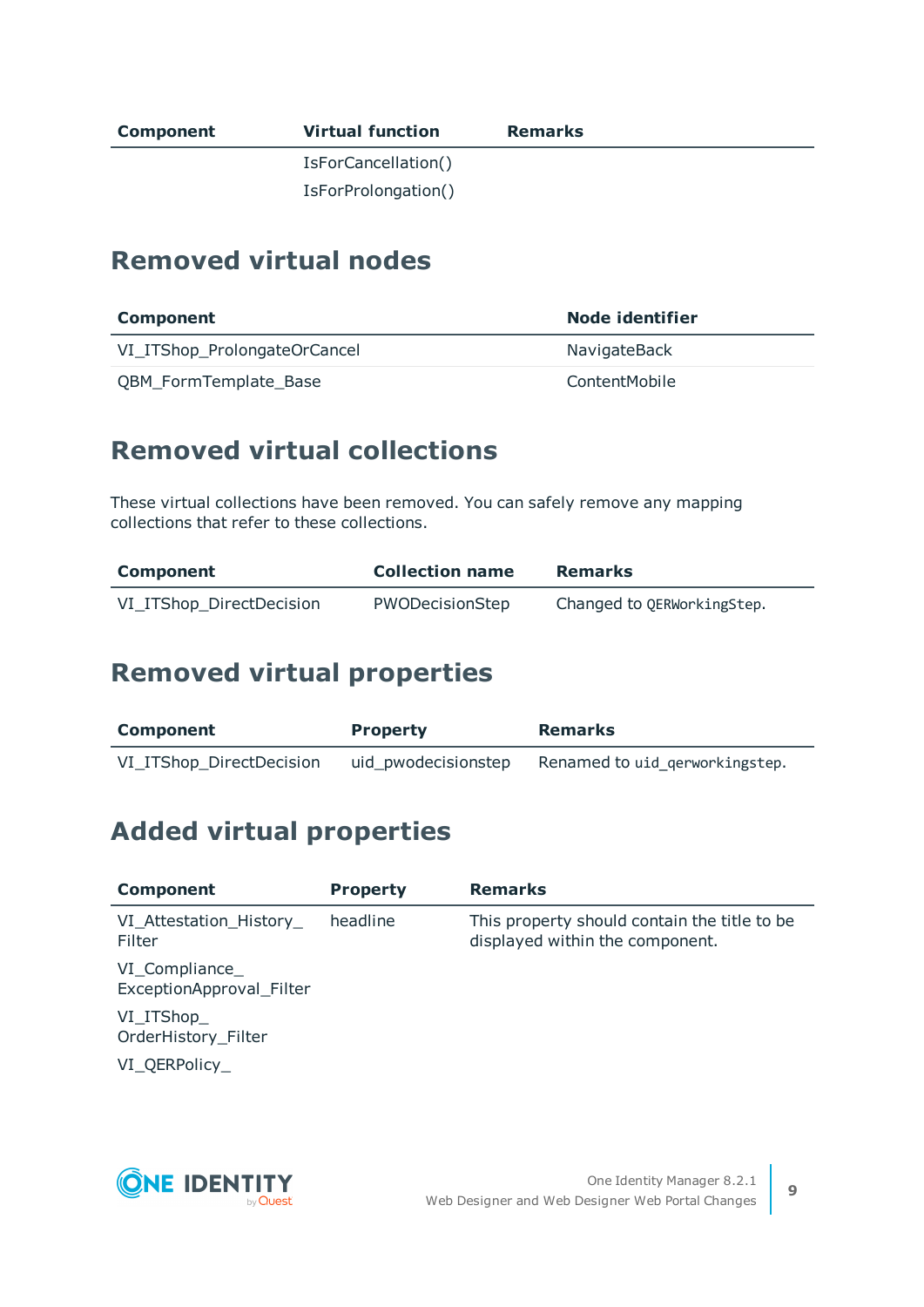| Component | Virtual function | Remarks |
| --- | --- | --- |
| | IsForCancellation()<br>IsForProlongation() | |

## Removed virtual nodes

| Component | Node identifier |
| --- | --- |
| VI_ITShop_ProlongateOrCancel | NavigateBack |
| QBM_FormTemplate_Base | ContentMobile |

## Removed virtual collections

These virtual collections have been removed. You can safely remove any mapping collections that refer to these collections.

| Component | Collection name | Remarks |
| --- | --- | --- |
| VI_ITShop_DirectDecision | PWODecisionStep | Changed to `QERWorkingStep`. |

## Removed virtual properties

| Component | Property | Remarks |
| --- | --- | --- |
| VI_ITShop_DirectDecision | uid_pwodecisionstep | Renamed to `uid_qerworkingstep`. |

## Added virtual properties

| Component | Property | Remarks |
| --- | --- | --- |
| VI_Attestation_History_Filter<br>VI_Compliance_ExceptionApproval_Filter<br>VI_ITShop_OrderHistory_Filter<br>VI_QERPolicy_ | headline | This property should contain the title to be displayed within the component. |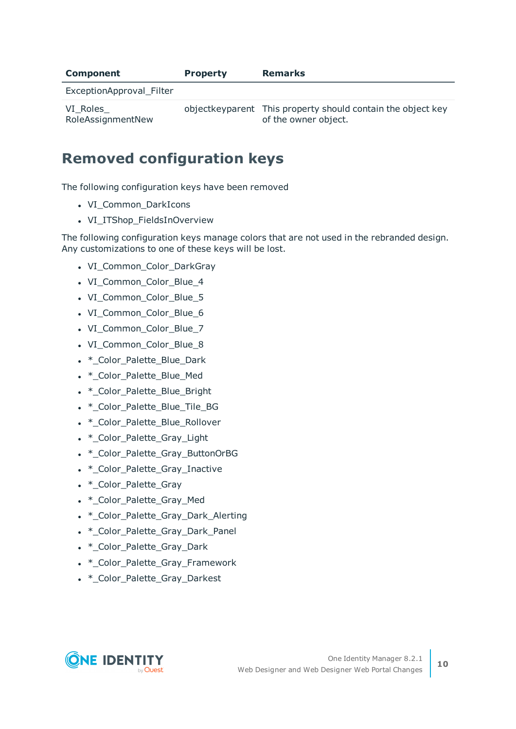| Component | Property | Remarks |
| --- | --- | --- |
| ExceptionApproval_Filter | | |
| VI_Roles_ RoleAssignmentNew | objectkeyparent | This property should contain the object key of the owner object. |

## Removed configuration keys

The following configuration keys have been removed

- VI_Common_DarkIcons
- VI_ITShop_FieldsInOverview

The following configuration keys manage colors that are not used in the rebranded design. Any customizations to one of these keys will be lost.

- VI_Common_Color_DarkGray
- VI_Common_Color_Blue_4
- VI_Common_Color_Blue_5
- VI_Common_Color_Blue_6
- VI_Common_Color_Blue_7
- VI_Common_Color_Blue_8
- *_Color_Palette_Blue_Dark
- *_Color_Palette_Blue_Med
- *_Color_Palette_Blue_Bright
- *_Color_Palette_Blue_Tile_BG
- *_Color_Palette_Blue_Rollover
- *_Color_Palette_Gray_Light
- *_Color_Palette_Gray_ButtonOrBG
- *_Color_Palette_Gray_Inactive
- *_Color_Palette_Gray
- *_Color_Palette_Gray_Med
- *_Color_Palette_Gray_Dark_Alerting
- *_Color_Palette_Gray_Dark_Panel
- *_Color_Palette_Gray_Dark
- *_Color_Palette_Gray_Framework
- *_Color_Palette_Gray_Darkest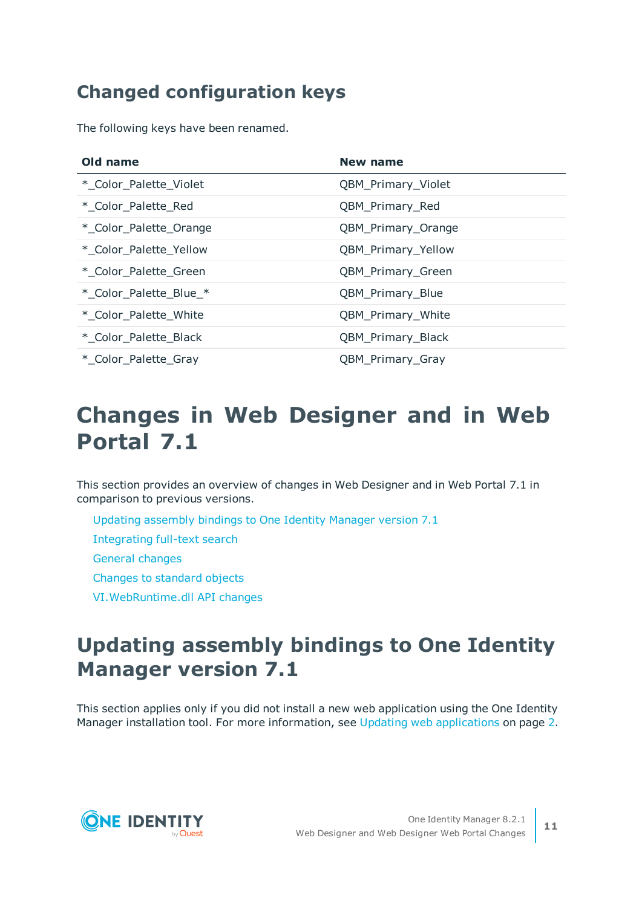## Changed configuration keys

The following keys have been renamed.

| Old name | New name |
| --- | --- |
| *_Color_Palette_Violet | QBM_Primary_Violet |
| *_Color_Palette_Red | QBM_Primary_Red |
| *_Color_Palette_Orange | QBM_Primary_Orange |
| *_Color_Palette_Yellow | QBM_Primary_Yellow |
| *_Color_Palette_Green | QBM_Primary_Green |
| *_Color_Palette_Blue_* | QBM_Primary_Blue |
| *_Color_Palette_White | QBM_Primary_White |
| *_Color_Palette_Black | QBM_Primary_Black |
| *_Color_Palette_Gray | QBM_Primary_Gray |

# Changes in Web Designer and in Web Portal 7.1

This section provides an overview of changes in Web Designer and in Web Portal 7.1 in comparison to previous versions.

- Updating assembly bindings to One Identity Manager version 7.1
- Integrating full-text search
- General changes
- Changes to standard objects
- VI.WebRuntime.dll API changes

## Updating assembly bindings to One Identity Manager version 7.1

This section applies only if you did not install a new web application using the One Identity Manager installation tool. For more information, see Updating web applications on page 2.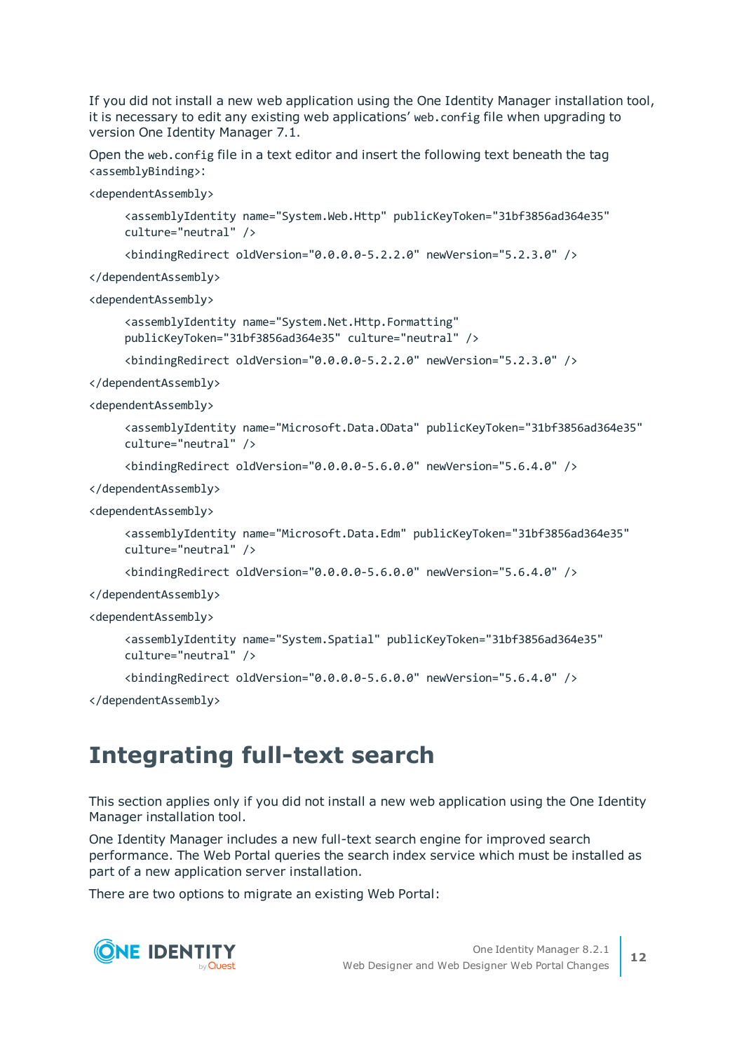If you did not install a new web application using the One Identity Manager installation tool, it is necessary to edit any existing web applications' `web.config` file when upgrading to version One Identity Manager 7.1.

Open the `web.config` file in a text editor and insert the following text beneath the tag `<assemblyBinding>`:

```
<dependentAssembly>
    <assemblyIdentity name="System.Web.Http" publicKeyToken="31bf3856ad364e35"
    culture="neutral" />
    <bindingRedirect oldVersion="0.0.0.0-5.2.2.0" newVersion="5.2.3.0" />
</dependentAssembly>
<dependentAssembly>
    <assemblyIdentity name="System.Net.Http.Formatting"
    publicKeyToken="31bf3856ad364e35" culture="neutral" />
    <bindingRedirect oldVersion="0.0.0.0-5.2.2.0" newVersion="5.2.3.0" />
</dependentAssembly>
<dependentAssembly>
    <assemblyIdentity name="Microsoft.Data.OData" publicKeyToken="31bf3856ad364e35"
    culture="neutral" />
    <bindingRedirect oldVersion="0.0.0.0-5.6.0.0" newVersion="5.6.4.0" />
</dependentAssembly>
<dependentAssembly>
    <assemblyIdentity name="Microsoft.Data.Edm" publicKeyToken="31bf3856ad364e35"
    culture="neutral" />
    <bindingRedirect oldVersion="0.0.0.0-5.6.0.0" newVersion="5.6.4.0" />
</dependentAssembly>
<dependentAssembly>
    <assemblyIdentity name="System.Spatial" publicKeyToken="31bf3856ad364e35"
    culture="neutral" />
    <bindingRedirect oldVersion="0.0.0.0-5.6.0.0" newVersion="5.6.4.0" />
</dependentAssembly>
```

# Integrating full-text search

This section applies only if you did not install a new web application using the One Identity Manager installation tool.

One Identity Manager includes a new full-text search engine for improved search performance. The Web Portal queries the search index service which must be installed as part of a new application server installation.

There are two options to migrate an existing Web Portal: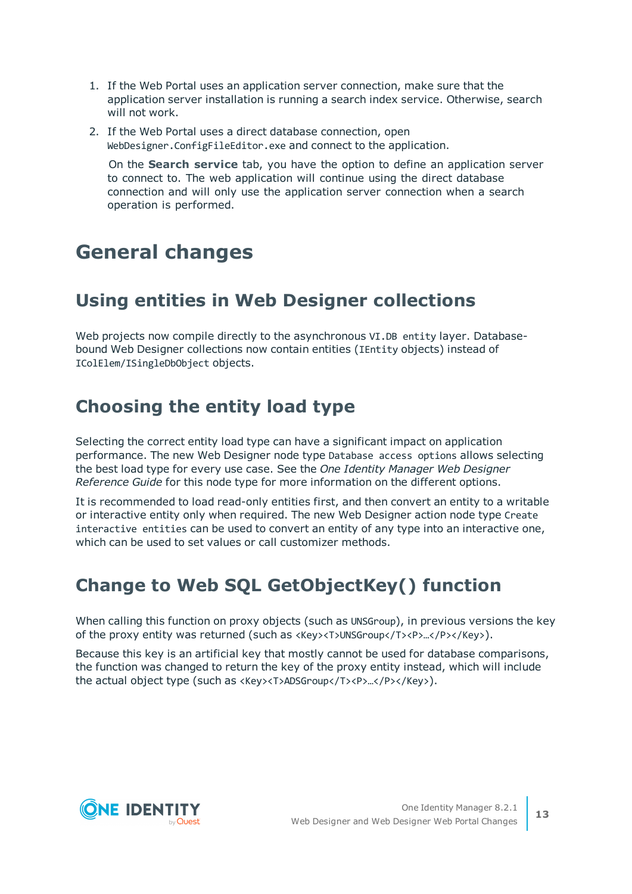1. If the Web Portal uses an application server connection, make sure that the application server installation is running a search index service. Otherwise, search will not work.
2. If the Web Portal uses a direct database connection, open `WebDesigner.ConfigFileEditor.exe` and connect to the application.

   On the **Search service** tab, you have the option to define an application server to connect to. The web application will continue using the direct database connection and will only use the application server connection when a search operation is performed.

# General changes

## Using entities in Web Designer collections

Web projects now compile directly to the asynchronous `VI.DB entity` layer. Database-bound Web Designer collections now contain entities (`IEntity` objects) instead of `IColElem/ISingleDbObject` objects.

## Choosing the entity load type

Selecting the correct entity load type can have a significant impact on application performance. The new Web Designer node type `Database access options` allows selecting the best load type for every use case. See the *One Identity Manager Web Designer Reference Guide* for this node type for more information on the different options.

It is recommended to load read-only entities first, and then convert an entity to a writable or interactive entity only when required. The new Web Designer action node type `Create interactive entities` can be used to convert an entity of any type into an interactive one, which can be used to set values or call customizer methods.

## Change to Web SQL GetObjectKey() function

When calling this function on proxy objects (such as `UNSGroup`), in previous versions the key of the proxy entity was returned (such as `<Key><T>UNSGroup</T><P>…</P></Key>`).

Because this key is an artificial key that mostly cannot be used for database comparisons, the function was changed to return the key of the proxy entity instead, which will include the actual object type (such as `<Key><T>ADSGroup</T><P>…</P></Key>`).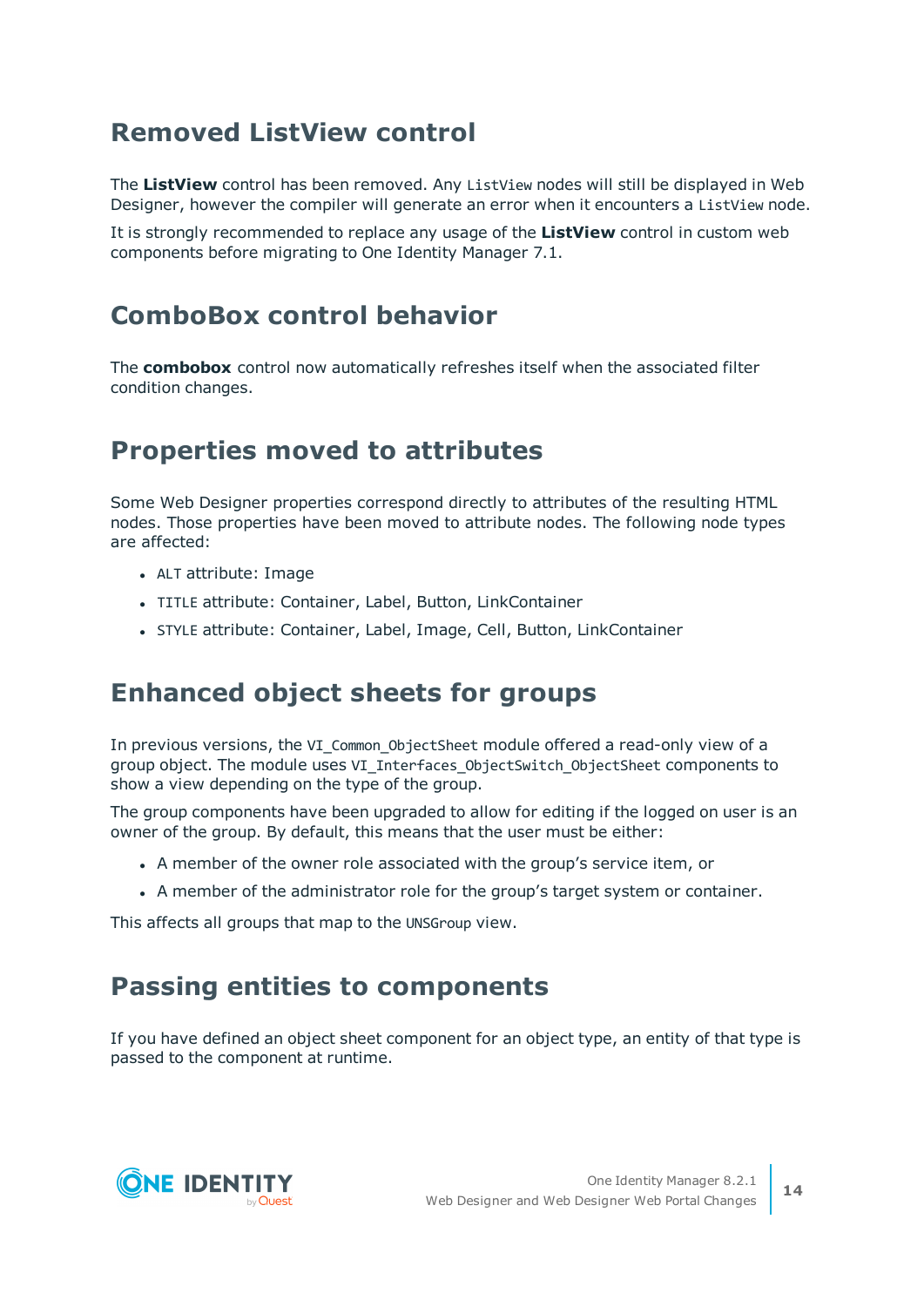## Removed ListView control

The **ListView** control has been removed. Any `ListView` nodes will still be displayed in Web Designer, however the compiler will generate an error when it encounters a `ListView` node.

It is strongly recommended to replace any usage of the **ListView** control in custom web components before migrating to One Identity Manager 7.1.

## ComboBox control behavior

The **combobox** control now automatically refreshes itself when the associated filter condition changes.

## Properties moved to attributes

Some Web Designer properties correspond directly to attributes of the resulting HTML nodes. Those properties have been moved to attribute nodes. The following node types are affected:

- `ALT` attribute: Image
- `TITLE` attribute: Container, Label, Button, LinkContainer
- `STYLE` attribute: Container, Label, Image, Cell, Button, LinkContainer

## Enhanced object sheets for groups

In previous versions, the `VI_Common_ObjectSheet` module offered a read-only view of a group object. The module uses `VI_Interfaces_ObjectSwitch_ObjectSheet` components to show a view depending on the type of the group.

The group components have been upgraded to allow for editing if the logged on user is an owner of the group. By default, this means that the user must be either:

- A member of the owner role associated with the group's service item, or
- A member of the administrator role for the group's target system or container.

This affects all groups that map to the `UNSGroup` view.

## Passing entities to components

If you have defined an object sheet component for an object type, an entity of that type is passed to the component at runtime.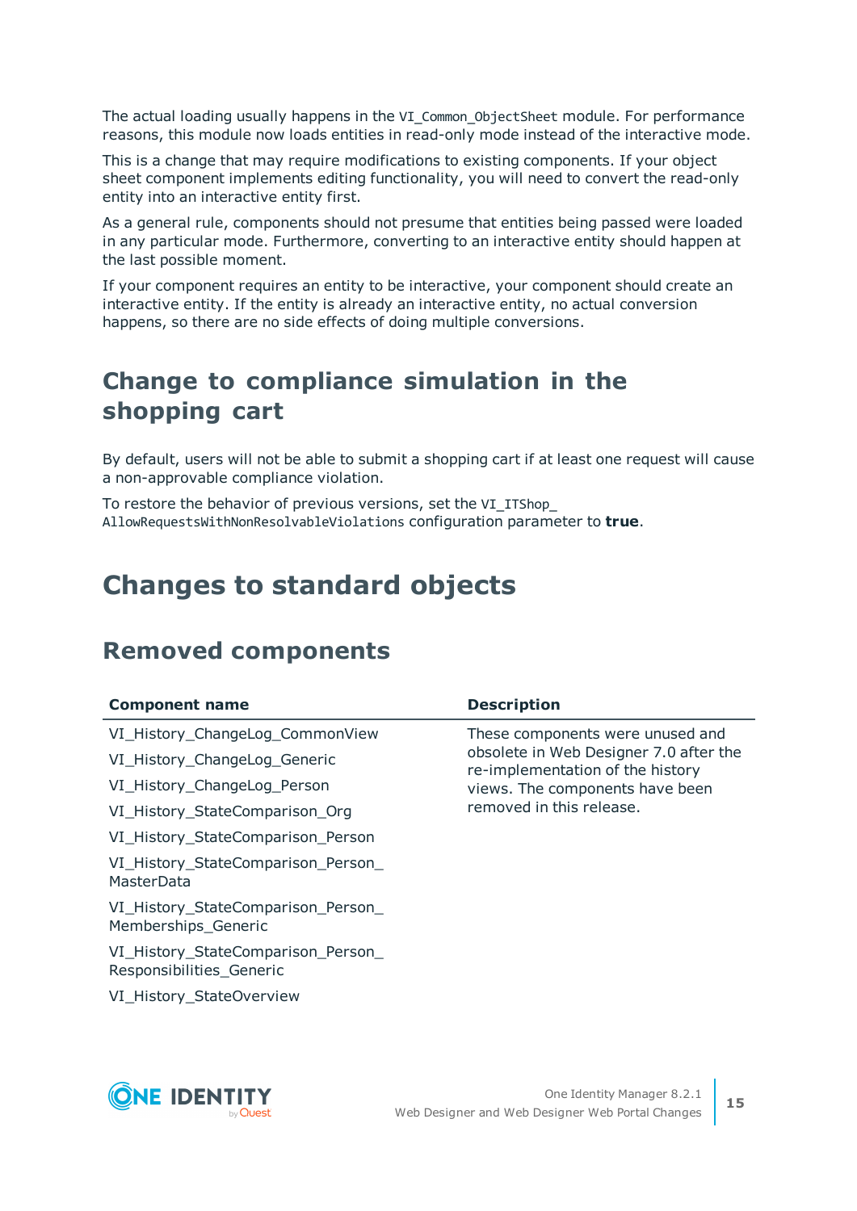The actual loading usually happens in the `VI_Common_ObjectSheet` module. For performance reasons, this module now loads entities in read-only mode instead of the interactive mode.

This is a change that may require modifications to existing components. If your object sheet component implements editing functionality, you will need to convert the read-only entity into an interactive entity first.

As a general rule, components should not presume that entities being passed were loaded in any particular mode. Furthermore, converting to an interactive entity should happen at the last possible moment.

If your component requires an entity to be interactive, your component should create an interactive entity. If the entity is already an interactive entity, no actual conversion happens, so there are no side effects of doing multiple conversions.

## Change to compliance simulation in the shopping cart

By default, users will not be able to submit a shopping cart if at least one request will cause a non-approvable compliance violation.

To restore the behavior of previous versions, set the `VI_ITShop_AllowRequestsWithNonResolvableViolations` configuration parameter to **true**.

# Changes to standard objects

## Removed components

| Component name | Description |
|---|---|
| VI_History_ChangeLog_CommonView<br>VI_History_ChangeLog_Generic<br>VI_History_ChangeLog_Person<br>VI_History_StateComparison_Org<br>VI_History_StateComparison_Person<br>VI_History_StateComparison_Person_MasterData<br>VI_History_StateComparison_Person_Memberships_Generic<br>VI_History_StateComparison_Person_Responsibilities_Generic<br>VI_History_StateOverview | These components were unused and obsolete in Web Designer 7.0 after the re-implementation of the history views. The components have been removed in this release. |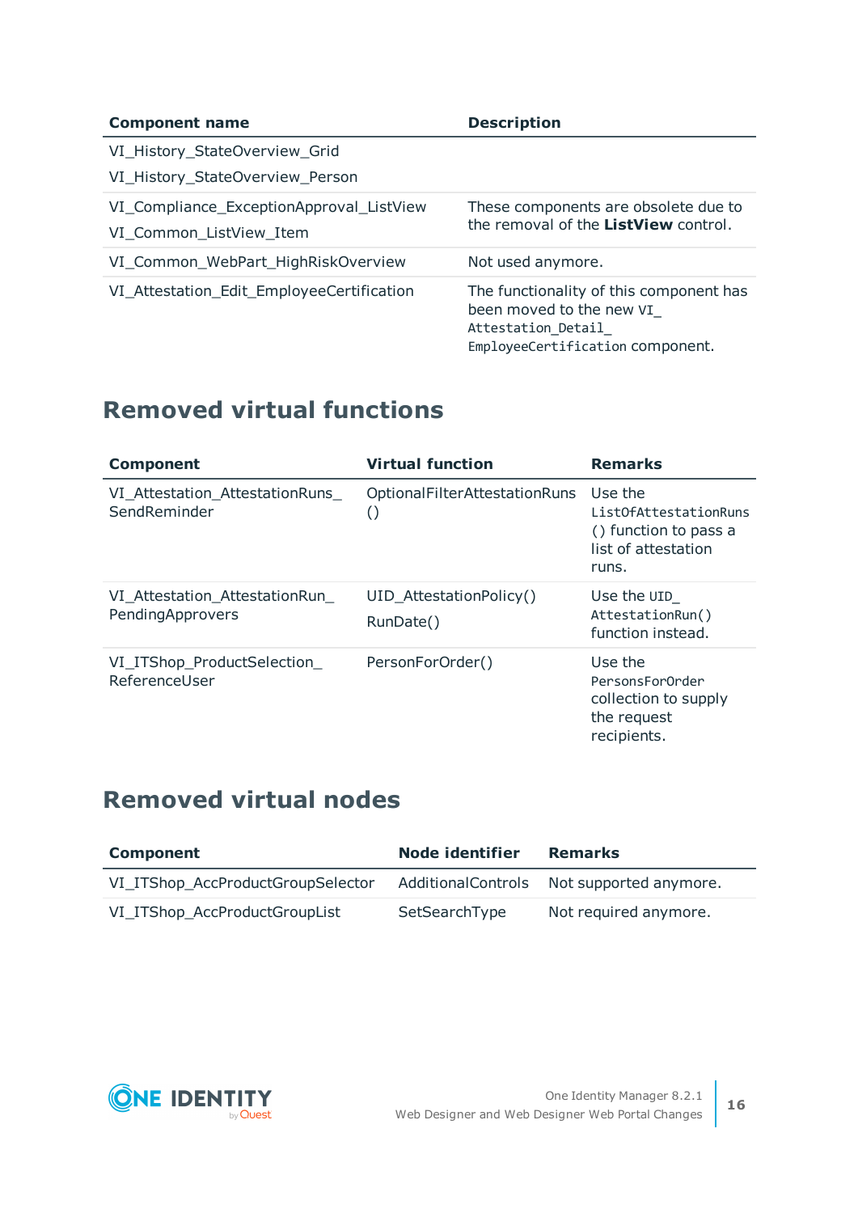| Component name | Description |
| --- | --- |
| VI_History_StateOverview_Grid<br>VI_History_StateOverview_Person | |
| VI_Compliance_ExceptionApproval_ListView<br>VI_Common_ListView_Item | These components are obsolete due to the removal of the **ListView** control. |
| VI_Common_WebPart_HighRiskOverview | Not used anymore. |
| VI_Attestation_Edit_EmployeeCertification | The functionality of this component has been moved to the new `VI_Attestation_Detail_EmployeeCertification` component. |

## Removed virtual functions

| Component | Virtual function | Remarks |
| --- | --- | --- |
| VI_Attestation_AttestationRuns_SendReminder | OptionalFilterAttestationRuns() | Use the `ListOfAttestationRuns()` function to pass a list of attestation runs. |
| VI_Attestation_AttestationRun_PendingApprovers | UID_AttestationPolicy()<br>RunDate() | Use the `UID_AttestationRun()` function instead. |
| VI_ITShop_ProductSelection_ReferenceUser | PersonForOrder() | Use the `PersonsForOrder` collection to supply the request recipients. |

## Removed virtual nodes

| Component | Node identifier | Remarks |
| --- | --- | --- |
| VI_ITShop_AccProductGroupSelector | AdditionalControls | Not supported anymore. |
| VI_ITShop_AccProductGroupList | SetSearchType | Not required anymore. |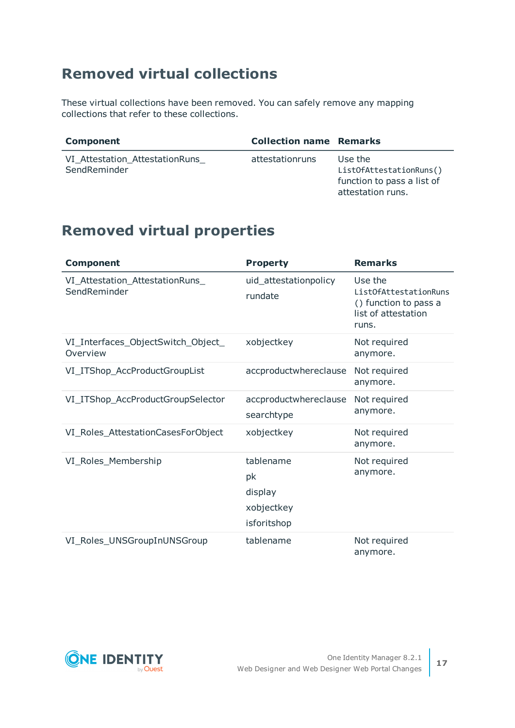## Removed virtual collections

These virtual collections have been removed. You can safely remove any mapping collections that refer to these collections.

| Component | Collection name | Remarks |
| --- | --- | --- |
| VI_Attestation_AttestationRuns_SendReminder | attestationruns | Use the `ListOfAttestationRuns()` function to pass a list of attestation runs. |

## Removed virtual properties

| Component | Property | Remarks |
| --- | --- | --- |
| VI_Attestation_AttestationRuns_SendReminder | uid_attestationpolicy<br>rundate | Use the `ListOfAttestationRuns()` function to pass a list of attestation runs. |
| VI_Interfaces_ObjectSwitch_Object_Overview | xobjectkey | Not required anymore. |
| VI_ITShop_AccProductGroupList | accproductwhereclause | Not required anymore. |
| VI_ITShop_AccProductGroupSelector | accproductwhereclause<br>searchtype | Not required anymore. |
| VI_Roles_AttestationCasesForObject | xobjectkey | Not required anymore. |
| VI_Roles_Membership | tablename<br>pk<br>display<br>xobjectkey<br>isforitshop | Not required anymore. |
| VI_Roles_UNSGroupInUNSGroup | tablename | Not required anymore. |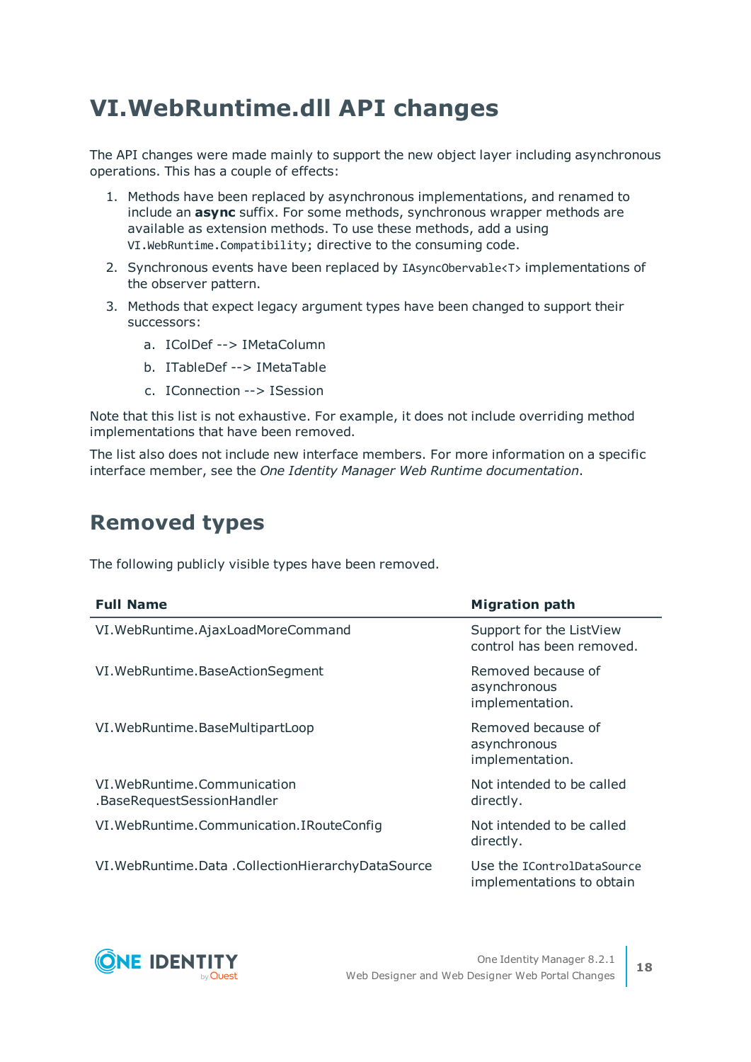# VI.WebRuntime.dll API changes

The API changes were made mainly to support the new object layer including asynchronous operations. This has a couple of effects:

1. Methods have been replaced by asynchronous implementations, and renamed to include an **async** suffix. For some methods, synchronous wrapper methods are available as extension methods. To use these methods, add a using `VI.WebRuntime.Compatibility;` directive to the consuming code.
2. Synchronous events have been replaced by `IAsyncObervable<T>` implementations of the observer pattern.
3. Methods that expect legacy argument types have been changed to support their successors:
   a. IColDef --> IMetaColumn
   b. ITableDef --> IMetaTable
   c. IConnection --> ISession

Note that this list is not exhaustive. For example, it does not include overriding method implementations that have been removed.

The list also does not include new interface members. For more information on a specific interface member, see the *One Identity Manager Web Runtime documentation*.

## Removed types

The following publicly visible types have been removed.

| Full Name | Migration path |
|---|---|
| VI.WebRuntime.AjaxLoadMoreCommand | Support for the ListView control has been removed. |
| VI.WebRuntime.BaseActionSegment | Removed because of asynchronous implementation. |
| VI.WebRuntime.BaseMultipartLoop | Removed because of asynchronous implementation. |
| VI.WebRuntime.Communication .BaseRequestSessionHandler | Not intended to be called directly. |
| VI.WebRuntime.Communication.IRouteConfig | Not intended to be called directly. |
| VI.WebRuntime.Data .CollectionHierarchyDataSource | Use the `IControlDataSource` implementations to obtain |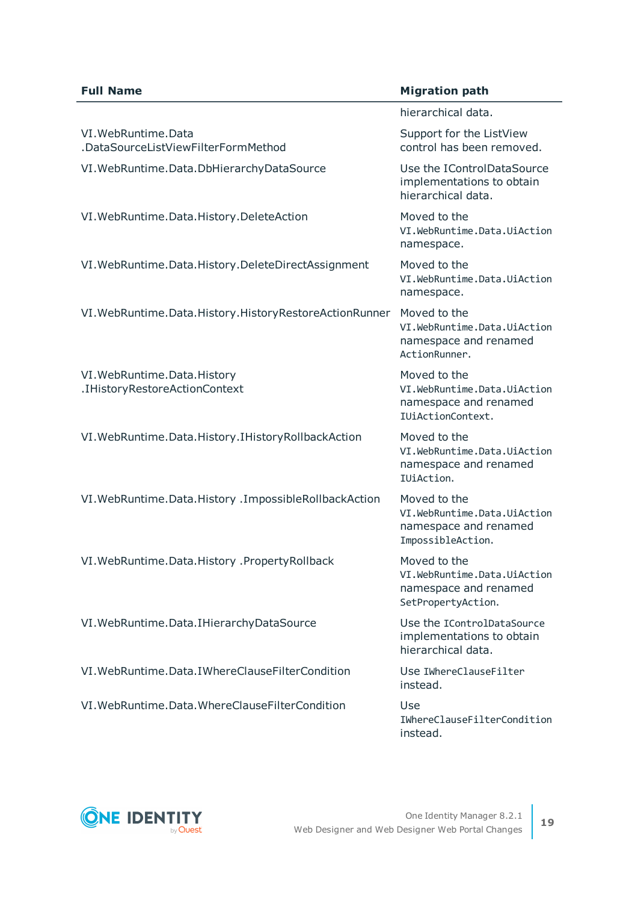| Full Name | Migration path |
|---|---|
| | hierarchical data. |
| VI.WebRuntime.Data .DataSourceListViewFilterFormMethod | Support for the ListView control has been removed. |
| VI.WebRuntime.Data.DbHierarchyDataSource | Use the IControlDataSource implementations to obtain hierarchical data. |
| VI.WebRuntime.Data.History.DeleteAction | Moved to the `VI.WebRuntime.Data.UiAction` namespace. |
| VI.WebRuntime.Data.History.DeleteDirectAssignment | Moved to the `VI.WebRuntime.Data.UiAction` namespace. |
| VI.WebRuntime.Data.History.HistoryRestoreActionRunner | Moved to the `VI.WebRuntime.Data.UiAction` namespace and renamed `ActionRunner`. |
| VI.WebRuntime.Data.History .IHistoryRestoreActionContext | Moved to the `VI.WebRuntime.Data.UiAction` namespace and renamed `IUiActionContext`. |
| VI.WebRuntime.Data.History.IHistoryRollbackAction | Moved to the `VI.WebRuntime.Data.UiAction` namespace and renamed `IUiAction`. |
| VI.WebRuntime.Data.History .ImpossibleRollbackAction | Moved to the `VI.WebRuntime.Data.UiAction` namespace and renamed `ImpossibleAction`. |
| VI.WebRuntime.Data.History .PropertyRollback | Moved to the `VI.WebRuntime.Data.UiAction` namespace and renamed `SetPropertyAction`. |
| VI.WebRuntime.Data.IHierarchyDataSource | Use the `IControlDataSource` implementations to obtain hierarchical data. |
| VI.WebRuntime.Data.IWhereClauseFilterCondition | Use `IWhereClauseFilter` instead. |
| VI.WebRuntime.Data.WhereClauseFilterCondition | Use `IWhereClauseFilterCondition` instead. |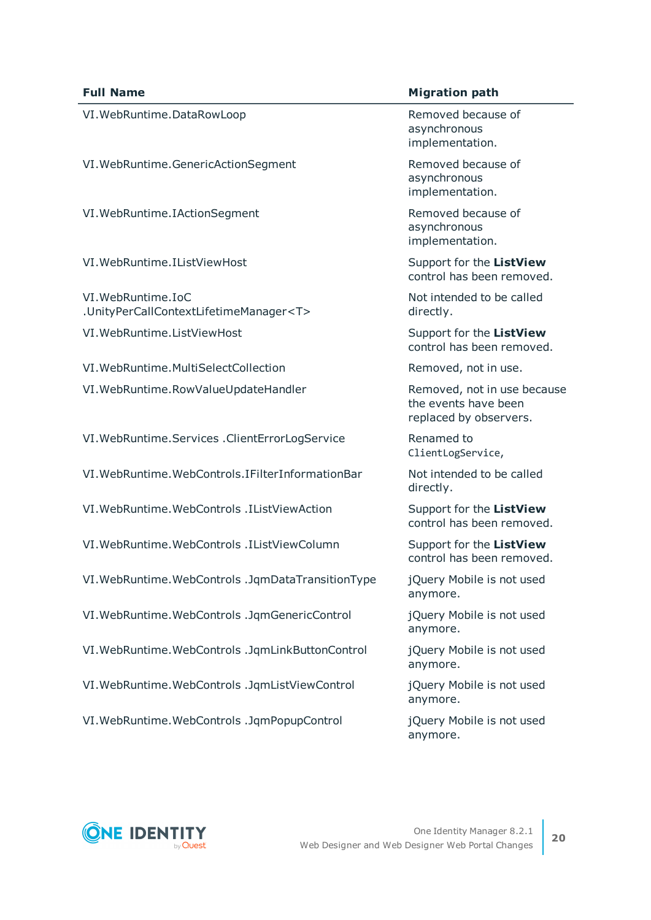| Full Name | Migration path |
|---|---|
| VI.WebRuntime.DataRowLoop | Removed because of asynchronous implementation. |
| VI.WebRuntime.GenericActionSegment | Removed because of asynchronous implementation. |
| VI.WebRuntime.IActionSegment | Removed because of asynchronous implementation. |
| VI.WebRuntime.IListViewHost | Support for the **ListView** control has been removed. |
| VI.WebRuntime.IoC .UnityPerCallContextLifetimeManager<T> | Not intended to be called directly. |
| VI.WebRuntime.ListViewHost | Support for the **ListView** control has been removed. |
| VI.WebRuntime.MultiSelectCollection | Removed, not in use. |
| VI.WebRuntime.RowValueUpdateHandler | Removed, not in use because the events have been replaced by observers. |
| VI.WebRuntime.Services .ClientErrorLogService | Renamed to `ClientLogService`, |
| VI.WebRuntime.WebControls.IFilterInformationBar | Not intended to be called directly. |
| VI.WebRuntime.WebControls .IListViewAction | Support for the **ListView** control has been removed. |
| VI.WebRuntime.WebControls .IListViewColumn | Support for the **ListView** control has been removed. |
| VI.WebRuntime.WebControls .JqmDataTransitionType | jQuery Mobile is not used anymore. |
| VI.WebRuntime.WebControls .JqmGenericControl | jQuery Mobile is not used anymore. |
| VI.WebRuntime.WebControls .JqmLinkButtonControl | jQuery Mobile is not used anymore. |
| VI.WebRuntime.WebControls .JqmListViewControl | jQuery Mobile is not used anymore. |
| VI.WebRuntime.WebControls .JqmPopupControl | jQuery Mobile is not used anymore. |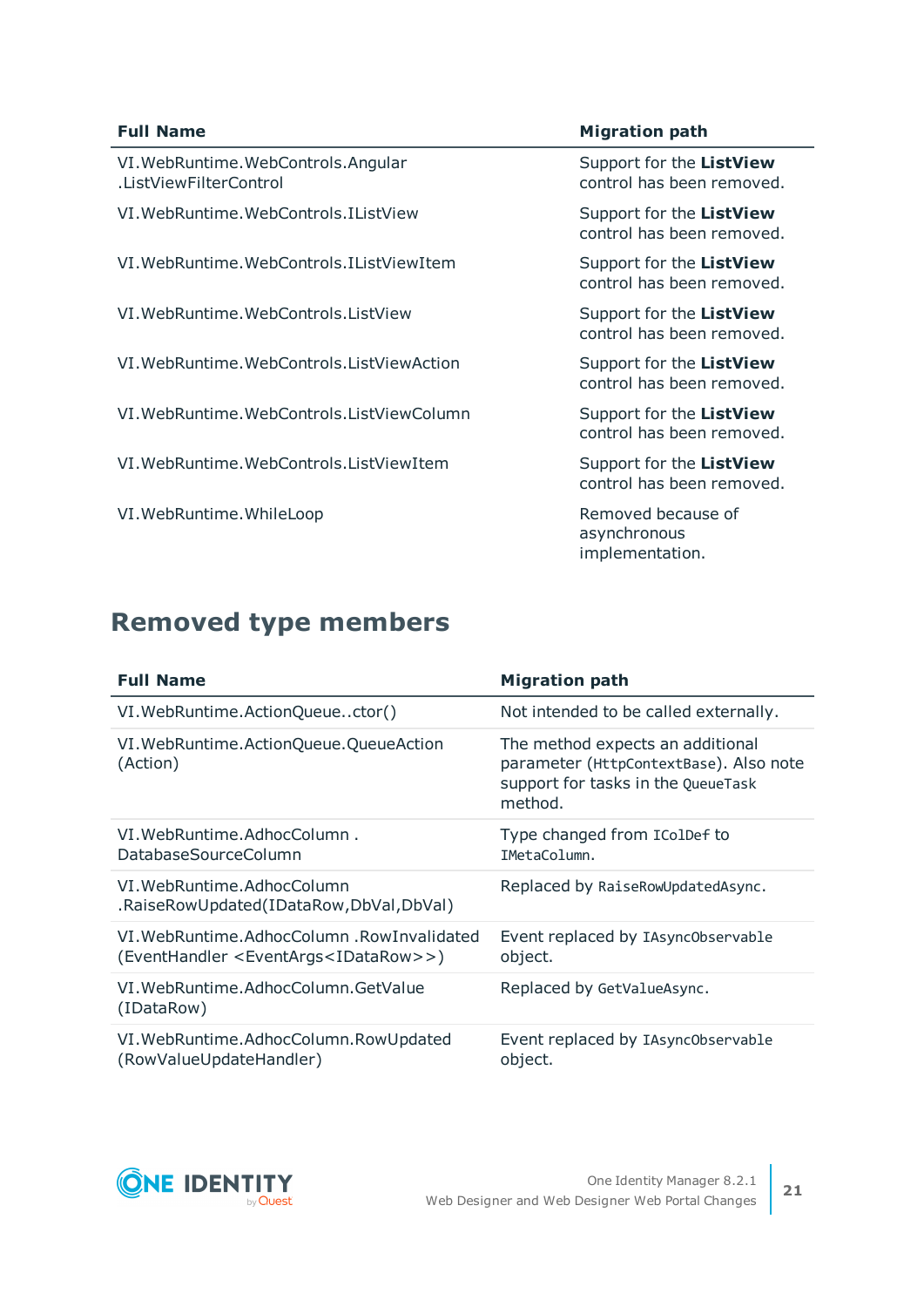| Full Name | Migration path |
|---|---|
| VI.WebRuntime.WebControls.Angular .ListViewFilterControl | Support for the **ListView** control has been removed. |
| VI.WebRuntime.WebControls.IListView | Support for the **ListView** control has been removed. |
| VI.WebRuntime.WebControls.IListViewItem | Support for the **ListView** control has been removed. |
| VI.WebRuntime.WebControls.ListView | Support for the **ListView** control has been removed. |
| VI.WebRuntime.WebControls.ListViewAction | Support for the **ListView** control has been removed. |
| VI.WebRuntime.WebControls.ListViewColumn | Support for the **ListView** control has been removed. |
| VI.WebRuntime.WebControls.ListViewItem | Support for the **ListView** control has been removed. |
| VI.WebRuntime.WhileLoop | Removed because of asynchronous implementation. |

## Removed type members

| Full Name | Migration path |
|---|---|
| VI.WebRuntime.ActionQueue..ctor() | Not intended to be called externally. |
| VI.WebRuntime.ActionQueue.QueueAction (Action) | The method expects an additional parameter (`HttpContextBase`). Also note support for tasks in the `QueueTask` method. |
| VI.WebRuntime.AdhocColumn . DatabaseSourceColumn | Type changed from `IColDef` to `IMetaColumn`. |
| VI.WebRuntime.AdhocColumn .RaiseRowUpdated(IDataRow,DbVal,DbVal) | Replaced by `RaiseRowUpdatedAsync`. |
| VI.WebRuntime.AdhocColumn .RowInvalidated (EventHandler <EventArgs<IDataRow>>) | Event replaced by `IAsyncObservable` object. |
| VI.WebRuntime.AdhocColumn.GetValue (IDataRow) | Replaced by `GetValueAsync`. |
| VI.WebRuntime.AdhocColumn.RowUpdated (RowValueUpdateHandler) | Event replaced by `IAsyncObservable` object. |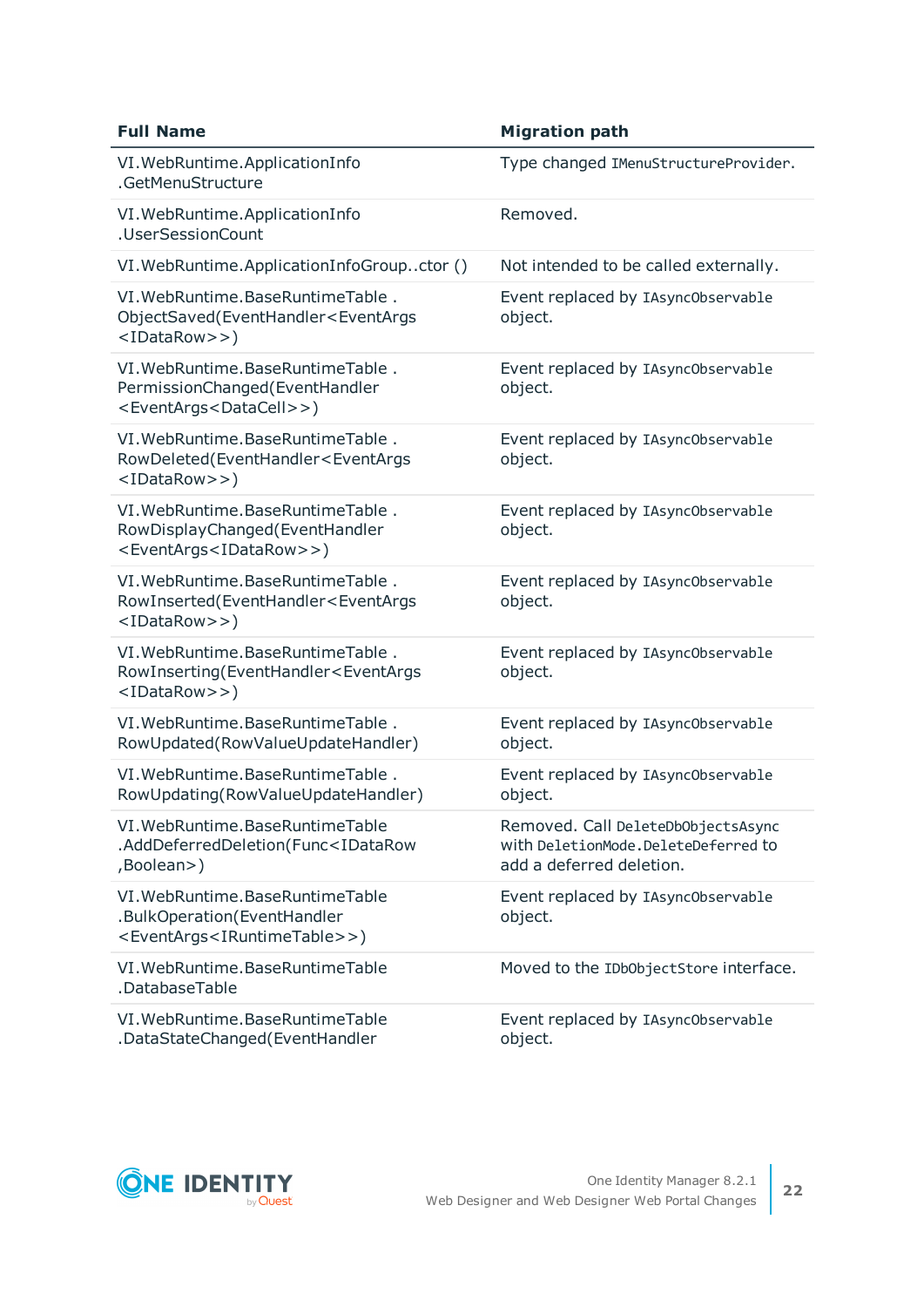| Full Name | Migration path |
|---|---|
| VI.WebRuntime.ApplicationInfo .GetMenuStructure | Type changed `IMenuStructureProvider`. |
| VI.WebRuntime.ApplicationInfo .UserSessionCount | Removed. |
| VI.WebRuntime.ApplicationInfoGroup..ctor () | Not intended to be called externally. |
| VI.WebRuntime.BaseRuntimeTable . ObjectSaved(EventHandler<EventArgs <IDataRow>>) | Event replaced by `IAsyncObservable` object. |
| VI.WebRuntime.BaseRuntimeTable . PermissionChanged(EventHandler <EventArgs<DataCell>>) | Event replaced by `IAsyncObservable` object. |
| VI.WebRuntime.BaseRuntimeTable . RowDeleted(EventHandler<EventArgs <IDataRow>>) | Event replaced by `IAsyncObservable` object. |
| VI.WebRuntime.BaseRuntimeTable . RowDisplayChanged(EventHandler <EventArgs<IDataRow>>) | Event replaced by `IAsyncObservable` object. |
| VI.WebRuntime.BaseRuntimeTable . RowInserted(EventHandler<EventArgs <IDataRow>>) | Event replaced by `IAsyncObservable` object. |
| VI.WebRuntime.BaseRuntimeTable . RowInserting(EventHandler<EventArgs <IDataRow>>) | Event replaced by `IAsyncObservable` object. |
| VI.WebRuntime.BaseRuntimeTable . RowUpdated(RowValueUpdateHandler) | Event replaced by `IAsyncObservable` object. |
| VI.WebRuntime.BaseRuntimeTable . RowUpdating(RowValueUpdateHandler) | Event replaced by `IAsyncObservable` object. |
| VI.WebRuntime.BaseRuntimeTable .AddDeferredDeletion(Func<IDataRow ,Boolean>) | Removed. Call `DeleteDbObjectsAsync` with `DeletionMode.DeleteDeferred` to add a deferred deletion. |
| VI.WebRuntime.BaseRuntimeTable .BulkOperation(EventHandler <EventArgs<IRuntimeTable>>) | Event replaced by `IAsyncObservable` object. |
| VI.WebRuntime.BaseRuntimeTable .DatabaseTable | Moved to the `IDbObjectStore` interface. |
| VI.WebRuntime.BaseRuntimeTable .DataStateChanged(EventHandler | Event replaced by `IAsyncObservable` object. |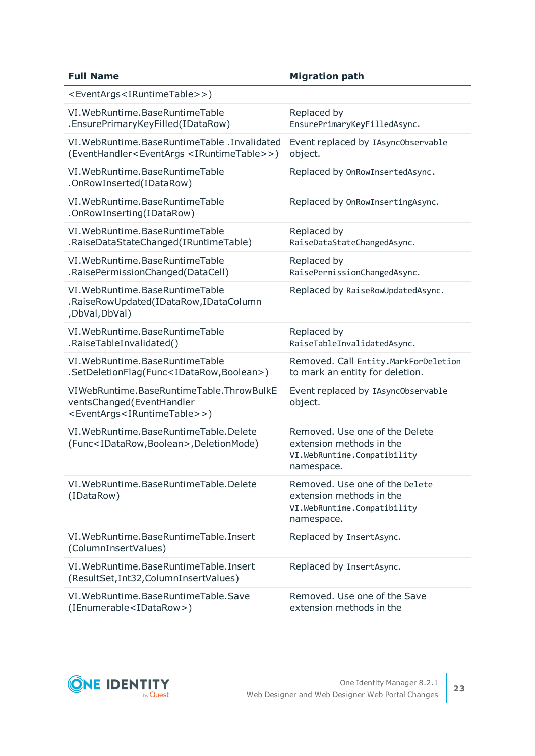| Full Name | Migration path |
| --- | --- |
| <EventArgs<IRuntimeTable>>) | |
| VI.WebRuntime.BaseRuntimeTable .EnsurePrimaryKeyFilled(IDataRow) | Replaced by `EnsurePrimaryKeyFilledAsync`. |
| VI.WebRuntime.BaseRuntimeTable .Invalidated (EventHandler<EventArgs <IRuntimeTable>>) | Event replaced by `IAsyncObservable` object. |
| VI.WebRuntime.BaseRuntimeTable .OnRowInserted(IDataRow) | Replaced by `OnRowInsertedAsync`. |
| VI.WebRuntime.BaseRuntimeTable .OnRowInserting(IDataRow) | Replaced by `OnRowInsertingAsync`. |
| VI.WebRuntime.BaseRuntimeTable .RaiseDataStateChanged(IRuntimeTable) | Replaced by `RaiseDataStateChangedAsync`. |
| VI.WebRuntime.BaseRuntimeTable .RaisePermissionChanged(DataCell) | Replaced by `RaisePermissionChangedAsync`. |
| VI.WebRuntime.BaseRuntimeTable .RaiseRowUpdated(IDataRow,IDataColumn ,DbVal,DbVal) | Replaced by `RaiseRowUpdatedAsync`. |
| VI.WebRuntime.BaseRuntimeTable .RaiseTableInvalidated() | Replaced by `RaiseTableInvalidatedAsync`. |
| VI.WebRuntime.BaseRuntimeTable .SetDeletionFlag(Func<IDataRow,Boolean>) | Removed. Call `Entity.MarkForDeletion` to mark an entity for deletion. |
| VIWebRuntime.BaseRuntimeTable.ThrowBulkEventsChanged(EventHandler <EventArgs<IRuntimeTable>>) | Event replaced by `IAsyncObservable` object. |
| VI.WebRuntime.BaseRuntimeTable.Delete (Func<IDataRow,Boolean>,DeletionMode) | Removed. Use one of the Delete extension methods in the `VI.WebRuntime.Compatibility` namespace. |
| VI.WebRuntime.BaseRuntimeTable.Delete (IDataRow) | Removed. Use one of the `Delete` extension methods in the `VI.WebRuntime.Compatibility` namespace. |
| VI.WebRuntime.BaseRuntimeTable.Insert (ColumnInsertValues) | Replaced by `InsertAsync`. |
| VI.WebRuntime.BaseRuntimeTable.Insert (ResultSet,Int32,ColumnInsertValues) | Replaced by `InsertAsync`. |
| VI.WebRuntime.BaseRuntimeTable.Save (IEnumerable<IDataRow>) | Removed. Use one of the Save extension methods in the |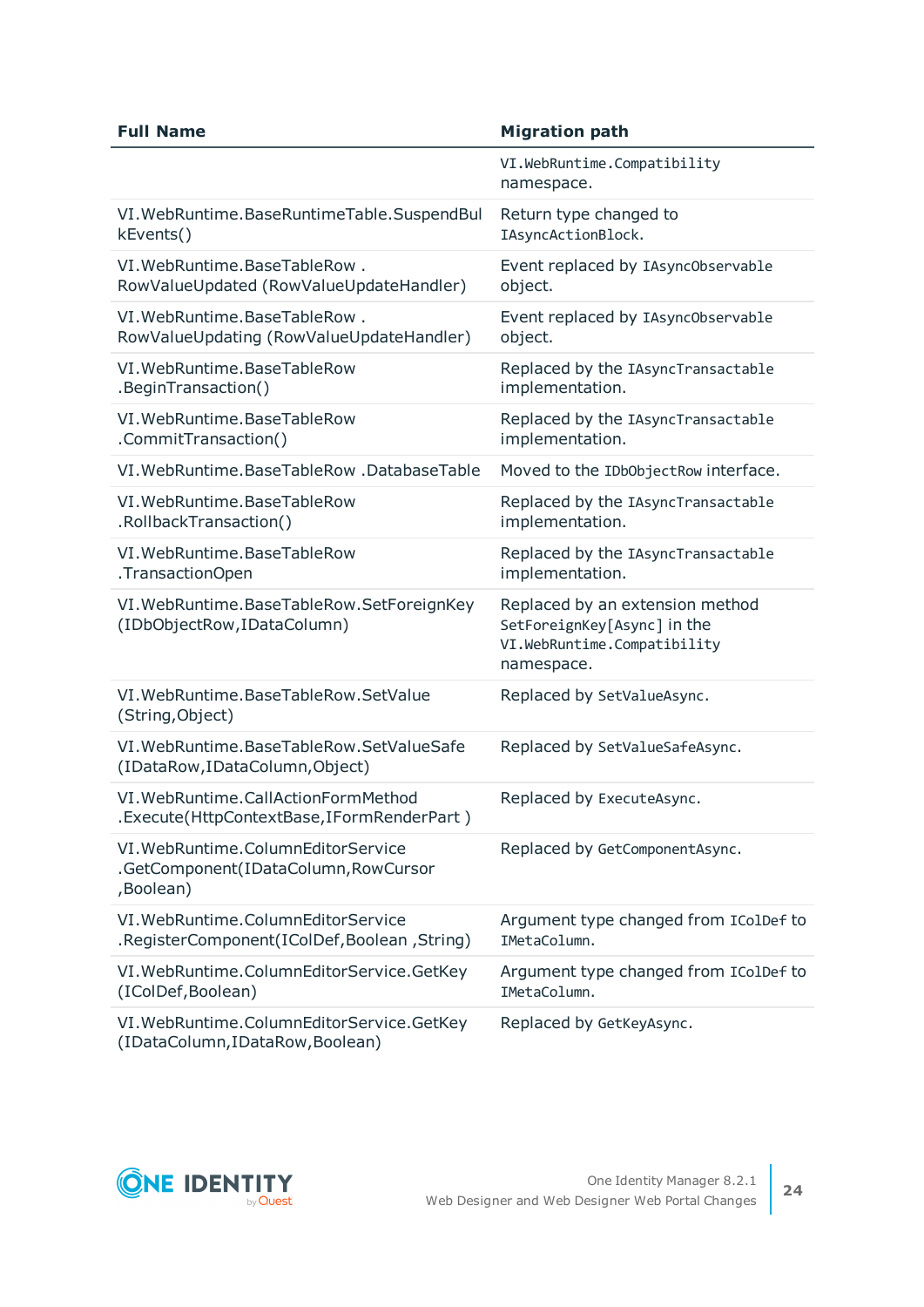| Full Name | Migration path |
| --- | --- |
| | VI.WebRuntime.Compatibility namespace. |
| VI.WebRuntime.BaseRuntimeTable.SuspendBulkEvents() | Return type changed to IAsyncActionBlock. |
| VI.WebRuntime.BaseTableRow . RowValueUpdated (RowValueUpdateHandler) | Event replaced by IAsyncObservable object. |
| VI.WebRuntime.BaseTableRow . RowValueUpdating (RowValueUpdateHandler) | Event replaced by IAsyncObservable object. |
| VI.WebRuntime.BaseTableRow .BeginTransaction() | Replaced by the IAsyncTransactable implementation. |
| VI.WebRuntime.BaseTableRow .CommitTransaction() | Replaced by the IAsyncTransactable implementation. |
| VI.WebRuntime.BaseTableRow .DatabaseTable | Moved to the IDbObjectRow interface. |
| VI.WebRuntime.BaseTableRow .RollbackTransaction() | Replaced by the IAsyncTransactable implementation. |
| VI.WebRuntime.BaseTableRow .TransactionOpen | Replaced by the IAsyncTransactable implementation. |
| VI.WebRuntime.BaseTableRow.SetForeignKey (IDbObjectRow,IDataColumn) | Replaced by an extension method SetForeignKey[Async] in the VI.WebRuntime.Compatibility namespace. |
| VI.WebRuntime.BaseTableRow.SetValue (String,Object) | Replaced by SetValueAsync. |
| VI.WebRuntime.BaseTableRow.SetValueSafe (IDataRow,IDataColumn,Object) | Replaced by SetValueSafeAsync. |
| VI.WebRuntime.CallActionFormMethod .Execute(HttpContextBase,IFormRenderPart ) | Replaced by ExecuteAsync. |
| VI.WebRuntime.ColumnEditorService .GetComponent(IDataColumn,RowCursor ,Boolean) | Replaced by GetComponentAsync. |
| VI.WebRuntime.ColumnEditorService .RegisterComponent(IColDef,Boolean ,String) | Argument type changed from IColDef to IMetaColumn. |
| VI.WebRuntime.ColumnEditorService.GetKey (IColDef,Boolean) | Argument type changed from IColDef to IMetaColumn. |
| VI.WebRuntime.ColumnEditorService.GetKey (IDataColumn,IDataRow,Boolean) | Replaced by GetKeyAsync. |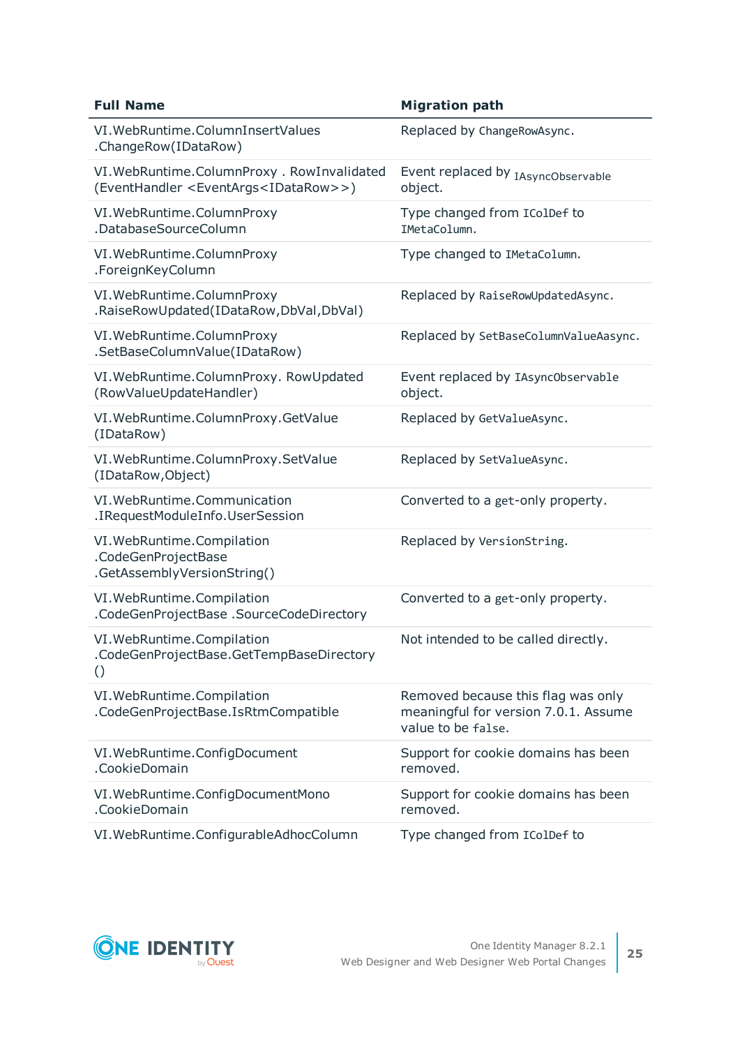| Full Name | Migration path |
|---|---|
| VI.WebRuntime.ColumnInsertValues .ChangeRow(IDataRow) | Replaced by `ChangeRowAsync`. |
| VI.WebRuntime.ColumnProxy . RowInvalidated (EventHandler <EventArgs<IDataRow>>) | Event replaced by `IAsyncObservable` object. |
| VI.WebRuntime.ColumnProxy .DatabaseSourceColumn | Type changed from `IColDef` to `IMetaColumn`. |
| VI.WebRuntime.ColumnProxy .ForeignKeyColumn | Type changed to `IMetaColumn`. |
| VI.WebRuntime.ColumnProxy .RaiseRowUpdated(IDataRow,DbVal,DbVal) | Replaced by `RaiseRowUpdatedAsync`. |
| VI.WebRuntime.ColumnProxy .SetBaseColumnValue(IDataRow) | Replaced by `SetBaseColumnValueAasync`. |
| VI.WebRuntime.ColumnProxy. RowUpdated (RowValueUpdateHandler) | Event replaced by `IAsyncObservable` object. |
| VI.WebRuntime.ColumnProxy.GetValue (IDataRow) | Replaced by `GetValueAsync`. |
| VI.WebRuntime.ColumnProxy.SetValue (IDataRow,Object) | Replaced by `SetValueAsync`. |
| VI.WebRuntime.Communication .IRequestModuleInfo.UserSession | Converted to a `get`-only property. |
| VI.WebRuntime.Compilation .CodeGenProjectBase .GetAssemblyVersionString() | Replaced by `VersionString`. |
| VI.WebRuntime.Compilation .CodeGenProjectBase .SourceCodeDirectory | Converted to a `get`-only property. |
| VI.WebRuntime.Compilation .CodeGenProjectBase.GetTempBaseDirectory () | Not intended to be called directly. |
| VI.WebRuntime.Compilation .CodeGenProjectBase.IsRtmCompatible | Removed because this flag was only meaningful for version 7.0.1. Assume value to be `false`. |
| VI.WebRuntime.ConfigDocument .CookieDomain | Support for cookie domains has been removed. |
| VI.WebRuntime.ConfigDocumentMono .CookieDomain | Support for cookie domains has been removed. |
| VI.WebRuntime.ConfigurableAdhocColumn | Type changed from `IColDef` to |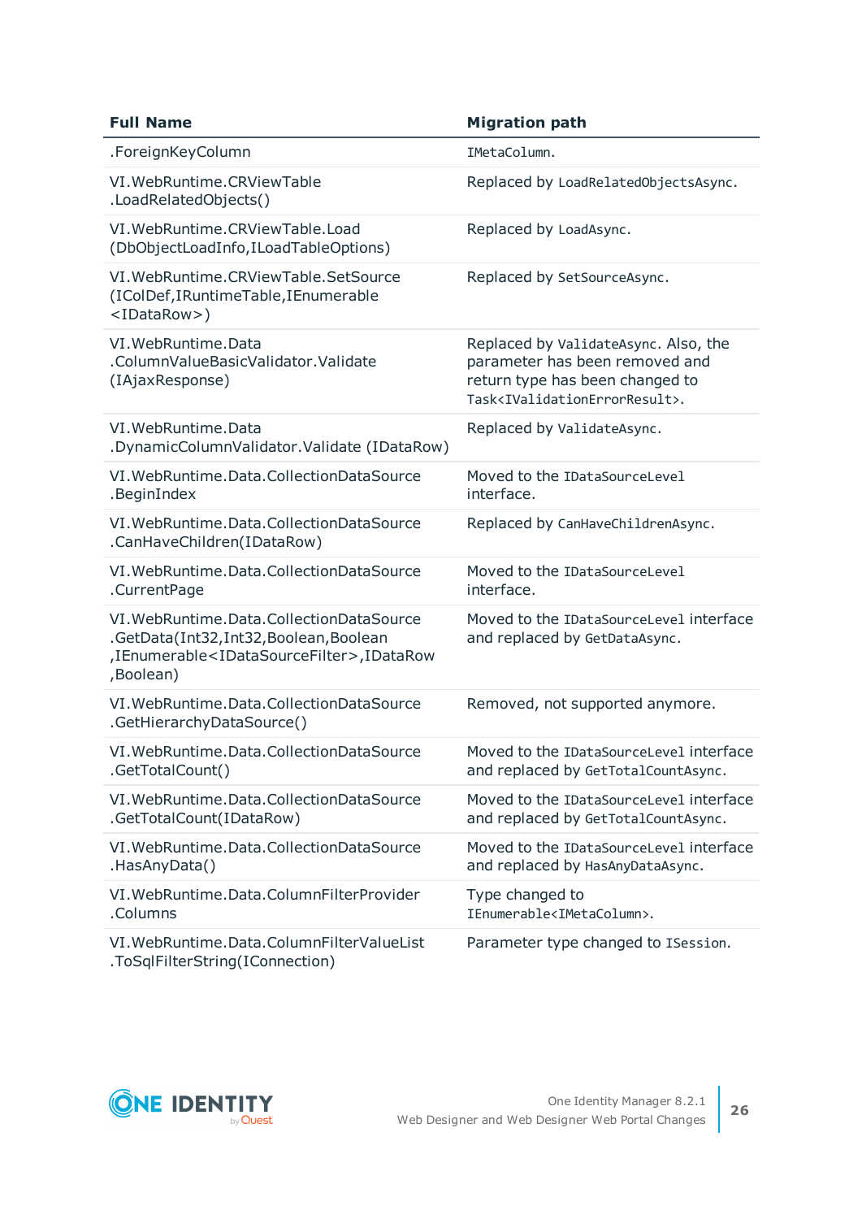| Full Name | Migration path |
|---|---|
| .ForeignKeyColumn | `IMetaColumn`. |
| VI.WebRuntime.CRViewTable .LoadRelatedObjects() | Replaced by `LoadRelatedObjectsAsync`. |
| VI.WebRuntime.CRViewTable.Load (DbObjectLoadInfo,ILoadTableOptions) | Replaced by `LoadAsync`. |
| VI.WebRuntime.CRViewTable.SetSource (IColDef,IRuntimeTable,IEnumerable <IDataRow>) | Replaced by `SetSourceAsync`. |
| VI.WebRuntime.Data .ColumnValueBasicValidator.Validate (IAjaxResponse) | Replaced by `ValidateAsync`. Also, the parameter has been removed and return type has been changed to `Task<IValidationErrorResult>`. |
| VI.WebRuntime.Data .DynamicColumnValidator.Validate (IDataRow) | Replaced by `ValidateAsync`. |
| VI.WebRuntime.Data.CollectionDataSource .BeginIndex | Moved to the `IDataSourceLevel` interface. |
| VI.WebRuntime.Data.CollectionDataSource .CanHaveChildren(IDataRow) | Replaced by `CanHaveChildrenAsync`. |
| VI.WebRuntime.Data.CollectionDataSource .CurrentPage | Moved to the `IDataSourceLevel` interface. |
| VI.WebRuntime.Data.CollectionDataSource .GetData(Int32,Int32,Boolean,Boolean ,IEnumerable<IDataSourceFilter>,IDataRow ,Boolean) | Moved to the `IDataSourceLevel` interface and replaced by `GetDataAsync`. |
| VI.WebRuntime.Data.CollectionDataSource .GetHierarchyDataSource() | Removed, not supported anymore. |
| VI.WebRuntime.Data.CollectionDataSource .GetTotalCount() | Moved to the `IDataSourceLevel` interface and replaced by `GetTotalCountAsync`. |
| VI.WebRuntime.Data.CollectionDataSource .GetTotalCount(IDataRow) | Moved to the `IDataSourceLevel` interface and replaced by `GetTotalCountAsync`. |
| VI.WebRuntime.Data.CollectionDataSource .HasAnyData() | Moved to the `IDataSourceLevel` interface and replaced by `HasAnyDataAsync`. |
| VI.WebRuntime.Data.ColumnFilterProvider .Columns | Type changed to `IEnumerable<IMetaColumn>`. |
| VI.WebRuntime.Data.ColumnFilterValueList .ToSqlFilterString(IConnection) | Parameter type changed to `ISession`. |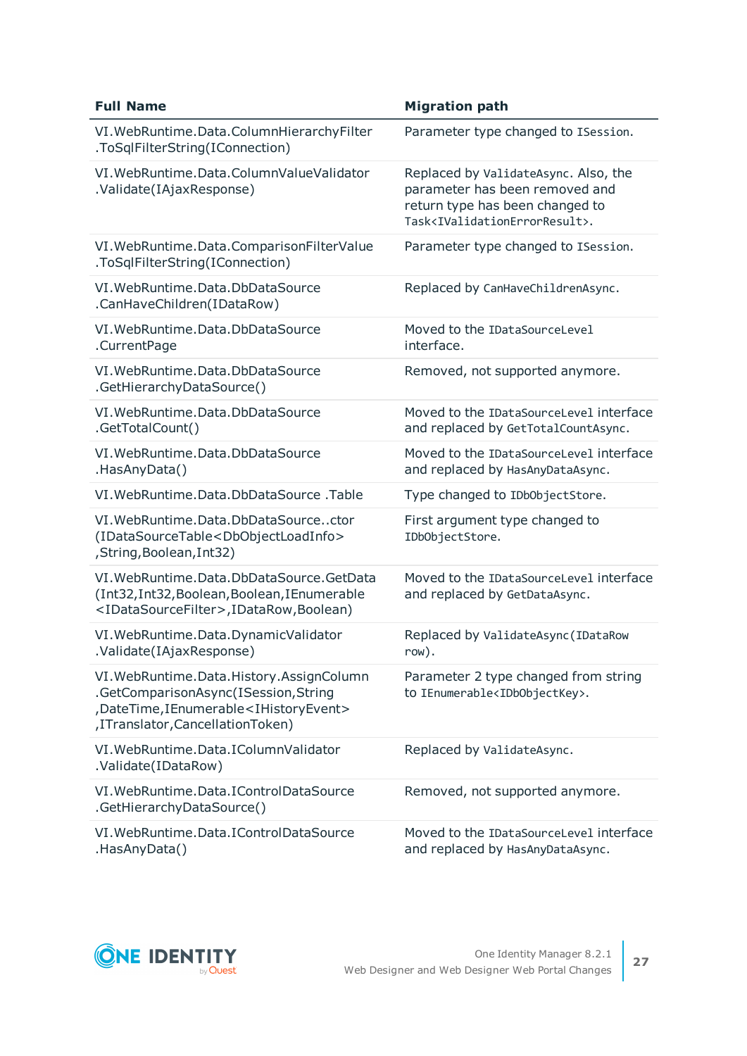| Full Name | Migration path |
| --- | --- |
| VI.WebRuntime.Data.ColumnHierarchyFilter .ToSqlFilterString(IConnection) | Parameter type changed to `ISession`. |
| VI.WebRuntime.Data.ColumnValueValidator .Validate(IAjaxResponse) | Replaced by `ValidateAsync`. Also, the parameter has been removed and return type has been changed to `Task<IValidationErrorResult>`. |
| VI.WebRuntime.Data.ComparisonFilterValue .ToSqlFilterString(IConnection) | Parameter type changed to `ISession`. |
| VI.WebRuntime.Data.DbDataSource .CanHaveChildren(IDataRow) | Replaced by `CanHaveChildrenAsync`. |
| VI.WebRuntime.Data.DbDataSource .CurrentPage | Moved to the `IDataSourceLevel` interface. |
| VI.WebRuntime.Data.DbDataSource .GetHierarchyDataSource() | Removed, not supported anymore. |
| VI.WebRuntime.Data.DbDataSource .GetTotalCount() | Moved to the `IDataSourceLevel` interface and replaced by `GetTotalCountAsync`. |
| VI.WebRuntime.Data.DbDataSource .HasAnyData() | Moved to the `IDataSourceLevel` interface and replaced by `HasAnyDataAsync`. |
| VI.WebRuntime.Data.DbDataSource .Table | Type changed to `IDbObjectStore`. |
| VI.WebRuntime.Data.DbDataSource..ctor (IDataSourceTable<DbObjectLoadInfo> ,String,Boolean,Int32) | First argument type changed to `IDbObjectStore`. |
| VI.WebRuntime.Data.DbDataSource.GetData (Int32,Int32,Boolean,Boolean,IEnumerable <IDataSourceFilter>,IDataRow,Boolean) | Moved to the `IDataSourceLevel` interface and replaced by `GetDataAsync`. |
| VI.WebRuntime.Data.DynamicValidator .Validate(IAjaxResponse) | Replaced by `ValidateAsync(IDataRow row)`. |
| VI.WebRuntime.Data.History.AssignColumn .GetComparisonAsync(ISession,String ,DateTime,IEnumerable<IHistoryEvent> ,ITranslator,CancellationToken) | Parameter 2 type changed from string to `IEnumerable<IDbObjectKey>`. |
| VI.WebRuntime.Data.IColumnValidator .Validate(IDataRow) | Replaced by `ValidateAsync`. |
| VI.WebRuntime.Data.IControlDataSource .GetHierarchyDataSource() | Removed, not supported anymore. |
| VI.WebRuntime.Data.IControlDataSource .HasAnyData() | Moved to the `IDataSourceLevel` interface and replaced by `HasAnyDataAsync`. |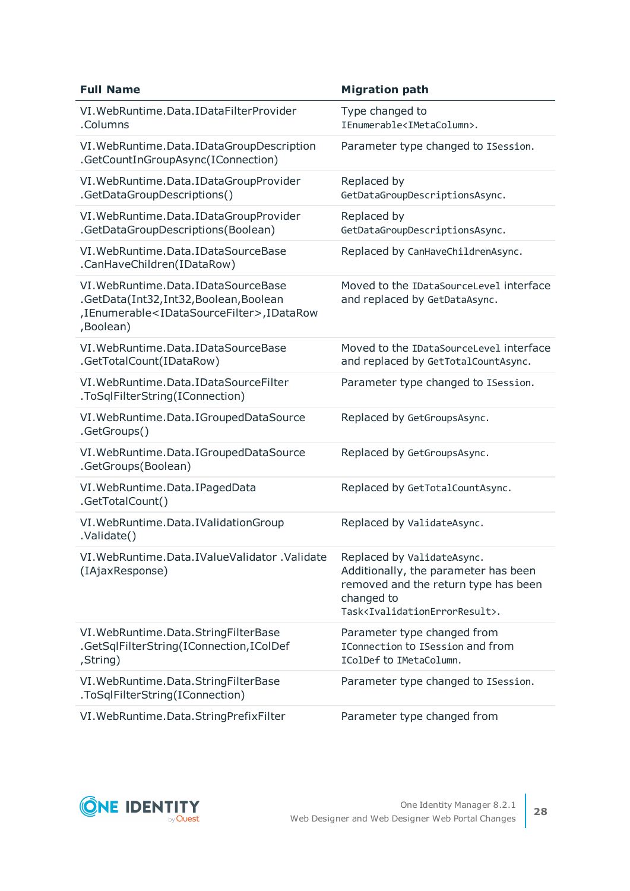| Full Name | Migration path |
|---|---|
| VI.WebRuntime.Data.IDataFilterProvider .Columns | Type changed to IEnumerable<IMetaColumn>. |
| VI.WebRuntime.Data.IDataGroupDescription .GetCountInGroupAsync(IConnection) | Parameter type changed to ISession. |
| VI.WebRuntime.Data.IDataGroupProvider .GetDataGroupDescriptions() | Replaced by GetDataGroupDescriptionsAsync. |
| VI.WebRuntime.Data.IDataGroupProvider .GetDataGroupDescriptions(Boolean) | Replaced by GetDataGroupDescriptionsAsync. |
| VI.WebRuntime.Data.IDataSourceBase .CanHaveChildren(IDataRow) | Replaced by CanHaveChildrenAsync. |
| VI.WebRuntime.Data.IDataSourceBase .GetData(Int32,Int32,Boolean,Boolean ,IEnumerable<IDataSourceFilter>,IDataRow ,Boolean) | Moved to the IDataSourceLevel interface and replaced by GetDataAsync. |
| VI.WebRuntime.Data.IDataSourceBase .GetTotalCount(IDataRow) | Moved to the IDataSourceLevel interface and replaced by GetTotalCountAsync. |
| VI.WebRuntime.Data.IDataSourceFilter .ToSqlFilterString(IConnection) | Parameter type changed to ISession. |
| VI.WebRuntime.Data.IGroupedDataSource .GetGroups() | Replaced by GetGroupsAsync. |
| VI.WebRuntime.Data.IGroupedDataSource .GetGroups(Boolean) | Replaced by GetGroupsAsync. |
| VI.WebRuntime.Data.IPagedData .GetTotalCount() | Replaced by GetTotalCountAsync. |
| VI.WebRuntime.Data.IValidationGroup .Validate() | Replaced by ValidateAsync. |
| VI.WebRuntime.Data.IValueValidator .Validate (IAjaxResponse) | Replaced by ValidateAsync. Additionally, the parameter has been removed and the return type has been changed to Task<IvalidationErrorResult>. |
| VI.WebRuntime.Data.StringFilterBase .GetSqlFilterString(IConnection,IColDef ,String) | Parameter type changed from IConnection to ISession and from IColDef to IMetaColumn. |
| VI.WebRuntime.Data.StringFilterBase .ToSqlFilterString(IConnection) | Parameter type changed to ISession. |
| VI.WebRuntime.Data.StringPrefixFilter | Parameter type changed from |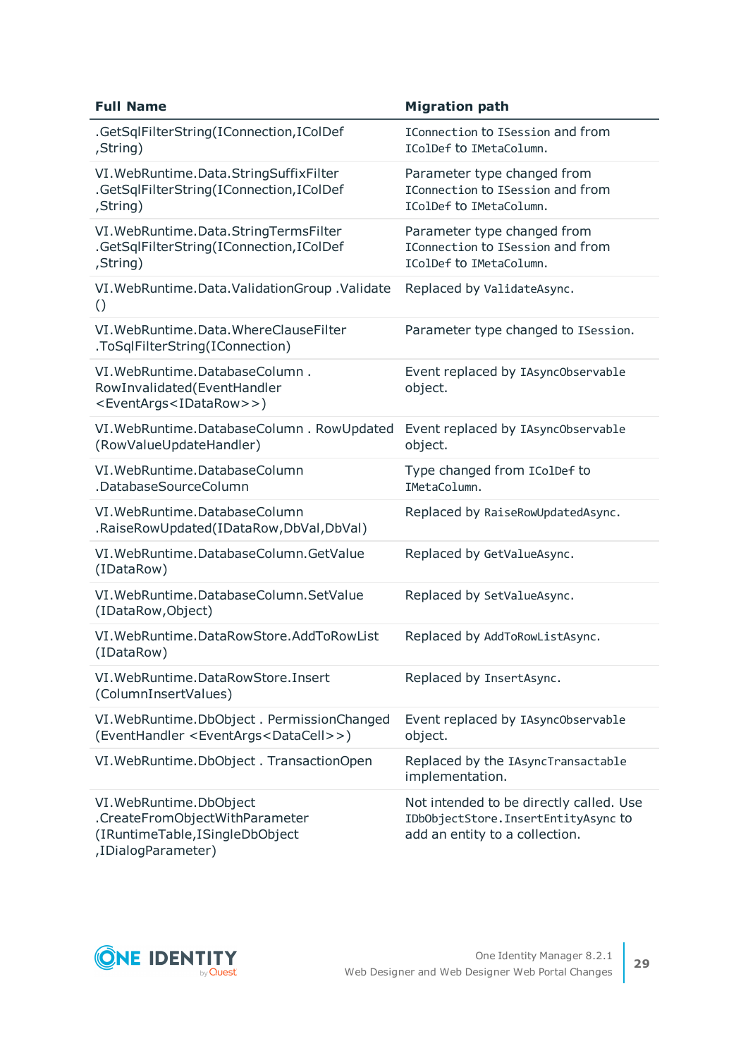| Full Name | Migration path |
| --- | --- |
| .GetSqlFilterString(IConnection,IColDef ,String) | IConnection to ISession and from IColDef to IMetaColumn. |
| VI.WebRuntime.Data.StringSuffixFilter .GetSqlFilterString(IConnection,IColDef ,String) | Parameter type changed from IConnection to ISession and from IColDef to IMetaColumn. |
| VI.WebRuntime.Data.StringTermsFilter .GetSqlFilterString(IConnection,IColDef ,String) | Parameter type changed from IConnection to ISession and from IColDef to IMetaColumn. |
| VI.WebRuntime.Data.ValidationGroup .Validate () | Replaced by ValidateAsync. |
| VI.WebRuntime.Data.WhereClauseFilter .ToSqlFilterString(IConnection) | Parameter type changed to ISession. |
| VI.WebRuntime.DatabaseColumn . RowInvalidated(EventHandler <EventArgs<IDataRow>>) | Event replaced by IAsyncObservable object. |
| VI.WebRuntime.DatabaseColumn . RowUpdated (RowValueUpdateHandler) | Event replaced by IAsyncObservable object. |
| VI.WebRuntime.DatabaseColumn .DatabaseSourceColumn | Type changed from IColDef to IMetaColumn. |
| VI.WebRuntime.DatabaseColumn .RaiseRowUpdated(IDataRow,DbVal,DbVal) | Replaced by RaiseRowUpdatedAsync. |
| VI.WebRuntime.DatabaseColumn.GetValue (IDataRow) | Replaced by GetValueAsync. |
| VI.WebRuntime.DatabaseColumn.SetValue (IDataRow,Object) | Replaced by SetValueAsync. |
| VI.WebRuntime.DataRowStore.AddToRowList (IDataRow) | Replaced by AddToRowListAsync. |
| VI.WebRuntime.DataRowStore.Insert (ColumnInsertValues) | Replaced by InsertAsync. |
| VI.WebRuntime.DbObject . PermissionChanged (EventHandler <EventArgs<DataCell>>) | Event replaced by IAsyncObservable object. |
| VI.WebRuntime.DbObject . TransactionOpen | Replaced by the IAsyncTransactable implementation. |
| VI.WebRuntime.DbObject .CreateFromObjectWithParameter (IRuntimeTable,ISingleDbObject ,IDialogParameter) | Not intended to be directly called. Use IDbObjectStore.InsertEntityAsync to add an entity to a collection. |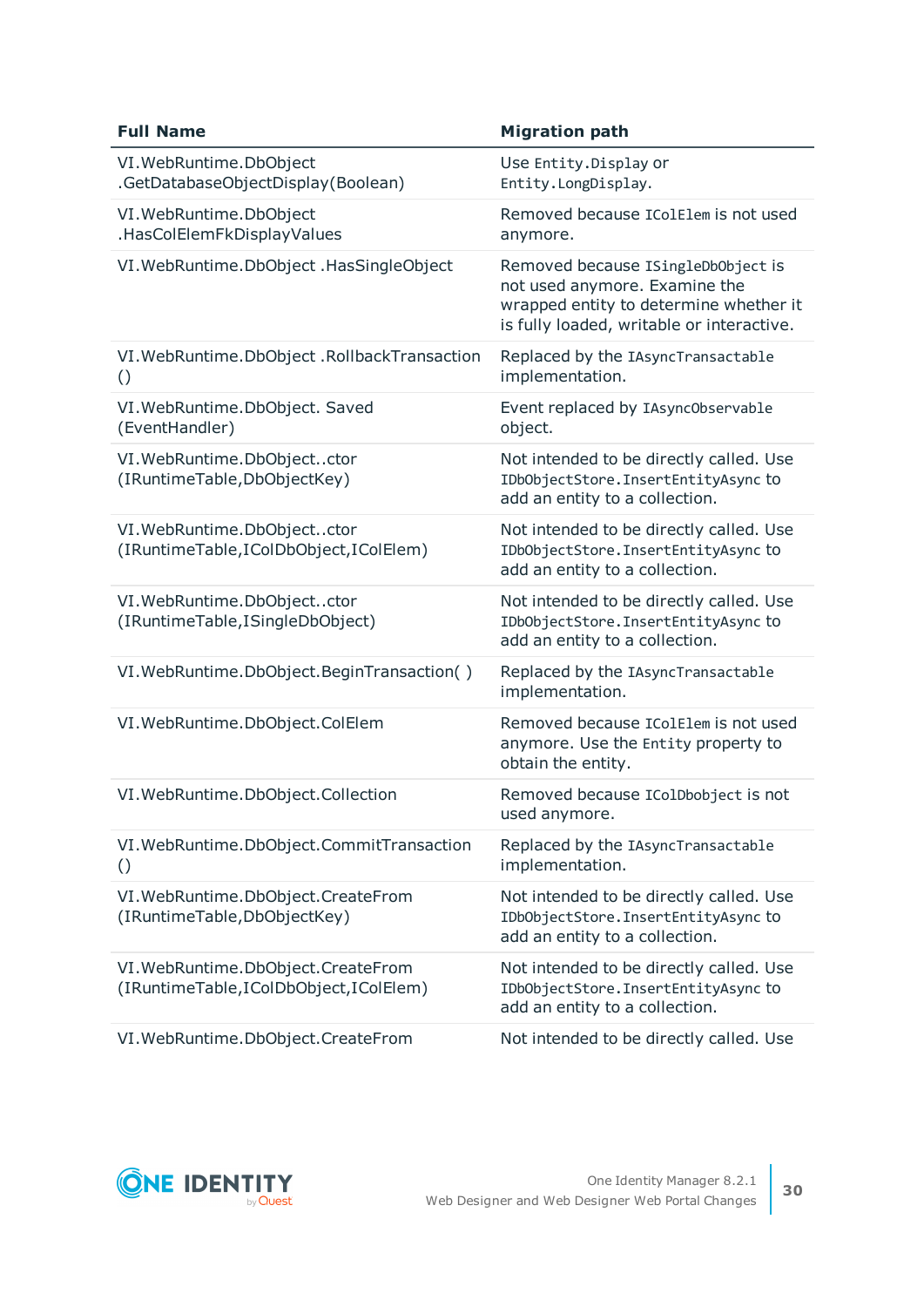| Full Name | Migration path |
| --- | --- |
| VI.WebRuntime.DbObject .GetDatabaseObjectDisplay(Boolean) | Use Entity.Display or Entity.LongDisplay. |
| VI.WebRuntime.DbObject .HasColElemFkDisplayValues | Removed because IColElem is not used anymore. |
| VI.WebRuntime.DbObject .HasSingleObject | Removed because ISingleDbObject is not used anymore. Examine the wrapped entity to determine whether it is fully loaded, writable or interactive. |
| VI.WebRuntime.DbObject .RollbackTransaction () | Replaced by the IAsyncTransactable implementation. |
| VI.WebRuntime.DbObject. Saved (EventHandler) | Event replaced by IAsyncObservable object. |
| VI.WebRuntime.DbObject..ctor (IRuntimeTable,DbObjectKey) | Not intended to be directly called. Use IDbObjectStore.InsertEntityAsync to add an entity to a collection. |
| VI.WebRuntime.DbObject..ctor (IRuntimeTable,IColDbObject,IColElem) | Not intended to be directly called. Use IDbObjectStore.InsertEntityAsync to add an entity to a collection. |
| VI.WebRuntime.DbObject..ctor (IRuntimeTable,ISingleDbObject) | Not intended to be directly called. Use IDbObjectStore.InsertEntityAsync to add an entity to a collection. |
| VI.WebRuntime.DbObject.BeginTransaction( ) | Replaced by the IAsyncTransactable implementation. |
| VI.WebRuntime.DbObject.ColElem | Removed because IColElem is not used anymore. Use the Entity property to obtain the entity. |
| VI.WebRuntime.DbObject.Collection | Removed because IColDbobject is not used anymore. |
| VI.WebRuntime.DbObject.CommitTransaction () | Replaced by the IAsyncTransactable implementation. |
| VI.WebRuntime.DbObject.CreateFrom (IRuntimeTable,DbObjectKey) | Not intended to be directly called. Use IDbObjectStore.InsertEntityAsync to add an entity to a collection. |
| VI.WebRuntime.DbObject.CreateFrom (IRuntimeTable,IColDbObject,IColElem) | Not intended to be directly called. Use IDbObjectStore.InsertEntityAsync to add an entity to a collection. |
| VI.WebRuntime.DbObject.CreateFrom | Not intended to be directly called. Use |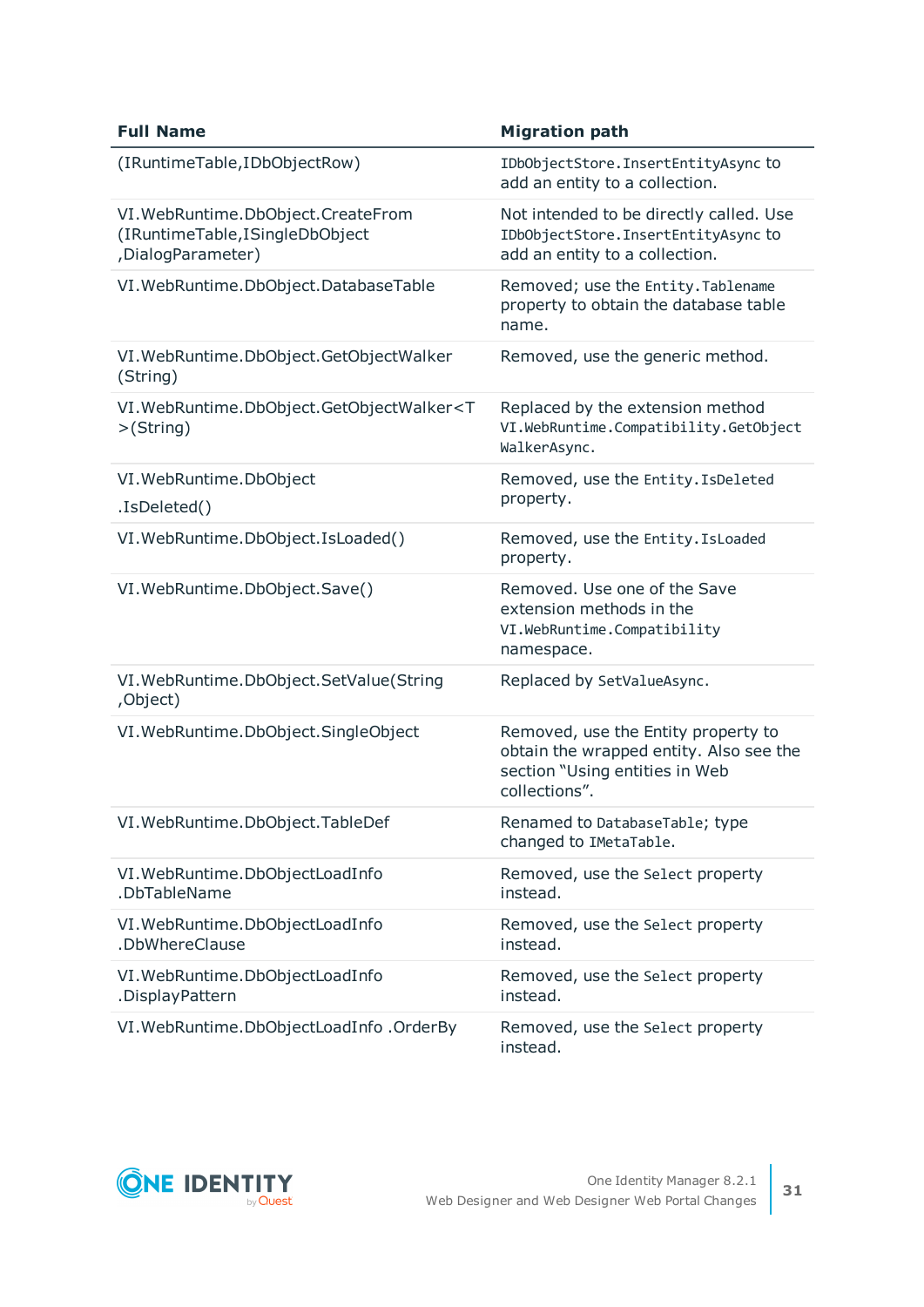| Full Name | Migration path |
| --- | --- |
| (IRuntimeTable,IDbObjectRow) | `IDbObjectStore.InsertEntityAsync` to add an entity to a collection. |
| VI.WebRuntime.DbObject.CreateFrom (IRuntimeTable,ISingleDbObject ,DialogParameter) | Not intended to be directly called. Use `IDbObjectStore.InsertEntityAsync` to add an entity to a collection. |
| VI.WebRuntime.DbObject.DatabaseTable | Removed; use the `Entity.Tablename` property to obtain the database table name. |
| VI.WebRuntime.DbObject.GetObjectWalker (String) | Removed, use the generic method. |
| VI.WebRuntime.DbObject.GetObjectWalker<T >(String) | Replaced by the extension method `VI.WebRuntime.Compatibility.GetObjectWalkerAsync`. |
| VI.WebRuntime.DbObject .IsDeleted() | Removed, use the `Entity.IsDeleted` property. |
| VI.WebRuntime.DbObject.IsLoaded() | Removed, use the `Entity.IsLoaded` property. |
| VI.WebRuntime.DbObject.Save() | Removed. Use one of the Save extension methods in the `VI.WebRuntime.Compatibility` namespace. |
| VI.WebRuntime.DbObject.SetValue(String ,Object) | Replaced by `SetValueAsync`. |
| VI.WebRuntime.DbObject.SingleObject | Removed, use the Entity property to obtain the wrapped entity. Also see the section "Using entities in Web collections". |
| VI.WebRuntime.DbObject.TableDef | Renamed to `DatabaseTable`; type changed to `IMetaTable`. |
| VI.WebRuntime.DbObjectLoadInfo .DbTableName | Removed, use the `Select` property instead. |
| VI.WebRuntime.DbObjectLoadInfo .DbWhereClause | Removed, use the `Select` property instead. |
| VI.WebRuntime.DbObjectLoadInfo .DisplayPattern | Removed, use the `Select` property instead. |
| VI.WebRuntime.DbObjectLoadInfo .OrderBy | Removed, use the `Select` property instead. |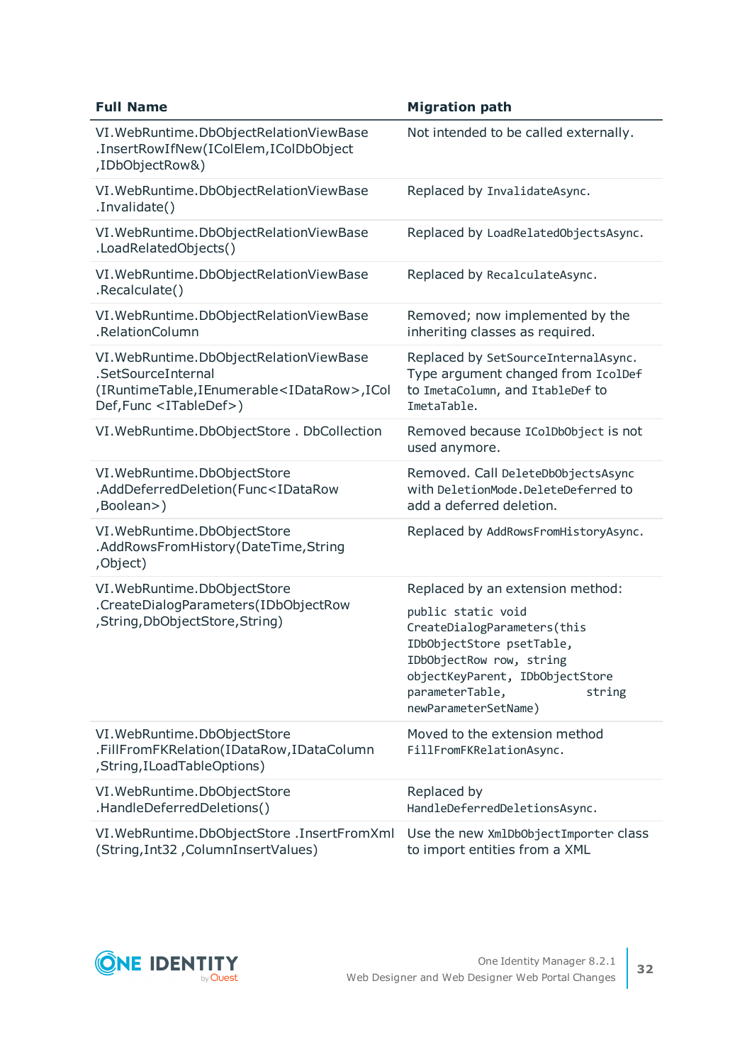| Full Name | Migration path |
|---|---|
| VI.WebRuntime.DbObjectRelationViewBase .InsertRowIfNew(IColElem,IColDbObject ,IDbObjectRow&) | Not intended to be called externally. |
| VI.WebRuntime.DbObjectRelationViewBase .Invalidate() | Replaced by `InvalidateAsync`. |
| VI.WebRuntime.DbObjectRelationViewBase .LoadRelatedObjects() | Replaced by `LoadRelatedObjectsAsync`. |
| VI.WebRuntime.DbObjectRelationViewBase .Recalculate() | Replaced by `RecalculateAsync`. |
| VI.WebRuntime.DbObjectRelationViewBase .RelationColumn | Removed; now implemented by the inheriting classes as required. |
| VI.WebRuntime.DbObjectRelationViewBase .SetSourceInternal (IRuntimeTable,IEnumerable<IDataRow>,IColDef,Func <ITableDef>) | Replaced by `SetSourceInternalAsync`. Type argument changed from `IcolDef` to `ImetaColumn`, and `ItableDef` to `ImetaTable`. |
| VI.WebRuntime.DbObjectStore . DbCollection | Removed because `IColDbObject` is not used anymore. |
| VI.WebRuntime.DbObjectStore .AddDeferredDeletion(Func<IDataRow ,Boolean>) | Removed. Call `DeleteDbObjectsAsync` with `DeletionMode.DeleteDeferred` to add a deferred deletion. |
| VI.WebRuntime.DbObjectStore .AddRowsFromHistory(DateTime,String ,Object) | Replaced by `AddRowsFromHistoryAsync`. |
| VI.WebRuntime.DbObjectStore .CreateDialogParameters(IDbObjectRow ,String,DbObjectStore,String) | Replaced by an extension method: `public static void CreateDialogParameters(this IDbObjectStore psetTable, IDbObjectRow row, string objectKeyParent, IDbObjectStore parameterTable, string newParameterSetName)` |
| VI.WebRuntime.DbObjectStore .FillFromFKRelation(IDataRow,IDataColumn ,String,ILoadTableOptions) | Moved to the extension method `FillFromFKRelationAsync`. |
| VI.WebRuntime.DbObjectStore .HandleDeferredDeletions() | Replaced by `HandleDeferredDeletionsAsync`. |
| VI.WebRuntime.DbObjectStore .InsertFromXml (String,Int32 ,ColumnInsertValues) | Use the new `XmlDbObjectImporter` class to import entities from a XML |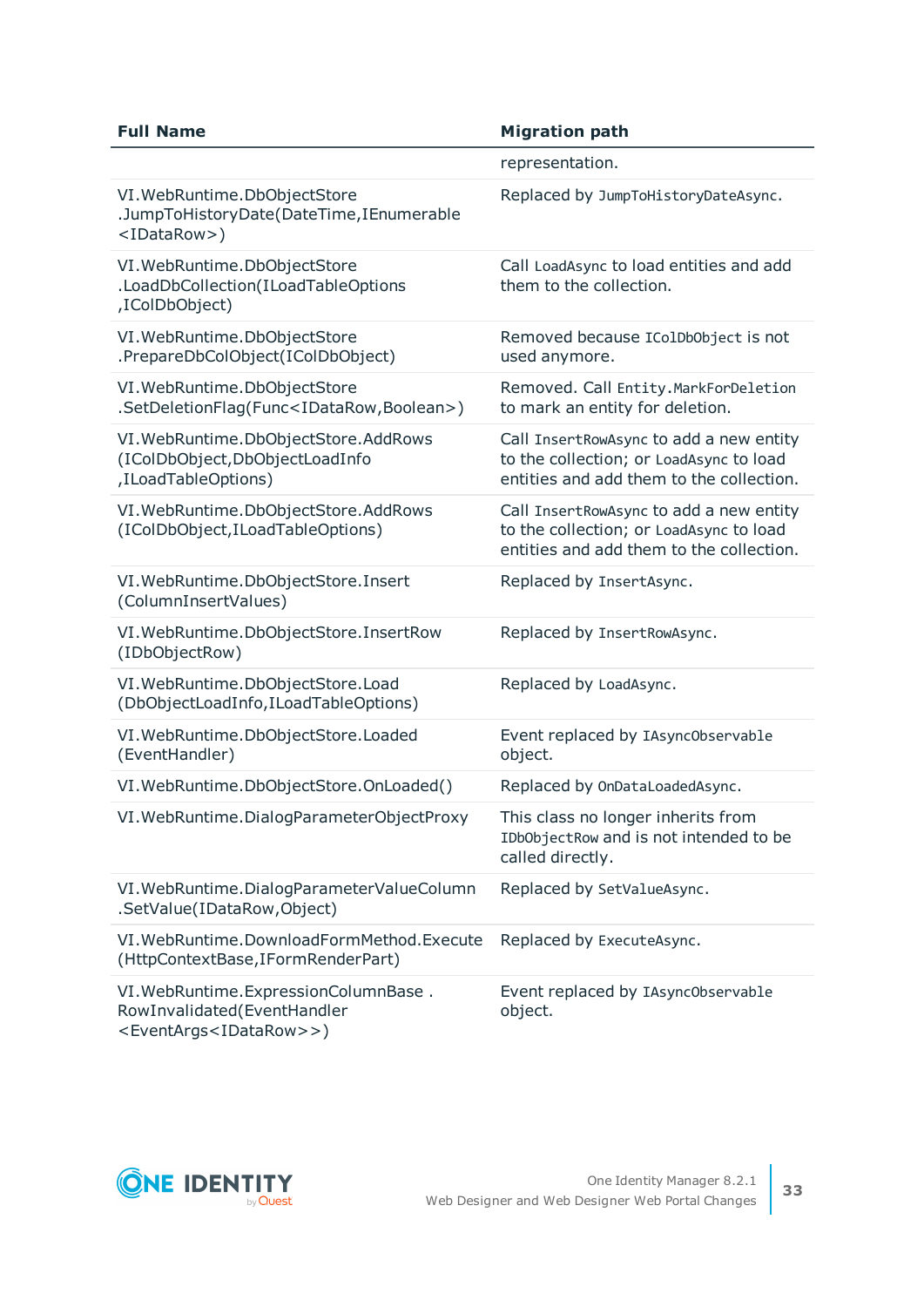| Full Name | Migration path |
| --- | --- |
| | representation. |
| VI.WebRuntime.DbObjectStore .JumpToHistoryDate(DateTime,IEnumerable <IDataRow>) | Replaced by `JumpToHistoryDateAsync`. |
| VI.WebRuntime.DbObjectStore .LoadDbCollection(ILoadTableOptions ,IColDbObject) | Call `LoadAsync` to load entities and add them to the collection. |
| VI.WebRuntime.DbObjectStore .PrepareDbColObject(IColDbObject) | Removed because `IColDbObject` is not used anymore. |
| VI.WebRuntime.DbObjectStore .SetDeletionFlag(Func<IDataRow,Boolean>) | Removed. Call `Entity.MarkForDeletion` to mark an entity for deletion. |
| VI.WebRuntime.DbObjectStore.AddRows (IColDbObject,DbObjectLoadInfo ,ILoadTableOptions) | Call `InsertRowAsync` to add a new entity to the collection; or `LoadAsync` to load entities and add them to the collection. |
| VI.WebRuntime.DbObjectStore.AddRows (IColDbObject,ILoadTableOptions) | Call `InsertRowAsync` to add a new entity to the collection; or `LoadAsync` to load entities and add them to the collection. |
| VI.WebRuntime.DbObjectStore.Insert (ColumnInsertValues) | Replaced by `InsertAsync`. |
| VI.WebRuntime.DbObjectStore.InsertRow (IDbObjectRow) | Replaced by `InsertRowAsync`. |
| VI.WebRuntime.DbObjectStore.Load (DbObjectLoadInfo,ILoadTableOptions) | Replaced by `LoadAsync`. |
| VI.WebRuntime.DbObjectStore.Loaded (EventHandler) | Event replaced by `IAsyncObservable` object. |
| VI.WebRuntime.DbObjectStore.OnLoaded() | Replaced by `OnDataLoadedAsync`. |
| VI.WebRuntime.DialogParameterObjectProxy | This class no longer inherits from `IDbObjectRow` and is not intended to be called directly. |
| VI.WebRuntime.DialogParameterValueColumn .SetValue(IDataRow,Object) | Replaced by `SetValueAsync`. |
| VI.WebRuntime.DownloadFormMethod.Execute (HttpContextBase,IFormRenderPart) | Replaced by `ExecuteAsync`. |
| VI.WebRuntime.ExpressionColumnBase . RowInvalidated(EventHandler <EventArgs<IDataRow>>) | Event replaced by `IAsyncObservable` object. |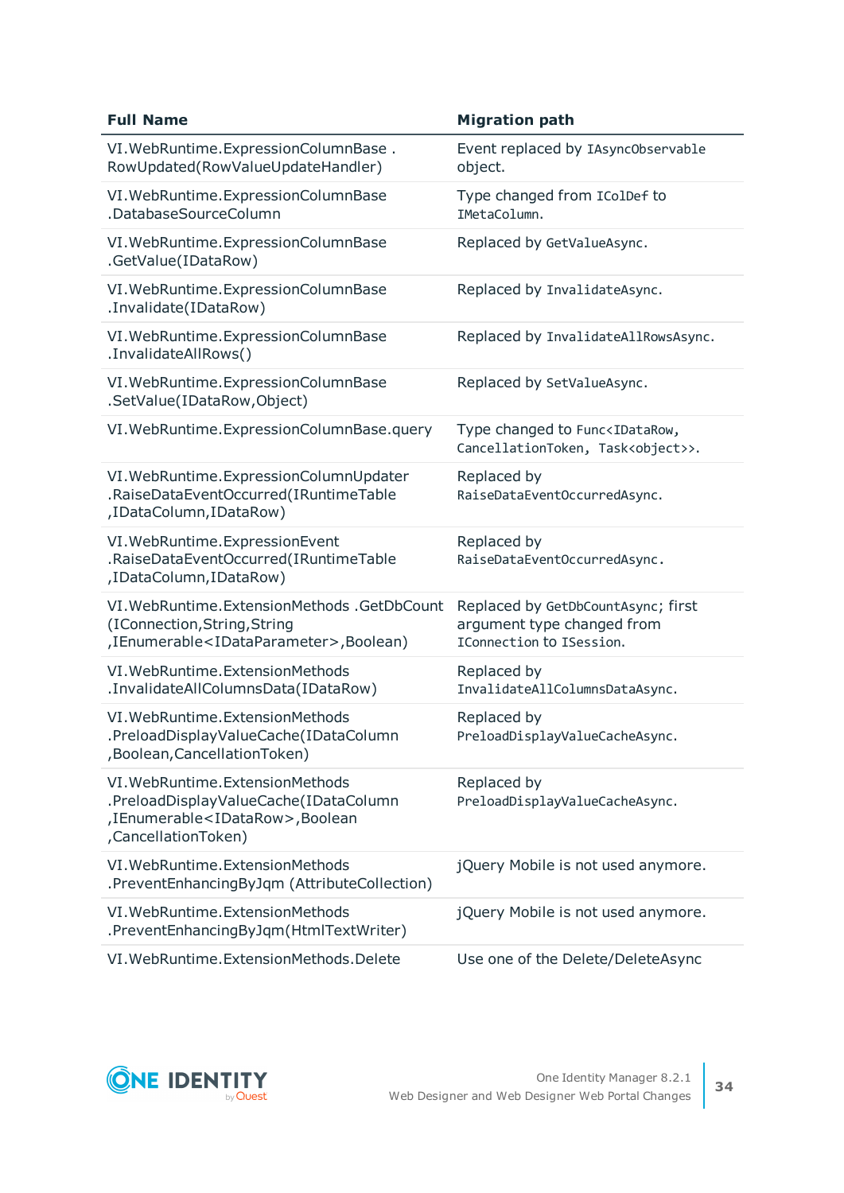| Full Name | Migration path |
| --- | --- |
| VI.WebRuntime.ExpressionColumnBase . RowUpdated(RowValueUpdateHandler) | Event replaced by IAsyncObservable object. |
| VI.WebRuntime.ExpressionColumnBase .DatabaseSourceColumn | Type changed from IColDef to IMetaColumn. |
| VI.WebRuntime.ExpressionColumnBase .GetValue(IDataRow) | Replaced by GetValueAsync. |
| VI.WebRuntime.ExpressionColumnBase .Invalidate(IDataRow) | Replaced by InvalidateAsync. |
| VI.WebRuntime.ExpressionColumnBase .InvalidateAllRows() | Replaced by InvalidateAllRowsAsync. |
| VI.WebRuntime.ExpressionColumnBase .SetValue(IDataRow,Object) | Replaced by SetValueAsync. |
| VI.WebRuntime.ExpressionColumnBase.query | Type changed to Func<IDataRow, CancellationToken, Task<object>>. |
| VI.WebRuntime.ExpressionColumnUpdater .RaiseDataEventOccurred(IRuntimeTable ,IDataColumn,IDataRow) | Replaced by RaiseDataEventOccurredAsync. |
| VI.WebRuntime.ExpressionEvent .RaiseDataEventOccurred(IRuntimeTable ,IDataColumn,IDataRow) | Replaced by RaiseDataEventOccurredAsync. |
| VI.WebRuntime.ExtensionMethods .GetDbCount (IConnection,String,String ,IEnumerable<IDataParameter>,Boolean) | Replaced by GetDbCountAsync; first argument type changed from IConnection to ISession. |
| VI.WebRuntime.ExtensionMethods .InvalidateAllColumnsData(IDataRow) | Replaced by InvalidateAllColumnsDataAsync. |
| VI.WebRuntime.ExtensionMethods .PreloadDisplayValueCache(IDataColumn ,Boolean,CancellationToken) | Replaced by PreloadDisplayValueCacheAsync. |
| VI.WebRuntime.ExtensionMethods .PreloadDisplayValueCache(IDataColumn ,IEnumerable<IDataRow>,Boolean ,CancellationToken) | Replaced by PreloadDisplayValueCacheAsync. |
| VI.WebRuntime.ExtensionMethods .PreventEnhancingByJqm (AttributeCollection) | jQuery Mobile is not used anymore. |
| VI.WebRuntime.ExtensionMethods .PreventEnhancingByJqm(HtmlTextWriter) | jQuery Mobile is not used anymore. |
| VI.WebRuntime.ExtensionMethods.Delete | Use one of the Delete/DeleteAsync |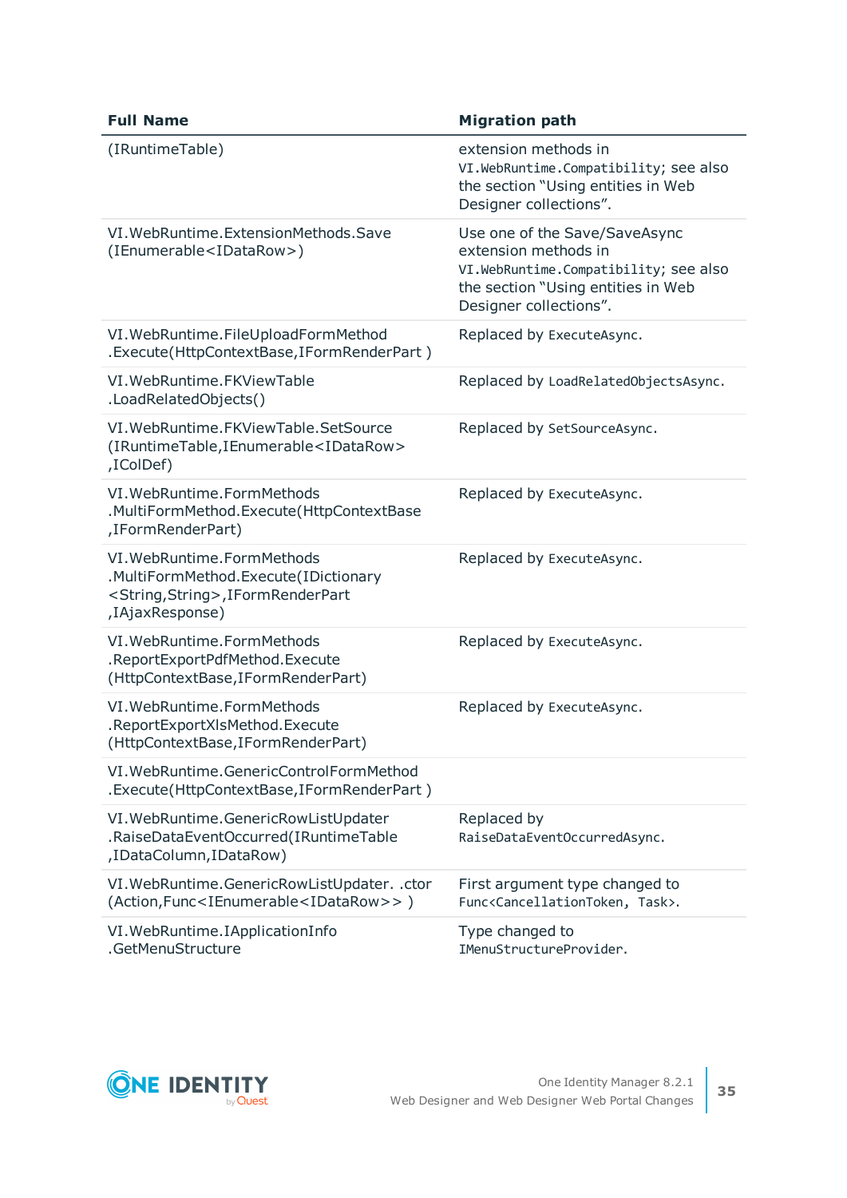| Full Name | Migration path |
| --- | --- |
| (IRuntimeTable) | extension methods in `VI.WebRuntime.Compatibility`; see also the section "Using entities in Web Designer collections". |
| VI.WebRuntime.ExtensionMethods.Save (IEnumerable<IDataRow>) | Use one of the Save/SaveAsync extension methods in `VI.WebRuntime.Compatibility`; see also the section "Using entities in Web Designer collections". |
| VI.WebRuntime.FileUploadFormMethod .Execute(HttpContextBase,IFormRenderPart ) | Replaced by `ExecuteAsync`. |
| VI.WebRuntime.FKViewTable .LoadRelatedObjects() | Replaced by `LoadRelatedObjectsAsync`. |
| VI.WebRuntime.FKViewTable.SetSource (IRuntimeTable,IEnumerable<IDataRow> ,IColDef) | Replaced by `SetSourceAsync`. |
| VI.WebRuntime.FormMethods .MultiFormMethod.Execute(HttpContextBase ,IFormRenderPart) | Replaced by `ExecuteAsync`. |
| VI.WebRuntime.FormMethods .MultiFormMethod.Execute(IDictionary <String,String>,IFormRenderPart ,IAjaxResponse) | Replaced by `ExecuteAsync`. |
| VI.WebRuntime.FormMethods .ReportExportPdfMethod.Execute (HttpContextBase,IFormRenderPart) | Replaced by `ExecuteAsync`. |
| VI.WebRuntime.FormMethods .ReportExportXlsMethod.Execute (HttpContextBase,IFormRenderPart) | Replaced by `ExecuteAsync`. |
| VI.WebRuntime.GenericControlFormMethod .Execute(HttpContextBase,IFormRenderPart ) | |
| VI.WebRuntime.GenericRowListUpdater .RaiseDataEventOccurred(IRuntimeTable ,IDataColumn,IDataRow) | Replaced by `RaiseDataEventOccurredAsync`. |
| VI.WebRuntime.GenericRowListUpdater. .ctor (Action,Func<IEnumerable<IDataRow>> ) | First argument type changed to `Func<CancellationToken, Task>`. |
| VI.WebRuntime.IApplicationInfo .GetMenuStructure | Type changed to `IMenuStructureProvider`. |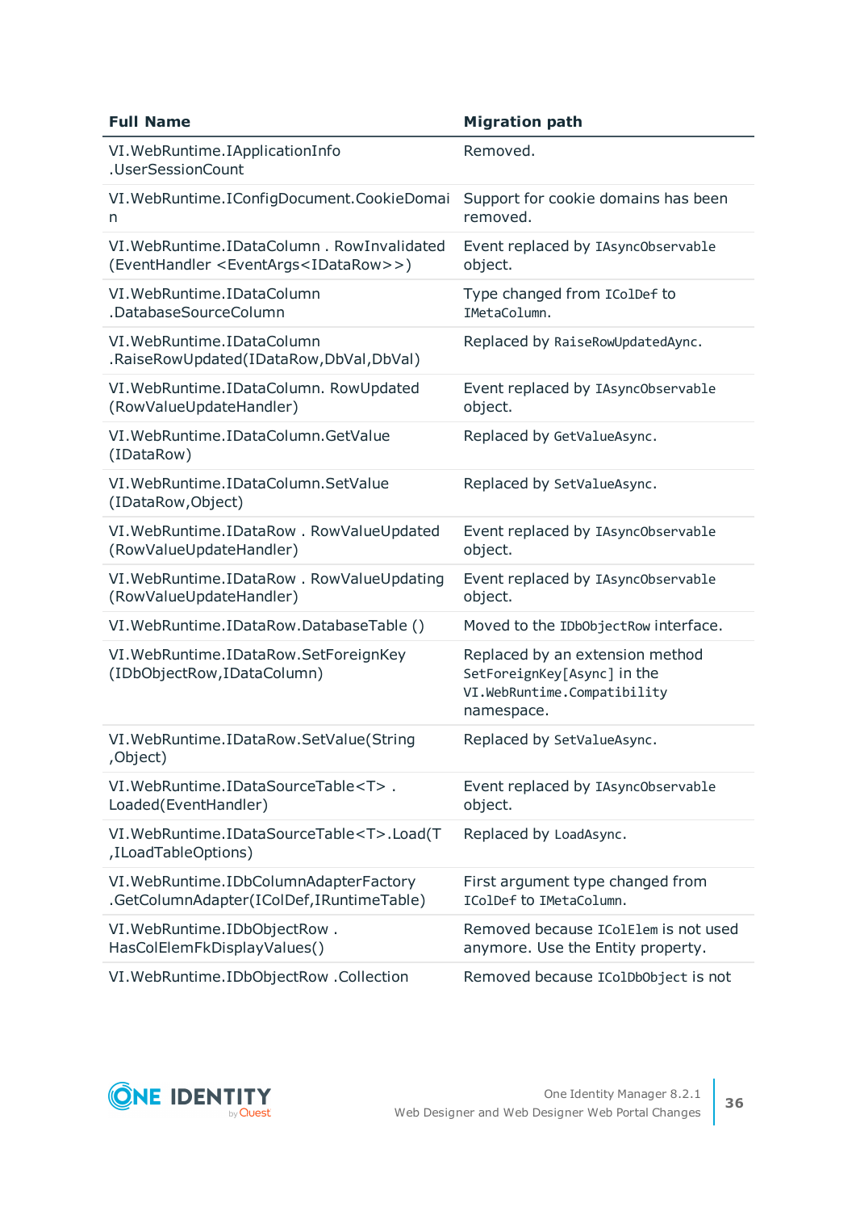| Full Name | Migration path |
|---|---|
| VI.WebRuntime.IApplicationInfo .UserSessionCount | Removed. |
| VI.WebRuntime.IConfigDocument.CookieDomain | Support for cookie domains has been removed. |
| VI.WebRuntime.IDataColumn . RowInvalidated (EventHandler <EventArgs<IDataRow>>) | Event replaced by `IAsyncObservable` object. |
| VI.WebRuntime.IDataColumn .DatabaseSourceColumn | Type changed from `IColDef` to `IMetaColumn`. |
| VI.WebRuntime.IDataColumn .RaiseRowUpdated(IDataRow,DbVal,DbVal) | Replaced by `RaiseRowUpdatedAsync`. |
| VI.WebRuntime.IDataColumn. RowUpdated (RowValueUpdateHandler) | Event replaced by `IAsyncObservable` object. |
| VI.WebRuntime.IDataColumn.GetValue (IDataRow) | Replaced by `GetValueAsync`. |
| VI.WebRuntime.IDataColumn.SetValue (IDataRow,Object) | Replaced by `SetValueAsync`. |
| VI.WebRuntime.IDataRow . RowValueUpdated (RowValueUpdateHandler) | Event replaced by `IAsyncObservable` object. |
| VI.WebRuntime.IDataRow . RowValueUpdating (RowValueUpdateHandler) | Event replaced by `IAsyncObservable` object. |
| VI.WebRuntime.IDataRow.DatabaseTable () | Moved to the `IDbObjectRow` interface. |
| VI.WebRuntime.IDataRow.SetForeignKey (IDbObjectRow,IDataColumn) | Replaced by an extension method `SetForeignKey[Async]` in the `VI.WebRuntime.Compatibility` namespace. |
| VI.WebRuntime.IDataRow.SetValue(String ,Object) | Replaced by `SetValueAsync`. |
| VI.WebRuntime.IDataSourceTable<T> . Loaded(EventHandler) | Event replaced by `IAsyncObservable` object. |
| VI.WebRuntime.IDataSourceTable<T>.Load(T ,ILoadTableOptions) | Replaced by `LoadAsync`. |
| VI.WebRuntime.IDbColumnAdapterFactory .GetColumnAdapter(IColDef,IRuntimeTable) | First argument type changed from `IColDef` to `IMetaColumn`. |
| VI.WebRuntime.IDbObjectRow . HasColElemFkDisplayValues() | Removed because `IColElem` is not used anymore. Use the Entity property. |
| VI.WebRuntime.IDbObjectRow .Collection | Removed because `IColDbObject` is not |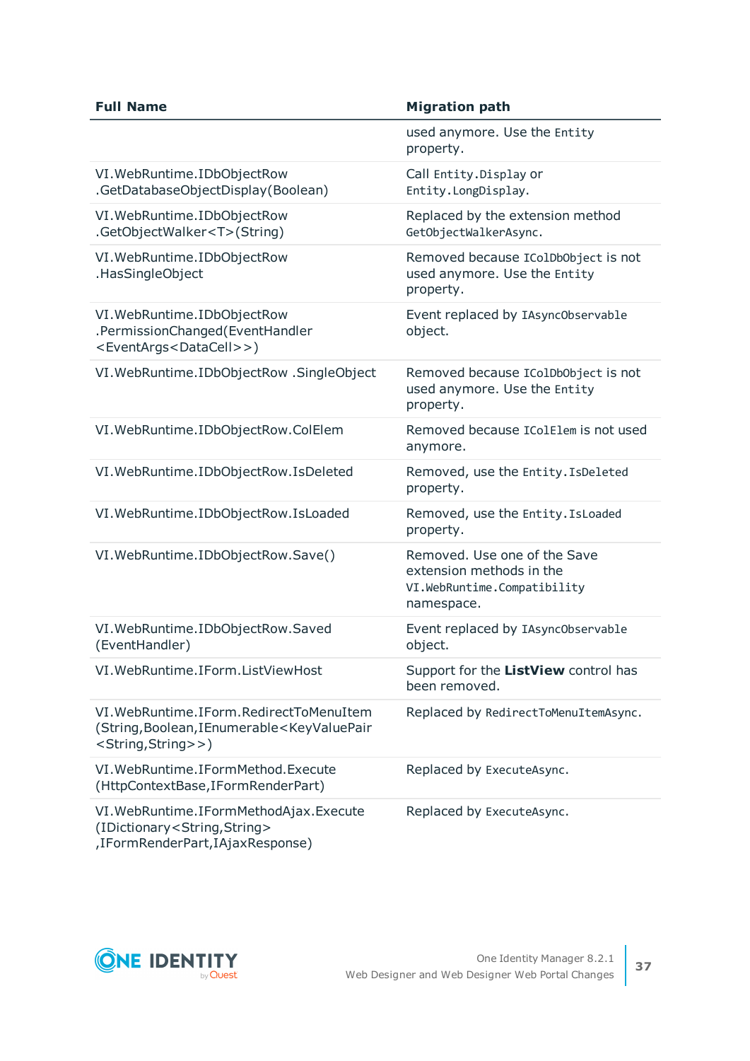| Full Name | Migration path |
|---|---|
| | used anymore. Use the `Entity` property. |
| VI.WebRuntime.IDbObjectRow .GetDatabaseObjectDisplay(Boolean) | Call `Entity.Display` or `Entity.LongDisplay`. |
| VI.WebRuntime.IDbObjectRow .GetObjectWalker<T>(String) | Replaced by the extension method `GetObjectWalkerAsync`. |
| VI.WebRuntime.IDbObjectRow .HasSingleObject | Removed because `IColDbObject` is not used anymore. Use the `Entity` property. |
| VI.WebRuntime.IDbObjectRow .PermissionChanged(EventHandler <EventArgs<DataCell>>) | Event replaced by `IAsyncObservable` object. |
| VI.WebRuntime.IDbObjectRow .SingleObject | Removed because `IColDbObject` is not used anymore. Use the `Entity` property. |
| VI.WebRuntime.IDbObjectRow.ColElem | Removed because `IColElem` is not used anymore. |
| VI.WebRuntime.IDbObjectRow.IsDeleted | Removed, use the `Entity.IsDeleted` property. |
| VI.WebRuntime.IDbObjectRow.IsLoaded | Removed, use the `Entity.IsLoaded` property. |
| VI.WebRuntime.IDbObjectRow.Save() | Removed. Use one of the Save extension methods in the `VI.WebRuntime.Compatibility` namespace. |
| VI.WebRuntime.IDbObjectRow.Saved (EventHandler) | Event replaced by `IAsyncObservable` object. |
| VI.WebRuntime.IForm.ListViewHost | Support for the **ListView** control has been removed. |
| VI.WebRuntime.IForm.RedirectToMenuItem (String,Boolean,IEnumerable<KeyValuePair <String,String>>) | Replaced by `RedirectToMenuItemAsync`. |
| VI.WebRuntime.IFormMethod.Execute (HttpContextBase,IFormRenderPart) | Replaced by `ExecuteAsync`. |
| VI.WebRuntime.IFormMethodAjax.Execute (IDictionary<String,String> ,IFormRenderPart,IAjaxResponse) | Replaced by `ExecuteAsync`. |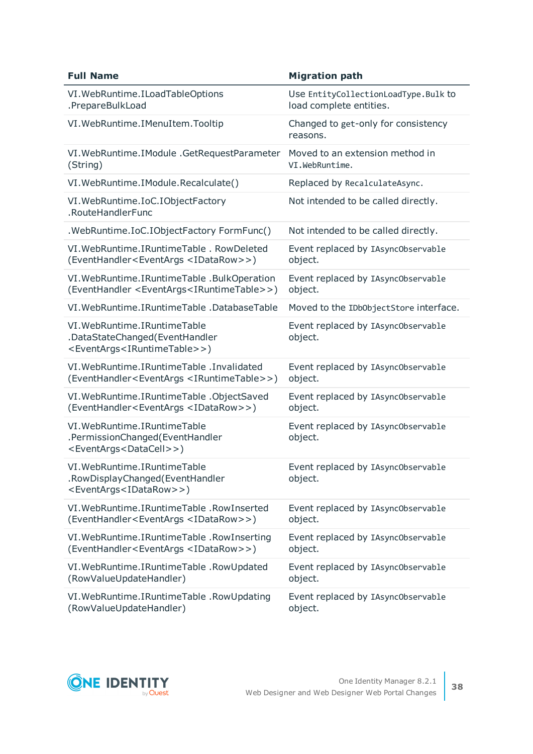| Full Name | Migration path |
|---|---|
| VI.WebRuntime.ILoadTableOptions .PrepareBulkLoad | Use `EntityCollectionLoadType.Bulk` to load complete entities. |
| VI.WebRuntime.IMenuItem.Tooltip | Changed to `get`-only for consistency reasons. |
| VI.WebRuntime.IModule .GetRequestParameter (String) | Moved to an extension method in `VI.WebRuntime`. |
| VI.WebRuntime.IModule.Recalculate() | Replaced by `RecalculateAsync`. |
| VI.WebRuntime.IoC.IObjectFactory .RouteHandlerFunc | Not intended to be called directly. |
| .WebRuntime.IoC.IObjectFactory FormFunc() | Not intended to be called directly. |
| VI.WebRuntime.IRuntimeTable . RowDeleted (EventHandler<EventArgs <IDataRow>>) | Event replaced by `IAsyncObservable` object. |
| VI.WebRuntime.IRuntimeTable .BulkOperation (EventHandler <EventArgs<IRuntimeTable>>) | Event replaced by `IAsyncObservable` object. |
| VI.WebRuntime.IRuntimeTable .DatabaseTable | Moved to the `IDbObjectStore` interface. |
| VI.WebRuntime.IRuntimeTable .DataStateChanged(EventHandler <EventArgs<IRuntimeTable>>) | Event replaced by `IAsyncObservable` object. |
| VI.WebRuntime.IRuntimeTable .Invalidated (EventHandler<EventArgs <IRuntimeTable>>) | Event replaced by `IAsyncObservable` object. |
| VI.WebRuntime.IRuntimeTable .ObjectSaved (EventHandler<EventArgs <IDataRow>>) | Event replaced by `IAsyncObservable` object. |
| VI.WebRuntime.IRuntimeTable .PermissionChanged(EventHandler <EventArgs<DataCell>>) | Event replaced by `IAsyncObservable` object. |
| VI.WebRuntime.IRuntimeTable .RowDisplayChanged(EventHandler <EventArgs<IDataRow>>) | Event replaced by `IAsyncObservable` object. |
| VI.WebRuntime.IRuntimeTable .RowInserted (EventHandler<EventArgs <IDataRow>>) | Event replaced by `IAsyncObservable` object. |
| VI.WebRuntime.IRuntimeTable .RowInserting (EventHandler<EventArgs <IDataRow>>) | Event replaced by `IAsyncObservable` object. |
| VI.WebRuntime.IRuntimeTable .RowUpdated (RowValueUpdateHandler) | Event replaced by `IAsyncObservable` object. |
| VI.WebRuntime.IRuntimeTable .RowUpdating (RowValueUpdateHandler) | Event replaced by `IAsyncObservable` object. |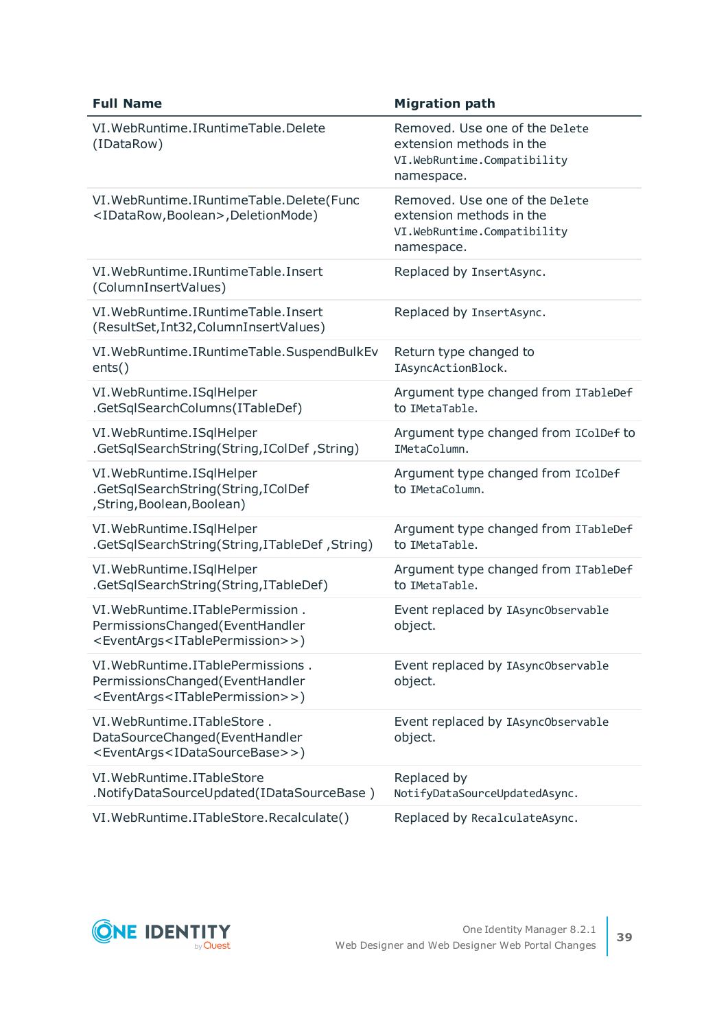| Full Name | Migration path |
| --- | --- |
| VI.WebRuntime.IRuntimeTable.Delete (IDataRow) | Removed. Use one of the `Delete` extension methods in the `VI.WebRuntime.Compatibility` namespace. |
| VI.WebRuntime.IRuntimeTable.Delete(Func <IDataRow,Boolean>,DeletionMode) | Removed. Use one of the `Delete` extension methods in the `VI.WebRuntime.Compatibility` namespace. |
| VI.WebRuntime.IRuntimeTable.Insert (ColumnInsertValues) | Replaced by `InsertAsync`. |
| VI.WebRuntime.IRuntimeTable.Insert (ResultSet,Int32,ColumnInsertValues) | Replaced by `InsertAsync`. |
| VI.WebRuntime.IRuntimeTable.SuspendBulkEvents() | Return type changed to `IAsyncActionBlock`. |
| VI.WebRuntime.ISqlHelper .GetSqlSearchColumns(ITableDef) | Argument type changed from `ITableDef` to `IMetaTable`. |
| VI.WebRuntime.ISqlHelper .GetSqlSearchString(String,IColDef ,String) | Argument type changed from `IColDef` to `IMetaColumn`. |
| VI.WebRuntime.ISqlHelper .GetSqlSearchString(String,IColDef ,String,Boolean,Boolean) | Argument type changed from `IColDef` to `IMetaColumn`. |
| VI.WebRuntime.ISqlHelper .GetSqlSearchString(String,ITableDef ,String) | Argument type changed from `ITableDef` to `IMetaTable`. |
| VI.WebRuntime.ISqlHelper .GetSqlSearchString(String,ITableDef) | Argument type changed from `ITableDef` to `IMetaTable`. |
| VI.WebRuntime.ITablePermission . PermissionsChanged(EventHandler <EventArgs<ITablePermission>>) | Event replaced by `IAsyncObservable` object. |
| VI.WebRuntime.ITablePermissions . PermissionsChanged(EventHandler <EventArgs<ITablePermission>>) | Event replaced by `IAsyncObservable` object. |
| VI.WebRuntime.ITableStore . DataSourceChanged(EventHandler <EventArgs<IDataSourceBase>>) | Event replaced by `IAsyncObservable` object. |
| VI.WebRuntime.ITableStore .NotifyDataSourceUpdated(IDataSourceBase ) | Replaced by `NotifyDataSourceUpdatedAsync`. |
| VI.WebRuntime.ITableStore.Recalculate() | Replaced by `RecalculateAsync`. |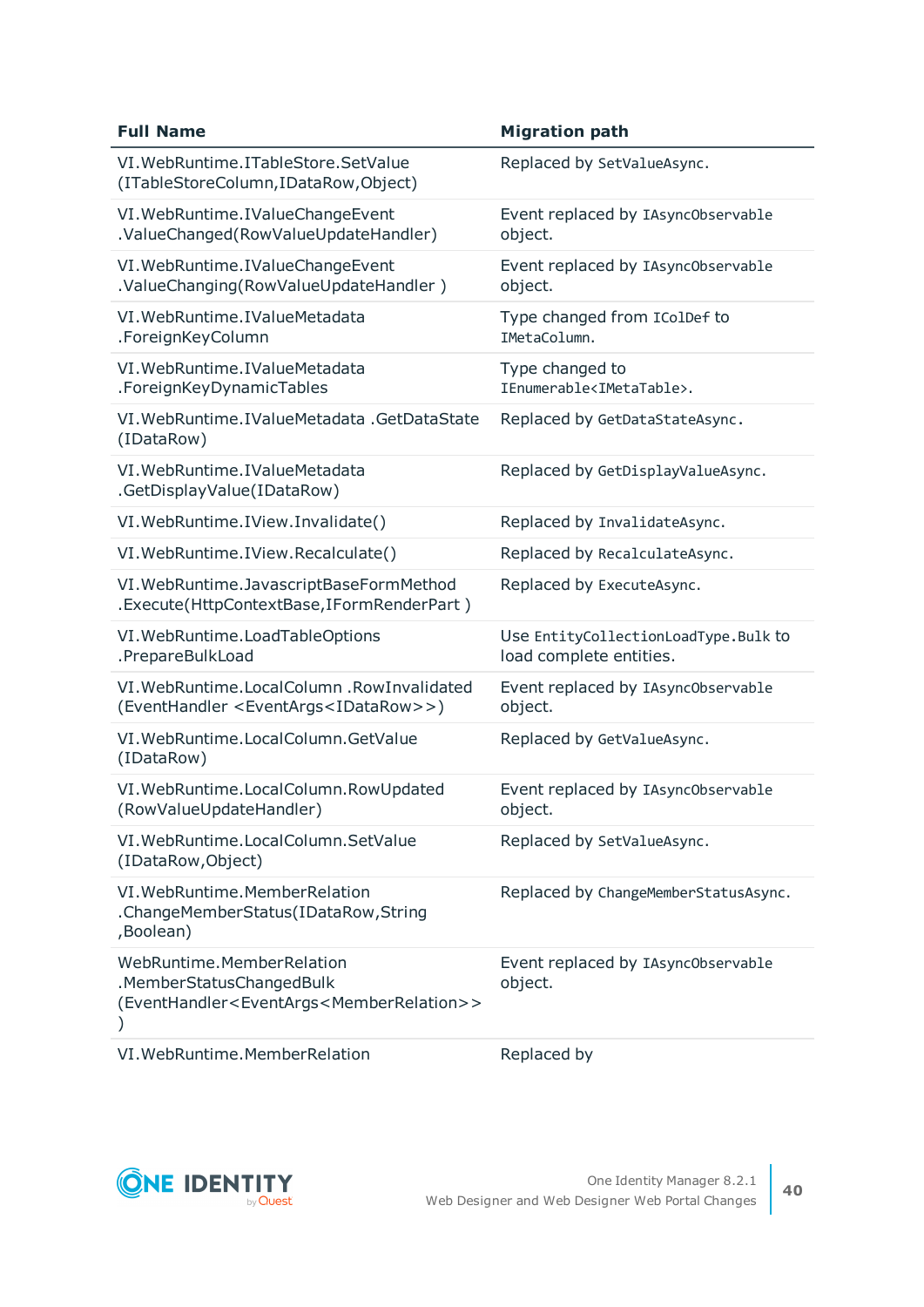| Full Name | Migration path |
|---|---|
| VI.WebRuntime.ITableStore.SetValue (ITableStoreColumn,IDataRow,Object) | Replaced by `SetValueAsync`. |
| VI.WebRuntime.IValueChangeEvent .ValueChanged(RowValueUpdateHandler) | Event replaced by `IAsyncObservable` object. |
| VI.WebRuntime.IValueChangeEvent .ValueChanging(RowValueUpdateHandler ) | Event replaced by `IAsyncObservable` object. |
| VI.WebRuntime.IValueMetadata .ForeignKeyColumn | Type changed from `IColDef` to `IMetaColumn`. |
| VI.WebRuntime.IValueMetadata .ForeignKeyDynamicTables | Type changed to `IEnumerable<IMetaTable>`. |
| VI.WebRuntime.IValueMetadata .GetDataState (IDataRow) | Replaced by `GetDataStateAsync`. |
| VI.WebRuntime.IValueMetadata .GetDisplayValue(IDataRow) | Replaced by `GetDisplayValueAsync`. |
| VI.WebRuntime.IView.Invalidate() | Replaced by `InvalidateAsync`. |
| VI.WebRuntime.IView.Recalculate() | Replaced by `RecalculateAsync`. |
| VI.WebRuntime.JavascriptBaseFormMethod .Execute(HttpContextBase,IFormRenderPart ) | Replaced by `ExecuteAsync`. |
| VI.WebRuntime.LoadTableOptions .PrepareBulkLoad | Use `EntityCollectionLoadType.Bulk` to load complete entities. |
| VI.WebRuntime.LocalColumn .RowInvalidated (EventHandler <EventArgs<IDataRow>>) | Event replaced by `IAsyncObservable` object. |
| VI.WebRuntime.LocalColumn.GetValue (IDataRow) | Replaced by `GetValueAsync`. |
| VI.WebRuntime.LocalColumn.RowUpdated (RowValueUpdateHandler) | Event replaced by `IAsyncObservable` object. |
| VI.WebRuntime.LocalColumn.SetValue (IDataRow,Object) | Replaced by `SetValueAsync`. |
| VI.WebRuntime.MemberRelation .ChangeMemberStatus(IDataRow,String ,Boolean) | Replaced by `ChangeMemberStatusAsync`. |
| WebRuntime.MemberRelation .MemberStatusChangedBulk (EventHandler<EventArgs<MemberRelation>> ) | Event replaced by `IAsyncObservable` object. |
| VI.WebRuntime.MemberRelation | Replaced by |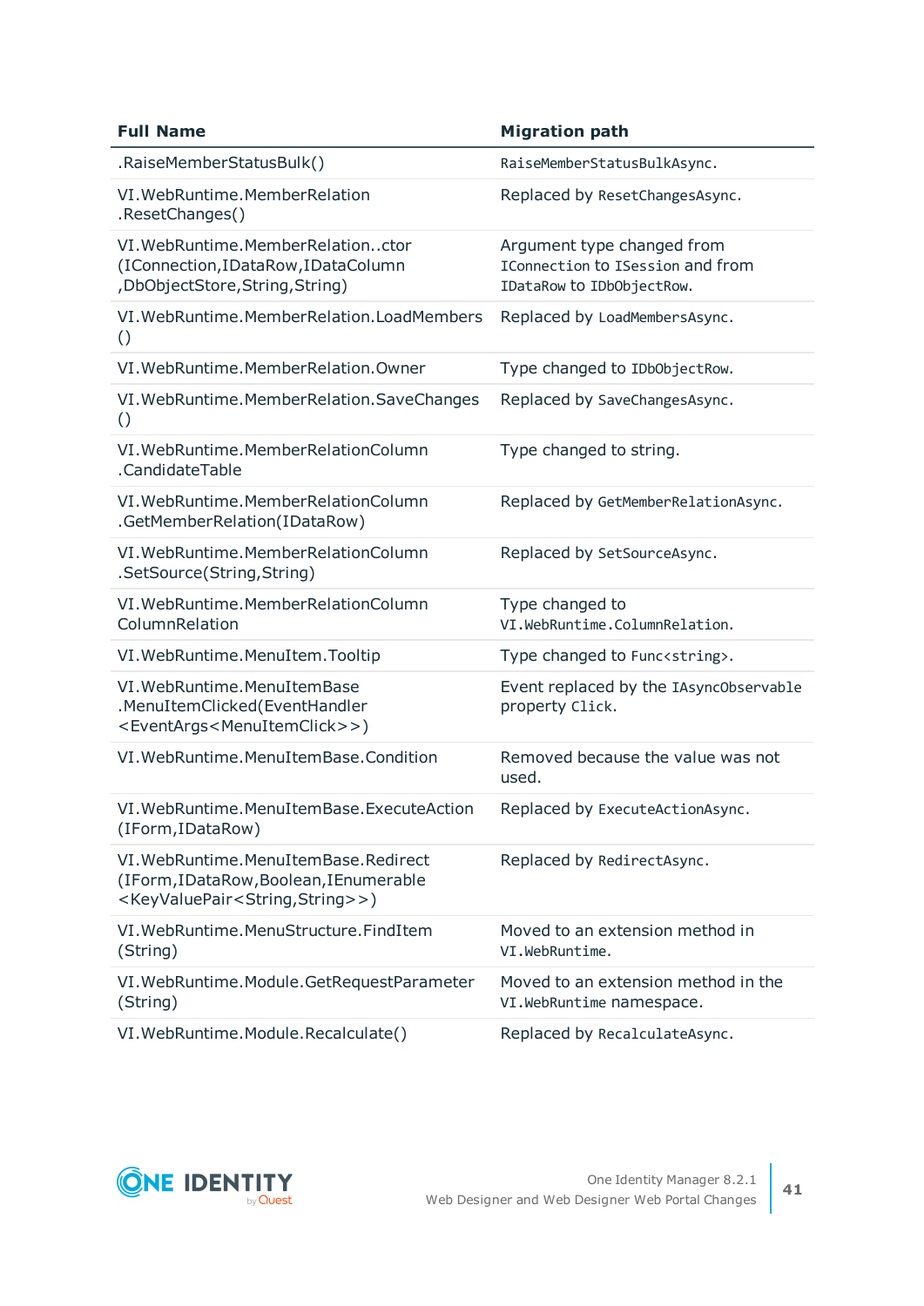| Full Name | Migration path |
|---|---|
| .RaiseMemberStatusBulk() | `RaiseMemberStatusBulkAsync`. |
| VI.WebRuntime.MemberRelation .ResetChanges() | Replaced by `ResetChangesAsync`. |
| VI.WebRuntime.MemberRelation..ctor (IConnection,IDataRow,IDataColumn ,DbObjectStore,String,String) | Argument type changed from `IConnection` to `ISession` and from `IDataRow` to `IDbObjectRow`. |
| VI.WebRuntime.MemberRelation.LoadMembers () | Replaced by `LoadMembersAsync`. |
| VI.WebRuntime.MemberRelation.Owner | Type changed to `IDbObjectRow`. |
| VI.WebRuntime.MemberRelation.SaveChanges () | Replaced by `SaveChangesAsync`. |
| VI.WebRuntime.MemberRelationColumn .CandidateTable | Type changed to string. |
| VI.WebRuntime.MemberRelationColumn .GetMemberRelation(IDataRow) | Replaced by `GetMemberRelationAsync`. |
| VI.WebRuntime.MemberRelationColumn .SetSource(String,String) | Replaced by `SetSourceAsync`. |
| VI.WebRuntime.MemberRelationColumn ColumnRelation | Type changed to `VI.WebRuntime.ColumnRelation`. |
| VI.WebRuntime.MenuItem.Tooltip | Type changed to `Func<string>`. |
| VI.WebRuntime.MenuItemBase .MenuItemClicked(EventHandler <EventArgs<MenuItemClick>>) | Event replaced by the `IAsyncObservable` property `Click`. |
| VI.WebRuntime.MenuItemBase.Condition | Removed because the value was not used. |
| VI.WebRuntime.MenuItemBase.ExecuteAction (IForm,IDataRow) | Replaced by `ExecuteActionAsync`. |
| VI.WebRuntime.MenuItemBase.Redirect (IForm,IDataRow,Boolean,IEnumerable <KeyValuePair<String,String>>) | Replaced by `RedirectAsync`. |
| VI.WebRuntime.MenuStructure.FindItem (String) | Moved to an extension method in `VI.WebRuntime`. |
| VI.WebRuntime.Module.GetRequestParameter (String) | Moved to an extension method in the `VI.WebRuntime` namespace. |
| VI.WebRuntime.Module.Recalculate() | Replaced by `RecalculateAsync`. |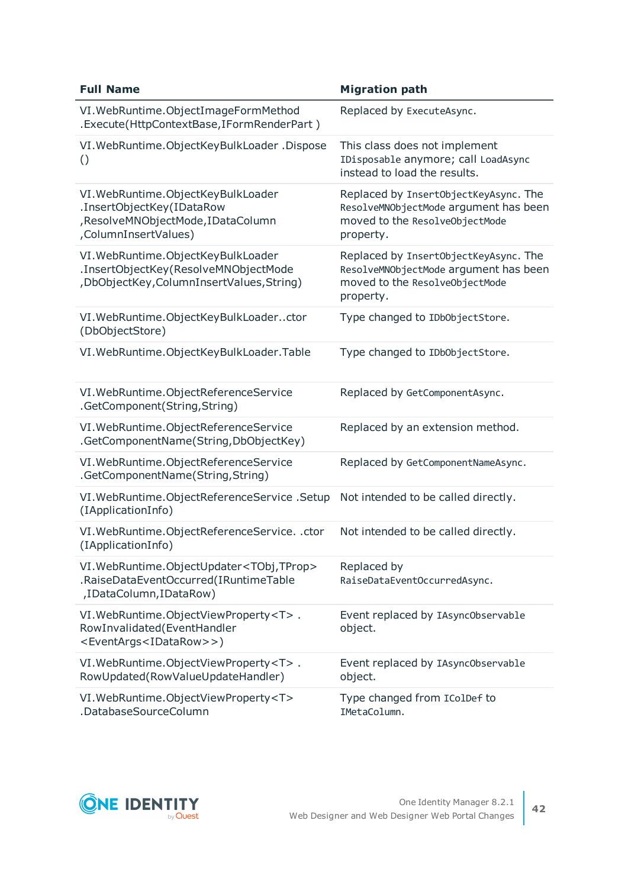| Full Name | Migration path |
|---|---|
| VI.WebRuntime.ObjectImageFormMethod .Execute(HttpContextBase,IFormRenderPart ) | Replaced by `ExecuteAsync`. |
| VI.WebRuntime.ObjectKeyBulkLoader .Dispose () | This class does not implement `IDisposable` anymore; call `LoadAsync` instead to load the results. |
| VI.WebRuntime.ObjectKeyBulkLoader .InsertObjectKey(IDataRow ,ResolveMNObjectMode,IDataColumn ,ColumnInsertValues) | Replaced by `InsertObjectKeyAsync`. The `ResolveMNObjectMode` argument has been moved to the `ResolveObjectMode` property. |
| VI.WebRuntime.ObjectKeyBulkLoader .InsertObjectKey(ResolveMNObjectMode ,DbObjectKey,ColumnInsertValues,String) | Replaced by `InsertObjectKeyAsync`. The `ResolveMNObjectMode` argument has been moved to the `ResolveObjectMode` property. |
| VI.WebRuntime.ObjectKeyBulkLoader..ctor (DbObjectStore) | Type changed to `IDbObjectStore`. |
| VI.WebRuntime.ObjectKeyBulkLoader.Table | Type changed to `IDbObjectStore`. |
| VI.WebRuntime.ObjectReferenceService .GetComponent(String,String) | Replaced by `GetComponentAsync`. |
| VI.WebRuntime.ObjectReferenceService .GetComponentName(String,DbObjectKey) | Replaced by an extension method. |
| VI.WebRuntime.ObjectReferenceService .GetComponentName(String,String) | Replaced by `GetComponentNameAsync`. |
| VI.WebRuntime.ObjectReferenceService .Setup (IApplicationInfo) | Not intended to be called directly. |
| VI.WebRuntime.ObjectReferenceService. .ctor (IApplicationInfo) | Not intended to be called directly. |
| VI.WebRuntime.ObjectUpdater<TObj,TProp> .RaiseDataEventOccurred(IRuntimeTable ,IDataColumn,IDataRow) | Replaced by `RaiseDataEventOccurredAsync`. |
| VI.WebRuntime.ObjectViewProperty<T> . RowInvalidated(EventHandler <EventArgs<IDataRow>>) | Event replaced by `IAsyncObservable` object. |
| VI.WebRuntime.ObjectViewProperty<T> . RowUpdated(RowValueUpdateHandler) | Event replaced by `IAsyncObservable` object. |
| VI.WebRuntime.ObjectViewProperty<T> .DatabaseSourceColumn | Type changed from `IColDef` to `IMetaColumn`. |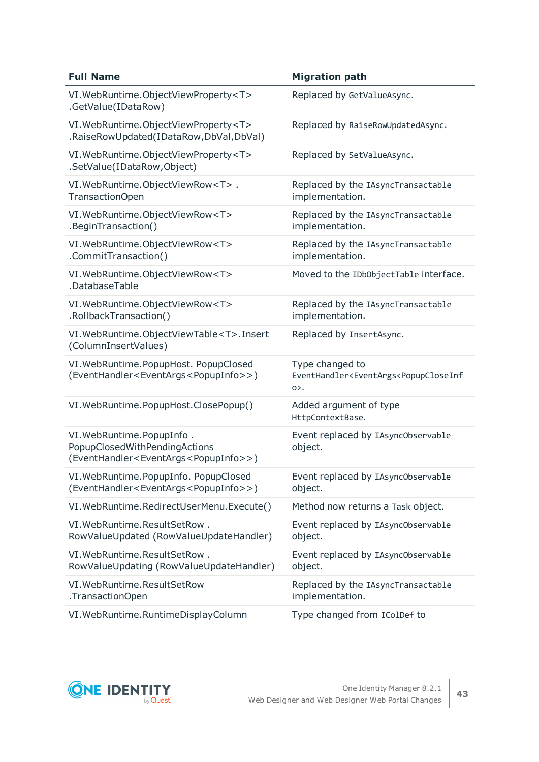| Full Name | Migration path |
|---|---|
| VI.WebRuntime.ObjectViewProperty<T> .GetValue(IDataRow) | Replaced by `GetValueAsync`. |
| VI.WebRuntime.ObjectViewProperty<T> .RaiseRowUpdated(IDataRow,DbVal,DbVal) | Replaced by `RaiseRowUpdatedAsync`. |
| VI.WebRuntime.ObjectViewProperty<T> .SetValue(IDataRow,Object) | Replaced by `SetValueAsync`. |
| VI.WebRuntime.ObjectViewRow<T> . TransactionOpen | Replaced by the `IAsyncTransactable` implementation. |
| VI.WebRuntime.ObjectViewRow<T> .BeginTransaction() | Replaced by the `IAsyncTransactable` implementation. |
| VI.WebRuntime.ObjectViewRow<T> .CommitTransaction() | Replaced by the `IAsyncTransactable` implementation. |
| VI.WebRuntime.ObjectViewRow<T> .DatabaseTable | Moved to the `IDbObjectTable` interface. |
| VI.WebRuntime.ObjectViewRow<T> .RollbackTransaction() | Replaced by the `IAsyncTransactable` implementation. |
| VI.WebRuntime.ObjectViewTable<T>.Insert (ColumnInsertValues) | Replaced by `InsertAsync`. |
| VI.WebRuntime.PopupHost. PopupClosed (EventHandler<EventArgs<PopupInfo>>) | Type changed to `EventHandler<EventArgs<PopupCloseInfo>>`. |
| VI.WebRuntime.PopupHost.ClosePopup() | Added argument of type `HttpContextBase`. |
| VI.WebRuntime.PopupInfo . PopupClosedWithPendingActions (EventHandler<EventArgs<PopupInfo>>) | Event replaced by `IAsyncObservable` object. |
| VI.WebRuntime.PopupInfo. PopupClosed (EventHandler<EventArgs<PopupInfo>>) | Event replaced by `IAsyncObservable` object. |
| VI.WebRuntime.RedirectUserMenu.Execute() | Method now returns a `Task` object. |
| VI.WebRuntime.ResultSetRow . RowValueUpdated (RowValueUpdateHandler) | Event replaced by `IAsyncObservable` object. |
| VI.WebRuntime.ResultSetRow . RowValueUpdating (RowValueUpdateHandler) | Event replaced by `IAsyncObservable` object. |
| VI.WebRuntime.ResultSetRow .TransactionOpen | Replaced by the `IAsyncTransactable` implementation. |
| VI.WebRuntime.RuntimeDisplayColumn | Type changed from `IColDef` to |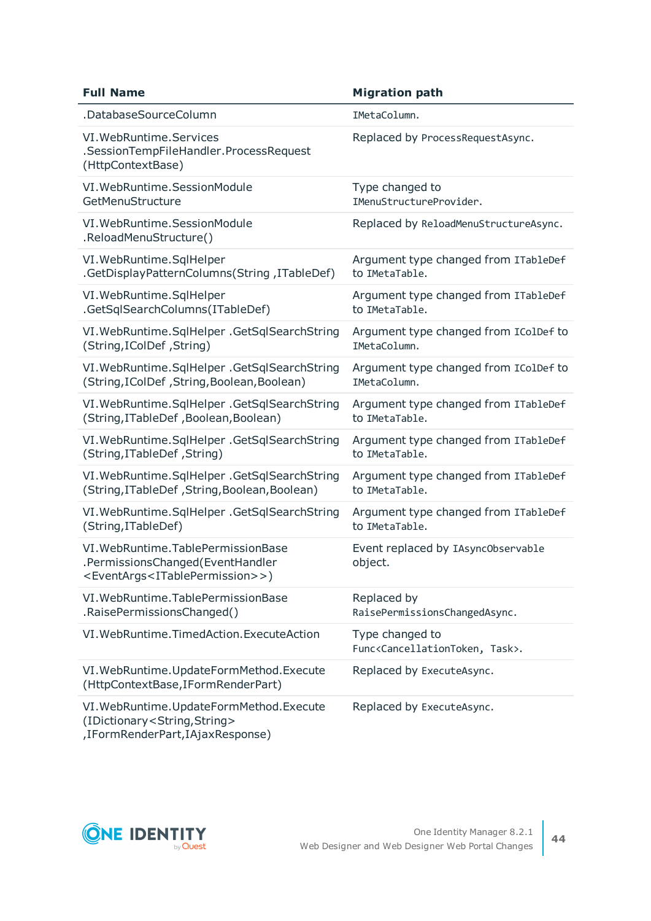| Full Name | Migration path |
| --- | --- |
| .DatabaseSourceColumn | IMetaColumn. |
| VI.WebRuntime.Services .SessionTempFileHandler.ProcessRequest (HttpContextBase) | Replaced by ProcessRequestAsync. |
| VI.WebRuntime.SessionModule GetMenuStructure | Type changed to IMenuStructureProvider. |
| VI.WebRuntime.SessionModule .ReloadMenuStructure() | Replaced by ReloadMenuStructureAsync. |
| VI.WebRuntime.SqlHelper .GetDisplayPatternColumns(String ,ITableDef) | Argument type changed from ITableDef to IMetaTable. |
| VI.WebRuntime.SqlHelper .GetSqlSearchColumns(ITableDef) | Argument type changed from ITableDef to IMetaTable. |
| VI.WebRuntime.SqlHelper .GetSqlSearchString (String,IColDef ,String) | Argument type changed from IColDef to IMetaColumn. |
| VI.WebRuntime.SqlHelper .GetSqlSearchString (String,IColDef ,String,Boolean,Boolean) | Argument type changed from IColDef to IMetaColumn. |
| VI.WebRuntime.SqlHelper .GetSqlSearchString (String,ITableDef ,Boolean,Boolean) | Argument type changed from ITableDef to IMetaTable. |
| VI.WebRuntime.SqlHelper .GetSqlSearchString (String,ITableDef ,String) | Argument type changed from ITableDef to IMetaTable. |
| VI.WebRuntime.SqlHelper .GetSqlSearchString (String,ITableDef ,String,Boolean,Boolean) | Argument type changed from ITableDef to IMetaTable. |
| VI.WebRuntime.SqlHelper .GetSqlSearchString (String,ITableDef) | Argument type changed from ITableDef to IMetaTable. |
| VI.WebRuntime.TablePermissionBase .PermissionsChanged(EventHandler <EventArgs<ITablePermission>>) | Event replaced by IAsyncObservable object. |
| VI.WebRuntime.TablePermissionBase .RaisePermissionsChanged() | Replaced by RaisePermissionsChangedAsync. |
| VI.WebRuntime.TimedAction.ExecuteAction | Type changed to Func<CancellationToken, Task>. |
| VI.WebRuntime.UpdateFormMethod.Execute (HttpContextBase,IFormRenderPart) | Replaced by ExecuteAsync. |
| VI.WebRuntime.UpdateFormMethod.Execute (IDictionary<String,String> ,IFormRenderPart,IAjaxResponse) | Replaced by ExecuteAsync. |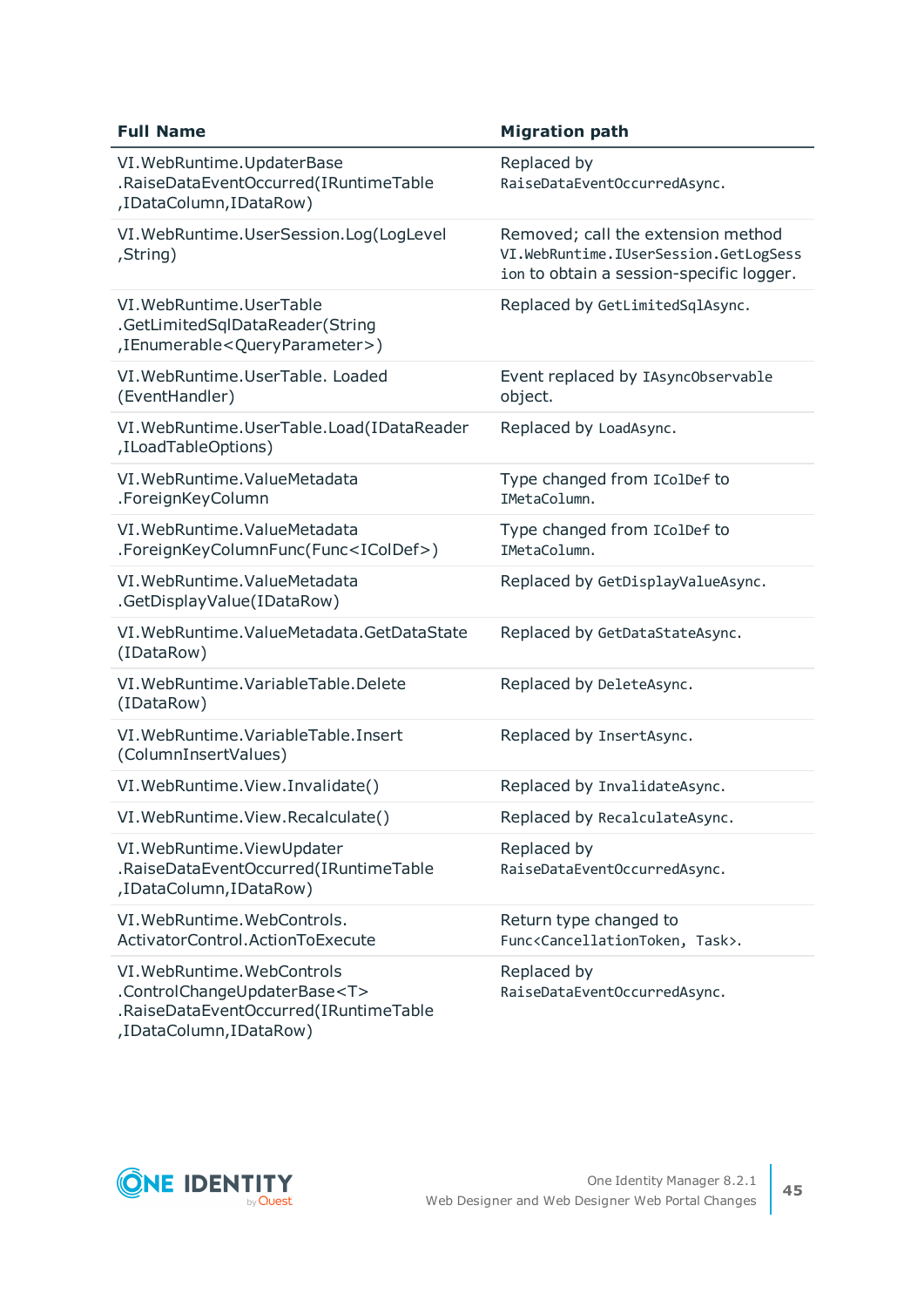| Full Name | Migration path |
| --- | --- |
| VI.WebRuntime.UpdaterBase.RaiseDataEventOccurred(IRuntimeTable,IDataColumn,IDataRow) | Replaced by `RaiseDataEventOccurredAsync`. |
| VI.WebRuntime.UserSession.Log(LogLevel,String) | Removed; call the extension method `VI.WebRuntime.IUserSession.GetLogSession` to obtain a session-specific logger. |
| VI.WebRuntime.UserTable.GetLimitedSqlDataReader(String,IEnumerable<QueryParameter>) | Replaced by `GetLimitedSqlAsync`. |
| VI.WebRuntime.UserTable. Loaded (EventHandler) | Event replaced by `IAsyncObservable` object. |
| VI.WebRuntime.UserTable.Load(IDataReader,ILoadTableOptions) | Replaced by `LoadAsync`. |
| VI.WebRuntime.ValueMetadata.ForeignKeyColumn | Type changed from `IColDef` to `IMetaColumn`. |
| VI.WebRuntime.ValueMetadata.ForeignKeyColumnFunc(Func<IColDef>) | Type changed from `IColDef` to `IMetaColumn`. |
| VI.WebRuntime.ValueMetadata.GetDisplayValue(IDataRow) | Replaced by `GetDisplayValueAsync`. |
| VI.WebRuntime.ValueMetadata.GetDataState(IDataRow) | Replaced by `GetDataStateAsync`. |
| VI.WebRuntime.VariableTable.Delete(IDataRow) | Replaced by `DeleteAsync`. |
| VI.WebRuntime.VariableTable.Insert(ColumnInsertValues) | Replaced by `InsertAsync`. |
| VI.WebRuntime.View.Invalidate() | Replaced by `InvalidateAsync`. |
| VI.WebRuntime.View.Recalculate() | Replaced by `RecalculateAsync`. |
| VI.WebRuntime.ViewUpdater.RaiseDataEventOccurred(IRuntimeTable,IDataColumn,IDataRow) | Replaced by `RaiseDataEventOccurredAsync`. |
| VI.WebRuntime.WebControls.ActivatorControl.ActionToExecute | Return type changed to `Func<CancellationToken, Task>`. |
| VI.WebRuntime.WebControls.ControlChangeUpdaterBase<T>.RaiseDataEventOccurred(IRuntimeTable,IDataColumn,IDataRow) | Replaced by `RaiseDataEventOccurredAsync`. |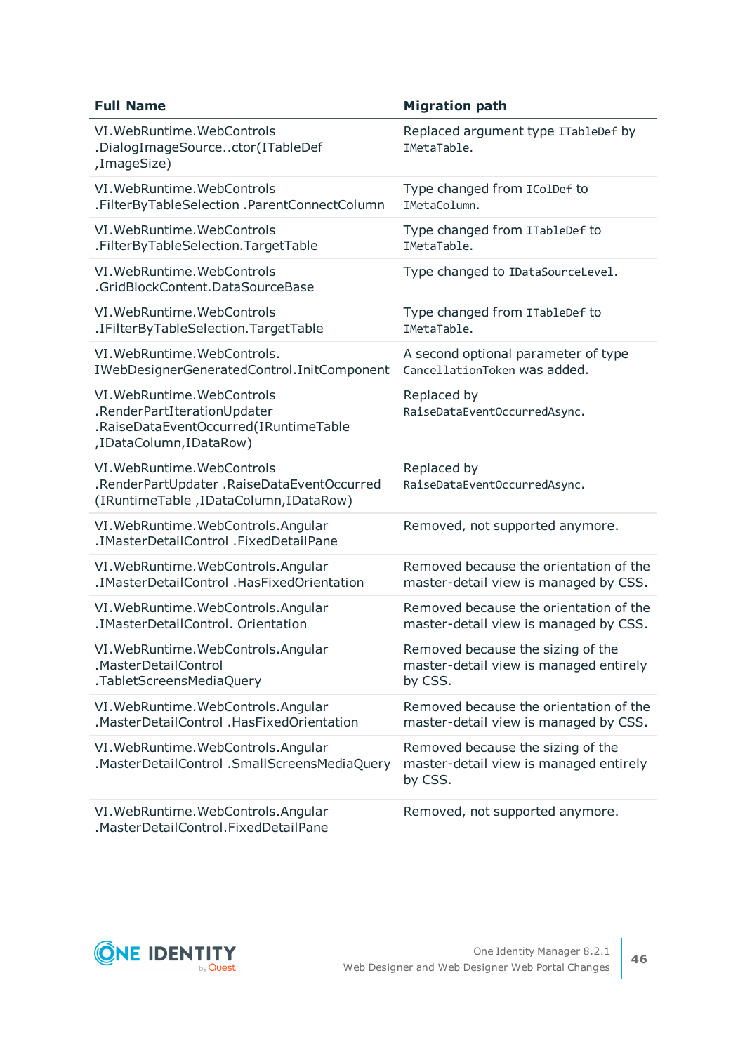| Full Name | Migration path |
|---|---|
| VI.WebRuntime.WebControls .DialogImageSource..ctor(ITableDef ,ImageSize) | Replaced argument type `ITableDef` by `IMetaTable`. |
| VI.WebRuntime.WebControls .FilterByTableSelection .ParentConnectColumn | Type changed from `IColDef` to `IMetaColumn`. |
| VI.WebRuntime.WebControls .FilterByTableSelection.TargetTable | Type changed from `ITableDef` to `IMetaTable`. |
| VI.WebRuntime.WebControls .GridBlockContent.DataSourceBase | Type changed to `IDataSourceLevel`. |
| VI.WebRuntime.WebControls .IFilterByTableSelection.TargetTable | Type changed from `ITableDef` to `IMetaTable`. |
| VI.WebRuntime.WebControls. IWebDesignerGeneratedControl.InitComponent | A second optional parameter of type `CancellationToken` was added. |
| VI.WebRuntime.WebControls .RenderPartIterationUpdater .RaiseDataEventOccurred(IRuntimeTable ,IDataColumn,IDataRow) | Replaced by `RaiseDataEventOccurredAsync`. |
| VI.WebRuntime.WebControls .RenderPartUpdater .RaiseDataEventOccurred (IRuntimeTable ,IDataColumn,IDataRow) | Replaced by `RaiseDataEventOccurredAsync`. |
| VI.WebRuntime.WebControls.Angular .IMasterDetailControl .FixedDetailPane | Removed, not supported anymore. |
| VI.WebRuntime.WebControls.Angular .IMasterDetailControl .HasFixedOrientation | Removed because the orientation of the master-detail view is managed by CSS. |
| VI.WebRuntime.WebControls.Angular .IMasterDetailControl. Orientation | Removed because the orientation of the master-detail view is managed by CSS. |
| VI.WebRuntime.WebControls.Angular .MasterDetailControl .TabletScreensMediaQuery | Removed because the sizing of the master-detail view is managed entirely by CSS. |
| VI.WebRuntime.WebControls.Angular .MasterDetailControl .HasFixedOrientation | Removed because the orientation of the master-detail view is managed by CSS. |
| VI.WebRuntime.WebControls.Angular .MasterDetailControl .SmallScreensMediaQuery | Removed because the sizing of the master-detail view is managed entirely by CSS. |
| VI.WebRuntime.WebControls.Angular .MasterDetailControl.FixedDetailPane | Removed, not supported anymore. |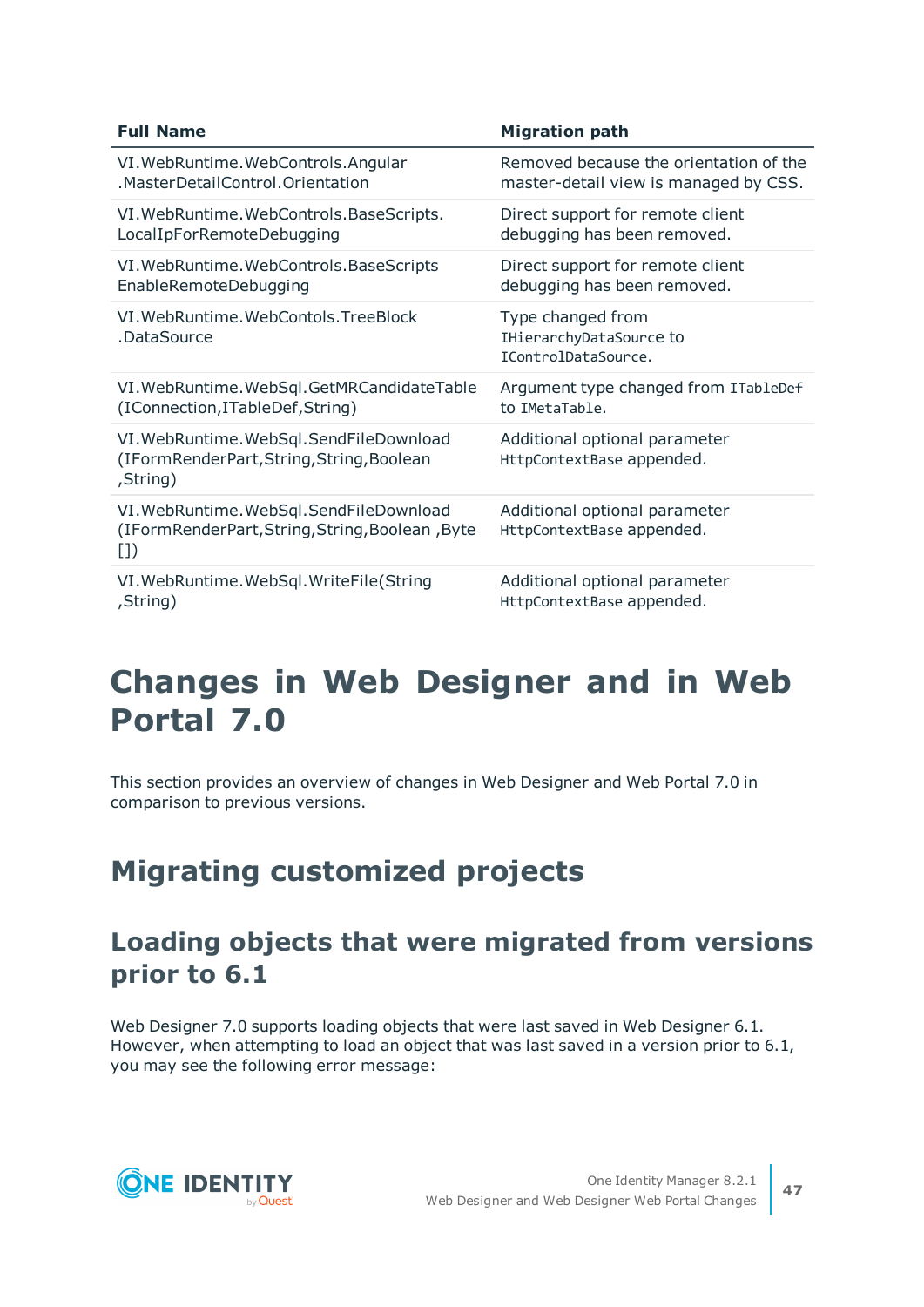| Full Name | Migration path |
|---|---|
| VI.WebRuntime.WebControls.Angular .MasterDetailControl.Orientation | Removed because the orientation of the master-detail view is managed by CSS. |
| VI.WebRuntime.WebControls.BaseScripts. LocalIpForRemoteDebugging | Direct support for remote client debugging has been removed. |
| VI.WebRuntime.WebControls.BaseScripts EnableRemoteDebugging | Direct support for remote client debugging has been removed. |
| VI.WebRuntime.WebContols.TreeBlock .DataSource | Type changed from `IHierarchyDataSource` to `IControlDataSource`. |
| VI.WebRuntime.WebSql.GetMRCandidateTable (IConnection,ITableDef,String) | Argument type changed from `ITableDef` to `IMetaTable`. |
| VI.WebRuntime.WebSql.SendFileDownload (IFormRenderPart,String,String,Boolean ,String) | Additional optional parameter `HttpContextBase` appended. |
| VI.WebRuntime.WebSql.SendFileDownload (IFormRenderPart,String,String,Boolean ,Byte []) | Additional optional parameter `HttpContextBase` appended. |
| VI.WebRuntime.WebSql.WriteFile(String ,String) | Additional optional parameter `HttpContextBase` appended. |

# Changes in Web Designer and in Web Portal 7.0

This section provides an overview of changes in Web Designer and Web Portal 7.0 in comparison to previous versions.

## Migrating customized projects

### Loading objects that were migrated from versions prior to 6.1

Web Designer 7.0 supports loading objects that were last saved in Web Designer 6.1. However, when attempting to load an object that was last saved in a version prior to 6.1, you may see the following error message: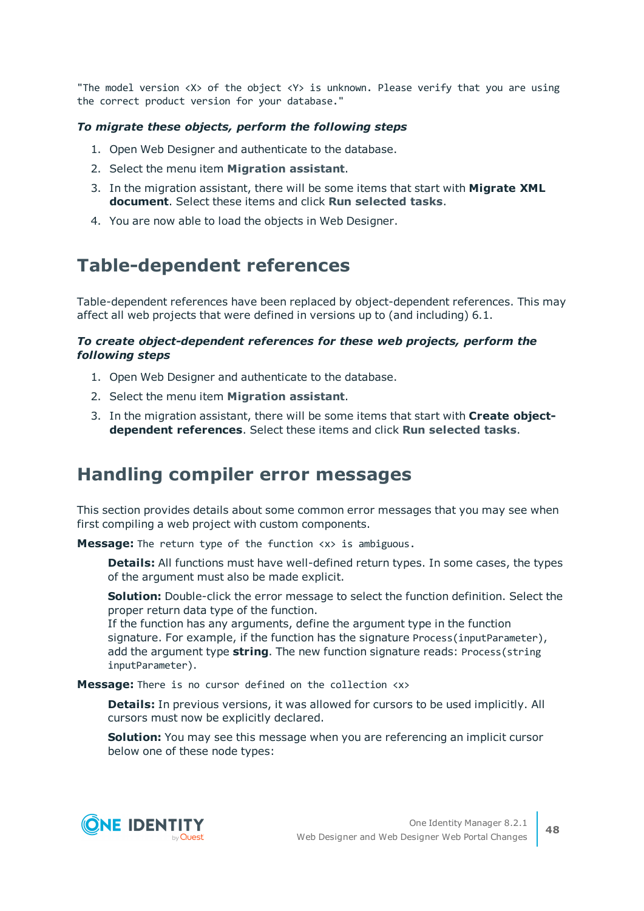`"The model version <X> of the object <Y> is unknown. Please verify that you are using the correct product version for your database."`

***To migrate these objects, perform the following steps***

1. Open Web Designer and authenticate to the database.
2. Select the menu item **Migration assistant**.
3. In the migration assistant, there will be some items that start with **Migrate XML document**. Select these items and click **Run selected tasks**.
4. You are now able to load the objects in Web Designer.

## Table-dependent references

Table-dependent references have been replaced by object-dependent references. This may affect all web projects that were defined in versions up to (and including) 6.1.

***To create object-dependent references for these web projects, perform the following steps***

1. Open Web Designer and authenticate to the database.
2. Select the menu item **Migration assistant**.
3. In the migration assistant, there will be some items that start with **Create object-dependent references**. Select these items and click **Run selected tasks**.

## Handling compiler error messages

This section provides details about some common error messages that you may see when first compiling a web project with custom components.

**Message:** `The return type of the function <x> is ambiguous.`

> **Details:** All functions must have well-defined return types. In some cases, the types of the argument must also be made explicit.
>
> **Solution:** Double-click the error message to select the function definition. Select the proper return data type of the function.
> If the function has any arguments, define the argument type in the function signature. For example, if the function has the signature `Process(inputParameter)`, add the argument type **string**. The new function signature reads: `Process(string inputParameter)`.

**Message:** `There is no cursor defined on the collection <x>`

> **Details:** In previous versions, it was allowed for cursors to be used implicitly. All cursors must now be explicitly declared.
>
> **Solution:** You may see this message when you are referencing an implicit cursor below one of these node types: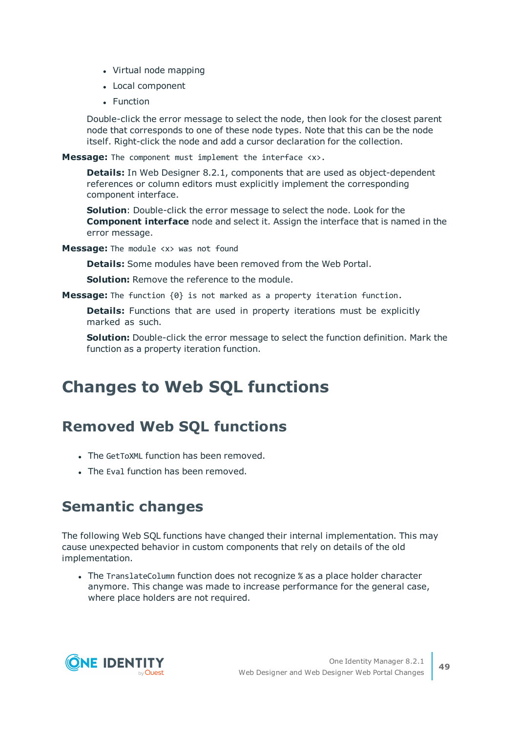- Virtual node mapping
- Local component
- Function

Double-click the error message to select the node, then look for the closest parent node that corresponds to one of these node types. Note that this can be the node itself. Right-click the node and add a cursor declaration for the collection.

**Message:** `The component must implement the interface <x>.`

**Details:** In Web Designer 8.2.1, components that are used as object-dependent references or column editors must explicitly implement the corresponding component interface.

**Solution**: Double-click the error message to select the node. Look for the **Component interface** node and select it. Assign the interface that is named in the error message.

**Message:** `The module <x> was not found`

**Details:** Some modules have been removed from the Web Portal.

**Solution:** Remove the reference to the module.

**Message:** `The function {0} is not marked as a property iteration function.`

**Details:** Functions that are used in property iterations must be explicitly marked as such.

**Solution:** Double-click the error message to select the function definition. Mark the function as a property iteration function.

# Changes to Web SQL functions

## Removed Web SQL functions

- The `GetToXML` function has been removed.
- The `Eval` function has been removed.

## Semantic changes

The following Web SQL functions have changed their internal implementation. This may cause unexpected behavior in custom components that rely on details of the old implementation.

- The `TranslateColumn` function does not recognize `%` as a place holder character anymore. This change was made to increase performance for the general case, where place holders are not required.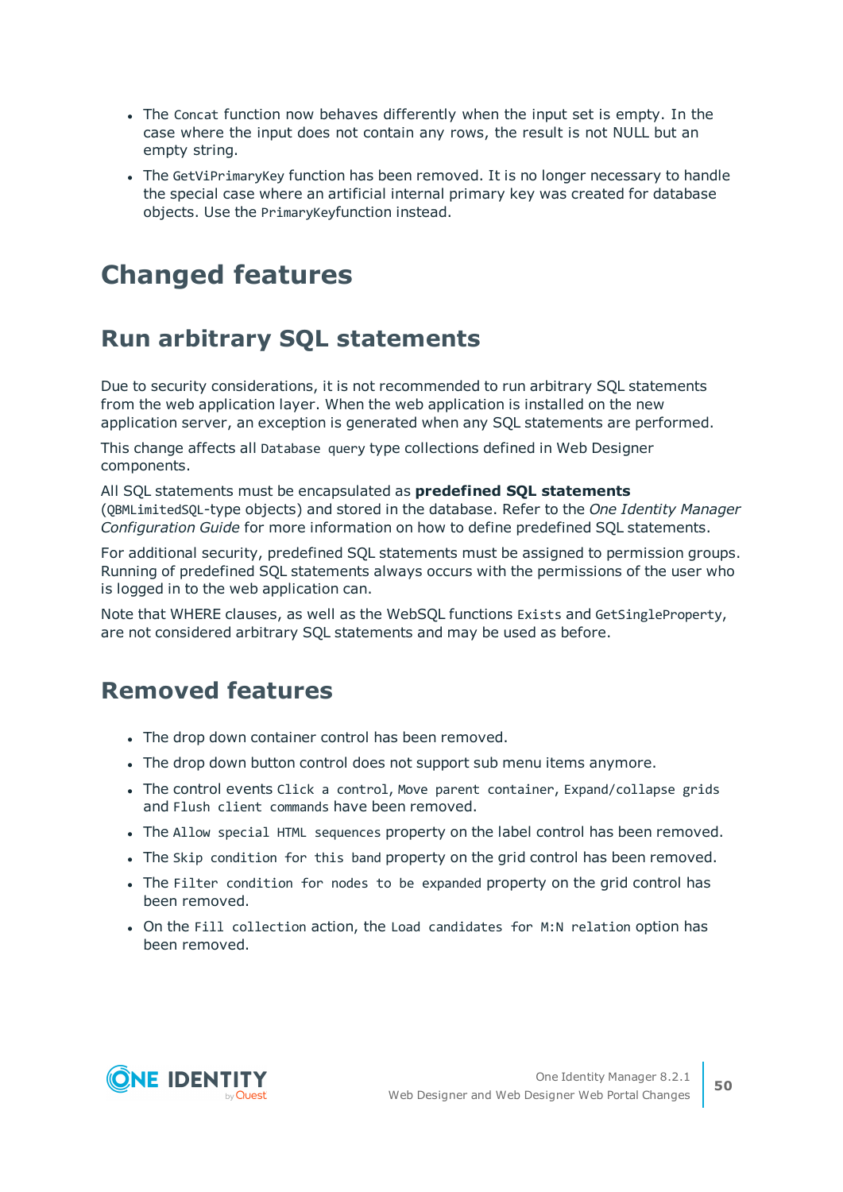- The `Concat` function now behaves differently when the input set is empty. In the case where the input does not contain any rows, the result is not NULL but an empty string.
- The `GetViPrimaryKey` function has been removed. It is no longer necessary to handle the special case where an artificial internal primary key was created for database objects. Use the `PrimaryKey`function instead.

# Changed features

## Run arbitrary SQL statements

Due to security considerations, it is not recommended to run arbitrary SQL statements from the web application layer. When the web application is installed on the new application server, an exception is generated when any SQL statements are performed.

This change affects all `Database query` type collections defined in Web Designer components.

All SQL statements must be encapsulated as **predefined SQL statements** (`QBMLimitedSQL`-type objects) and stored in the database. Refer to the *One Identity Manager Configuration Guide* for more information on how to define predefined SQL statements.

For additional security, predefined SQL statements must be assigned to permission groups. Running of predefined SQL statements always occurs with the permissions of the user who is logged in to the web application can.

Note that WHERE clauses, as well as the WebSQL functions `Exists` and `GetSingleProperty`, are not considered arbitrary SQL statements and may be used as before.

## Removed features

- The drop down container control has been removed.
- The drop down button control does not support sub menu items anymore.
- The control events `Click a control`, `Move parent container`, `Expand/collapse grids` and `Flush client commands` have been removed.
- The `Allow special HTML sequences` property on the label control has been removed.
- The `Skip condition for this band` property on the grid control has been removed.
- The `Filter condition for nodes to be expanded` property on the grid control has been removed.
- On the `Fill collection` action, the `Load candidates for M:N relation` option has been removed.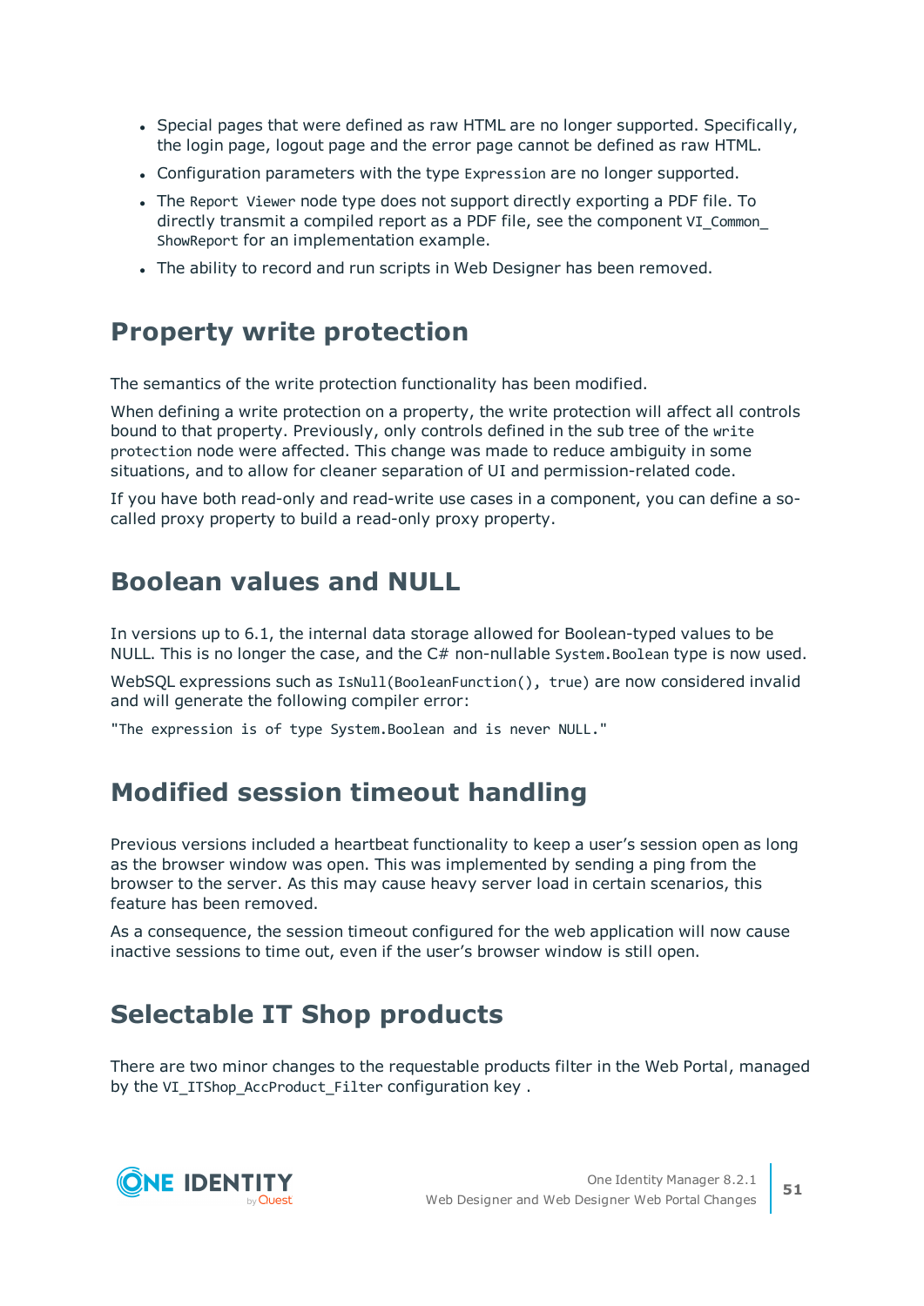- Special pages that were defined as raw HTML are no longer supported. Specifically, the login page, logout page and the error page cannot be defined as raw HTML.
- Configuration parameters with the type `Expression` are no longer supported.
- The `Report Viewer` node type does not support directly exporting a PDF file. To directly transmit a compiled report as a PDF file, see the component `VI_Common_ShowReport` for an implementation example.
- The ability to record and run scripts in Web Designer has been removed.

## Property write protection

The semantics of the write protection functionality has been modified.

When defining a write protection on a property, the write protection will affect all controls bound to that property. Previously, only controls defined in the sub tree of the `write protection` node were affected. This change was made to reduce ambiguity in some situations, and to allow for cleaner separation of UI and permission-related code.

If you have both read-only and read-write use cases in a component, you can define a so-called proxy property to build a read-only proxy property.

## Boolean values and NULL

In versions up to 6.1, the internal data storage allowed for Boolean-typed values to be NULL. This is no longer the case, and the C# non-nullable `System.Boolean` type is now used.

WebSQL expressions such as `IsNull(BooleanFunction(), true)` are now considered invalid and will generate the following compiler error:

```
"The expression is of type System.Boolean and is never NULL."
```

## Modified session timeout handling

Previous versions included a heartbeat functionality to keep a user's session open as long as the browser window was open. This was implemented by sending a ping from the browser to the server. As this may cause heavy server load in certain scenarios, this feature has been removed.

As a consequence, the session timeout configured for the web application will now cause inactive sessions to time out, even if the user's browser window is still open.

## Selectable IT Shop products

There are two minor changes to the requestable products filter in the Web Portal, managed by the `VI_ITShop_AccProduct_Filter` configuration key .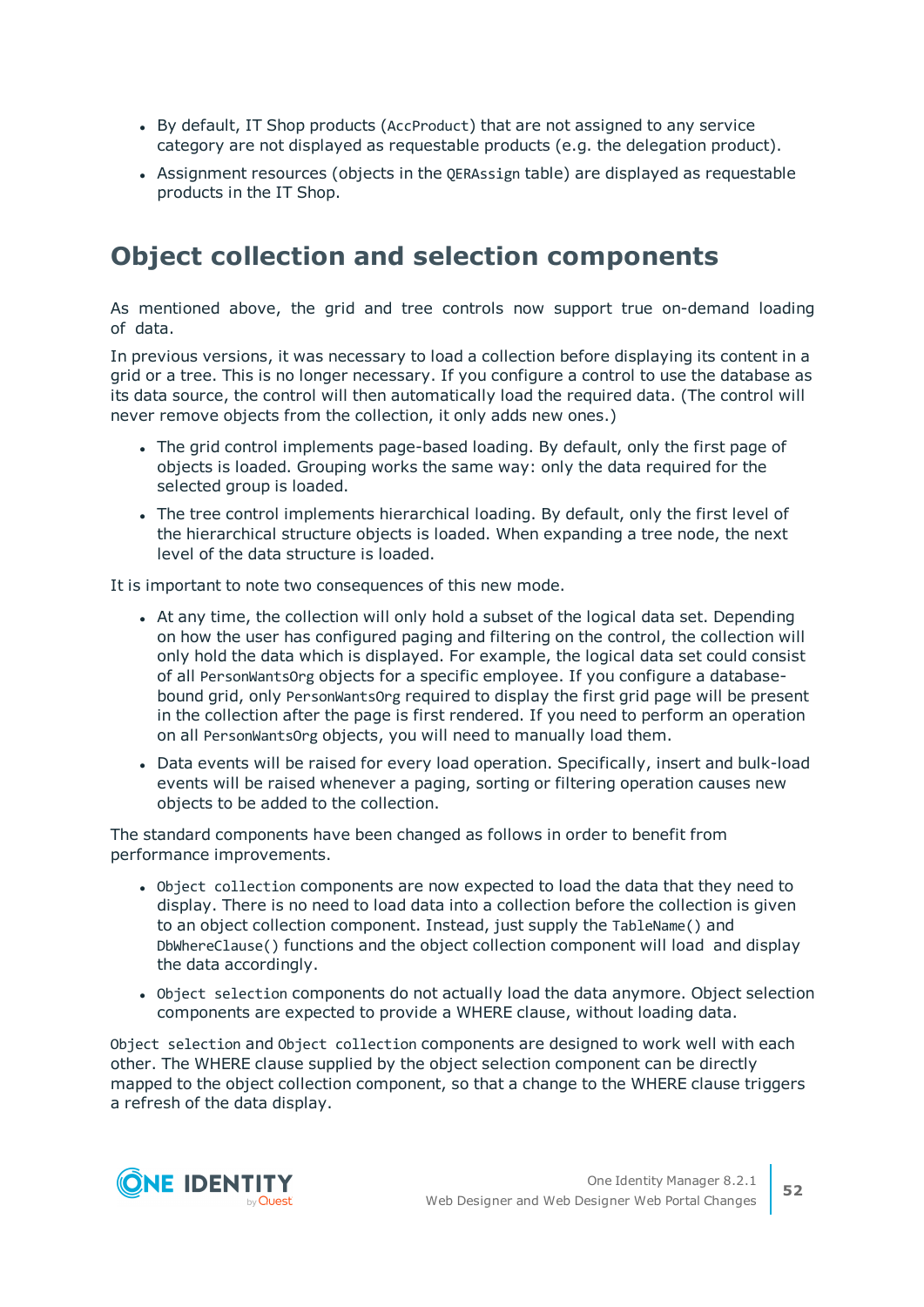- By default, IT Shop products (`AccProduct`) that are not assigned to any service category are not displayed as requestable products (e.g. the delegation product).
- Assignment resources (objects in the `QERAssign` table) are displayed as requestable products in the IT Shop.

## Object collection and selection components

As mentioned above, the grid and tree controls now support true on-demand loading of data.

In previous versions, it was necessary to load a collection before displaying its content in a grid or a tree. This is no longer necessary. If you configure a control to use the database as its data source, the control will then automatically load the required data. (The control will never remove objects from the collection, it only adds new ones.)

- The grid control implements page-based loading. By default, only the first page of objects is loaded. Grouping works the same way: only the data required for the selected group is loaded.
- The tree control implements hierarchical loading. By default, only the first level of the hierarchical structure objects is loaded. When expanding a tree node, the next level of the data structure is loaded.

It is important to note two consequences of this new mode.

- At any time, the collection will only hold a subset of the logical data set. Depending on how the user has configured paging and filtering on the control, the collection will only hold the data which is displayed. For example, the logical data set could consist of all `PersonWantsOrg` objects for a specific employee. If you configure a database-bound grid, only `PersonWantsOrg` required to display the first grid page will be present in the collection after the page is first rendered. If you need to perform an operation on all `PersonWantsOrg` objects, you will need to manually load them.
- Data events will be raised for every load operation. Specifically, insert and bulk-load events will be raised whenever a paging, sorting or filtering operation causes new objects to be added to the collection.

The standard components have been changed as follows in order to benefit from performance improvements.

- `Object collection` components are now expected to load the data that they need to display. There is no need to load data into a collection before the collection is given to an object collection component. Instead, just supply the `TableName()` and `DbWhereClause()` functions and the object collection component will load and display the data accordingly.
- `Object selection` components do not actually load the data anymore. Object selection components are expected to provide a WHERE clause, without loading data.

`Object selection` and `Object collection` components are designed to work well with each other. The WHERE clause supplied by the object selection component can be directly mapped to the object collection component, so that a change to the WHERE clause triggers a refresh of the data display.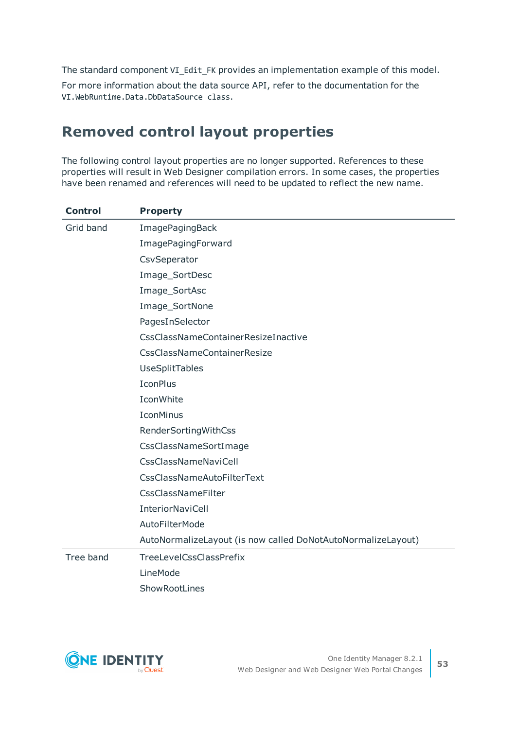The standard component `VI_Edit_FK` provides an implementation example of this model.

For more information about the data source API, refer to the documentation for the `VI.WebRuntime.Data.DbDataSource class`.

## Removed control layout properties

The following control layout properties are no longer supported. References to these properties will result in Web Designer compilation errors. In some cases, the properties have been renamed and references will need to be updated to reflect the new name.

| Control | Property |
|---|---|
| Grid band | ImagePagingBack |
| | ImagePagingForward |
| | CsvSeperator |
| | Image_SortDesc |
| | Image_SortAsc |
| | Image_SortNone |
| | PagesInSelector |
| | CssClassNameContainerResizeInactive |
| | CssClassNameContainerResize |
| | UseSplitTables |
| | IconPlus |
| | IconWhite |
| | IconMinus |
| | RenderSortingWithCss |
| | CssClassNameSortImage |
| | CssClassNameNaviCell |
| | CssClassNameAutoFilterText |
| | CssClassNameFilter |
| | InteriorNaviCell |
| | AutoFilterMode |
| | AutoNormalizeLayout (is now called DoNotAutoNormalizeLayout) |
| Tree band | TreeLevelCssClassPrefix |
| | LineMode |
| | ShowRootLines |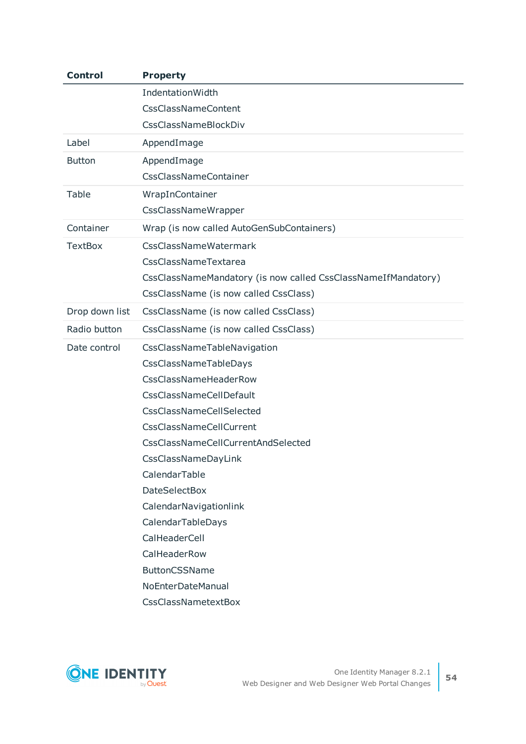| Control | Property |
| --- | --- |
| | IndentationWidth<br>CssClassNameContent<br>CssClassNameBlockDiv |
| Label | AppendImage |
| Button | AppendImage<br>CssClassNameContainer |
| Table | WrapInContainer<br>CssClassNameWrapper |
| Container | Wrap (is now called AutoGenSubContainers) |
| TextBox | CssClassNameWatermark<br>CssClassNameTextarea<br>CssClassNameMandatory (is now called CssClassNameIfMandatory)<br>CssClassName (is now called CssClass) |
| Drop down list | CssClassName (is now called CssClass) |
| Radio button | CssClassName (is now called CssClass) |
| Date control | CssClassNameTableNavigation<br>CssClassNameTableDays<br>CssClassNameHeaderRow<br>CssClassNameCellDefault<br>CssClassNameCellSelected<br>CssClassNameCellCurrent<br>CssClassNameCellCurrentAndSelected<br>CssClassNameDayLink<br>CalendarTable<br>DateSelectBox<br>CalendarNavigationlink<br>CalendarTableDays<br>CalHeaderCell<br>CalHeaderRow<br>ButtonCSSName<br>NoEnterDateManual<br>CssClassNametextBox |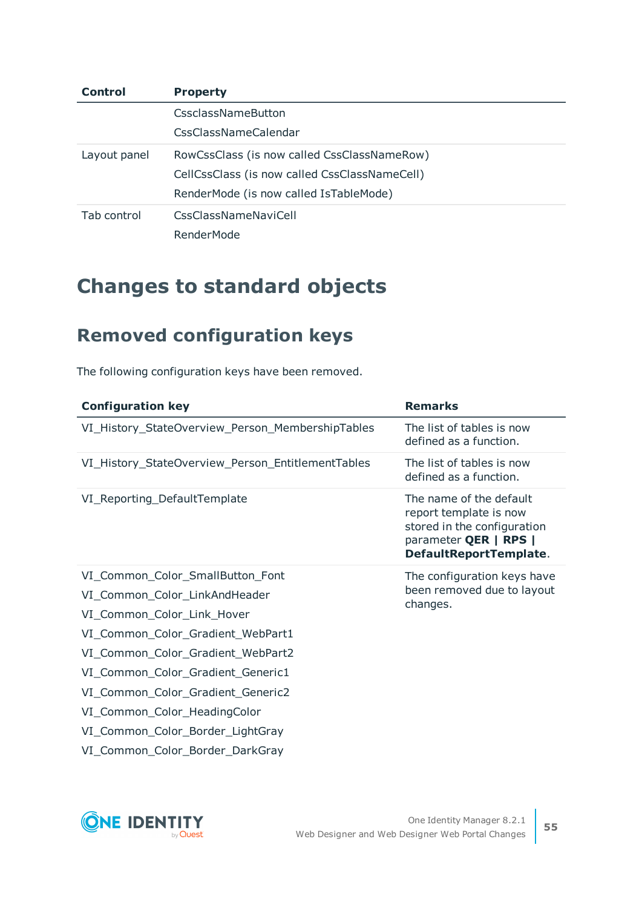| Control | Property |
| --- | --- |
| | CssclassNameButton<br>CssClassNameCalendar |
| Layout panel | RowCssClass (is now called CssClassNameRow)<br>CellCssClass (is now called CssClassNameCell)<br>RenderMode (is now called IsTableMode) |
| Tab control | CssClassNameNaviCell<br>RenderMode |

# Changes to standard objects

## Removed configuration keys

The following configuration keys have been removed.

| Configuration key | Remarks |
| --- | --- |
| VI_History_StateOverview_Person_MembershipTables | The list of tables is now defined as a function. |
| VI_History_StateOverview_Person_EntitlementTables | The list of tables is now defined as a function. |
| VI_Reporting_DefaultTemplate | The name of the default report template is now stored in the configuration parameter **QER \| RPS \| DefaultReportTemplate**. |
| VI_Common_Color_SmallButton_Font<br>VI_Common_Color_LinkAndHeader<br>VI_Common_Color_Link_Hover<br>VI_Common_Color_Gradient_WebPart1<br>VI_Common_Color_Gradient_WebPart2<br>VI_Common_Color_Gradient_Generic1<br>VI_Common_Color_Gradient_Generic2<br>VI_Common_Color_HeadingColor<br>VI_Common_Color_Border_LightGray<br>VI_Common_Color_Border_DarkGray | The configuration keys have been removed due to layout changes. |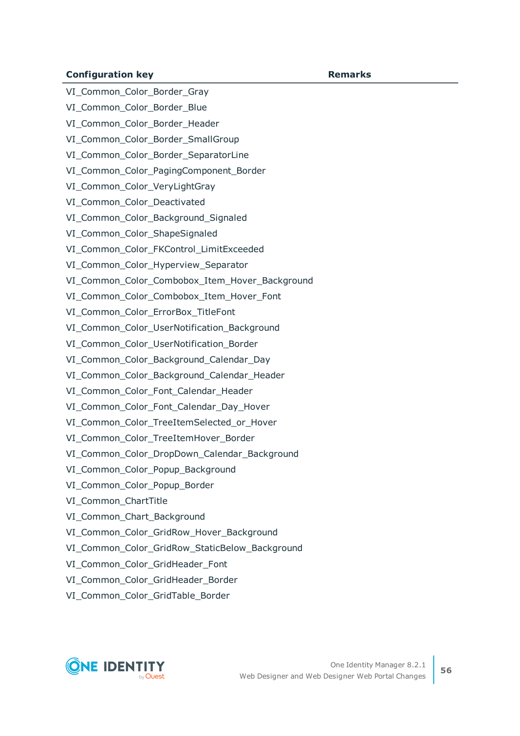| Configuration key | Remarks |
|---|---|
| VI_Common_Color_Border_Gray | |
| VI_Common_Color_Border_Blue | |
| VI_Common_Color_Border_Header | |
| VI_Common_Color_Border_SmallGroup | |
| VI_Common_Color_Border_SeparatorLine | |
| VI_Common_Color_PagingComponent_Border | |
| VI_Common_Color_VeryLightGray | |
| VI_Common_Color_Deactivated | |
| VI_Common_Color_Background_Signaled | |
| VI_Common_Color_ShapeSignaled | |
| VI_Common_Color_FKControl_LimitExceeded | |
| VI_Common_Color_Hyperview_Separator | |
| VI_Common_Color_Combobox_Item_Hover_Background | |
| VI_Common_Color_Combobox_Item_Hover_Font | |
| VI_Common_Color_ErrorBox_TitleFont | |
| VI_Common_Color_UserNotification_Background | |
| VI_Common_Color_UserNotification_Border | |
| VI_Common_Color_Background_Calendar_Day | |
| VI_Common_Color_Background_Calendar_Header | |
| VI_Common_Color_Font_Calendar_Header | |
| VI_Common_Color_Font_Calendar_Day_Hover | |
| VI_Common_Color_TreeItemSelected_or_Hover | |
| VI_Common_Color_TreeItemHover_Border | |
| VI_Common_Color_DropDown_Calendar_Background | |
| VI_Common_Color_Popup_Background | |
| VI_Common_Color_Popup_Border | |
| VI_Common_ChartTitle | |
| VI_Common_Chart_Background | |
| VI_Common_Color_GridRow_Hover_Background | |
| VI_Common_Color_GridRow_StaticBelow_Background | |
| VI_Common_Color_GridHeader_Font | |
| VI_Common_Color_GridHeader_Border | |
| VI_Common_Color_GridTable_Border | |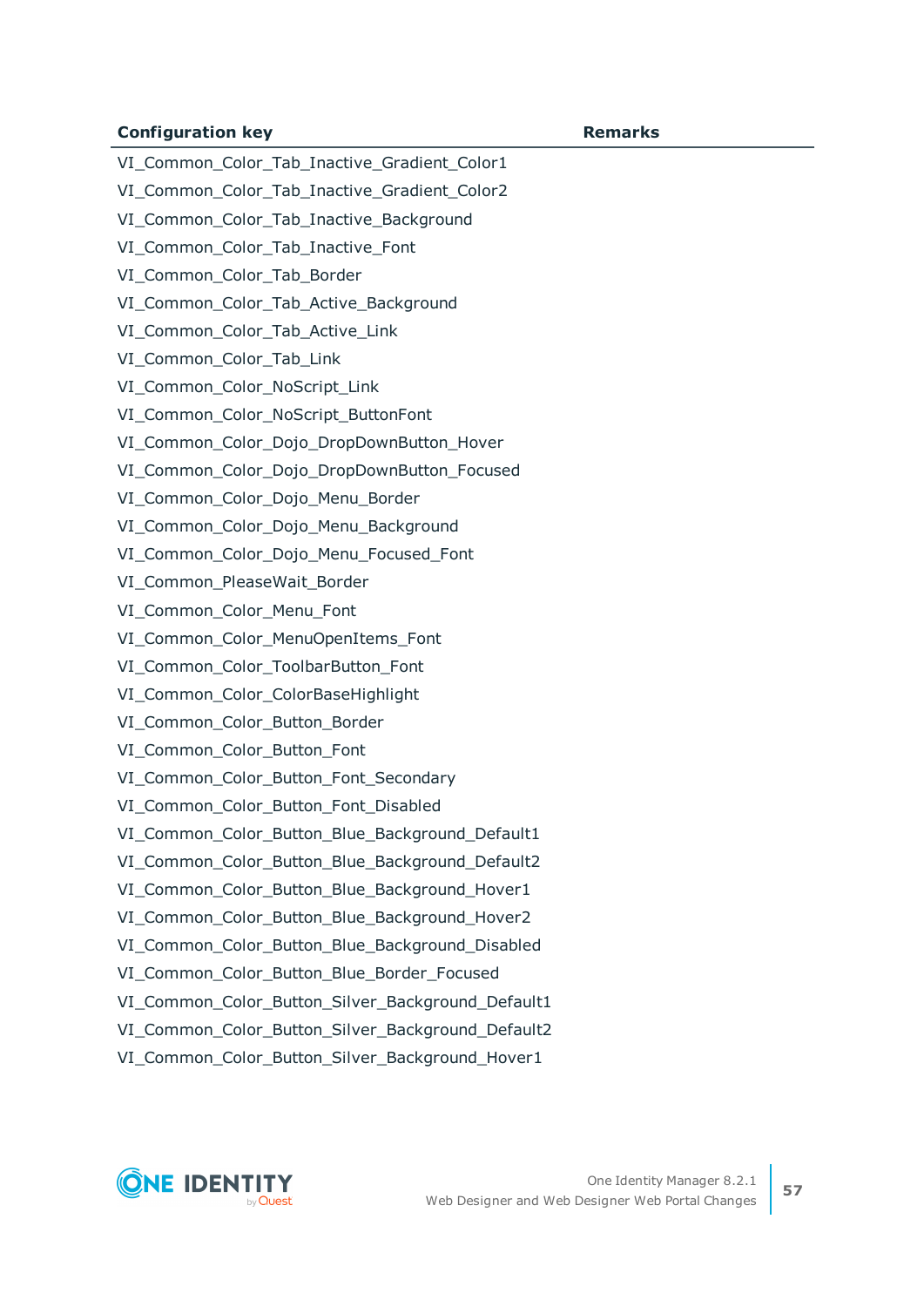| Configuration key | Remarks |
| --- | --- |
| VI_Common_Color_Tab_Inactive_Gradient_Color1 | |
| VI_Common_Color_Tab_Inactive_Gradient_Color2 | |
| VI_Common_Color_Tab_Inactive_Background | |
| VI_Common_Color_Tab_Inactive_Font | |
| VI_Common_Color_Tab_Border | |
| VI_Common_Color_Tab_Active_Background | |
| VI_Common_Color_Tab_Active_Link | |
| VI_Common_Color_Tab_Link | |
| VI_Common_Color_NoScript_Link | |
| VI_Common_Color_NoScript_ButtonFont | |
| VI_Common_Color_Dojo_DropDownButton_Hover | |
| VI_Common_Color_Dojo_DropDownButton_Focused | |
| VI_Common_Color_Dojo_Menu_Border | |
| VI_Common_Color_Dojo_Menu_Background | |
| VI_Common_Color_Dojo_Menu_Focused_Font | |
| VI_Common_PleaseWait_Border | |
| VI_Common_Color_Menu_Font | |
| VI_Common_Color_MenuOpenItems_Font | |
| VI_Common_Color_ToolbarButton_Font | |
| VI_Common_Color_ColorBaseHighlight | |
| VI_Common_Color_Button_Border | |
| VI_Common_Color_Button_Font | |
| VI_Common_Color_Button_Font_Secondary | |
| VI_Common_Color_Button_Font_Disabled | |
| VI_Common_Color_Button_Blue_Background_Default1 | |
| VI_Common_Color_Button_Blue_Background_Default2 | |
| VI_Common_Color_Button_Blue_Background_Hover1 | |
| VI_Common_Color_Button_Blue_Background_Hover2 | |
| VI_Common_Color_Button_Blue_Background_Disabled | |
| VI_Common_Color_Button_Blue_Border_Focused | |
| VI_Common_Color_Button_Silver_Background_Default1 | |
| VI_Common_Color_Button_Silver_Background_Default2 | |
| VI_Common_Color_Button_Silver_Background_Hover1 | |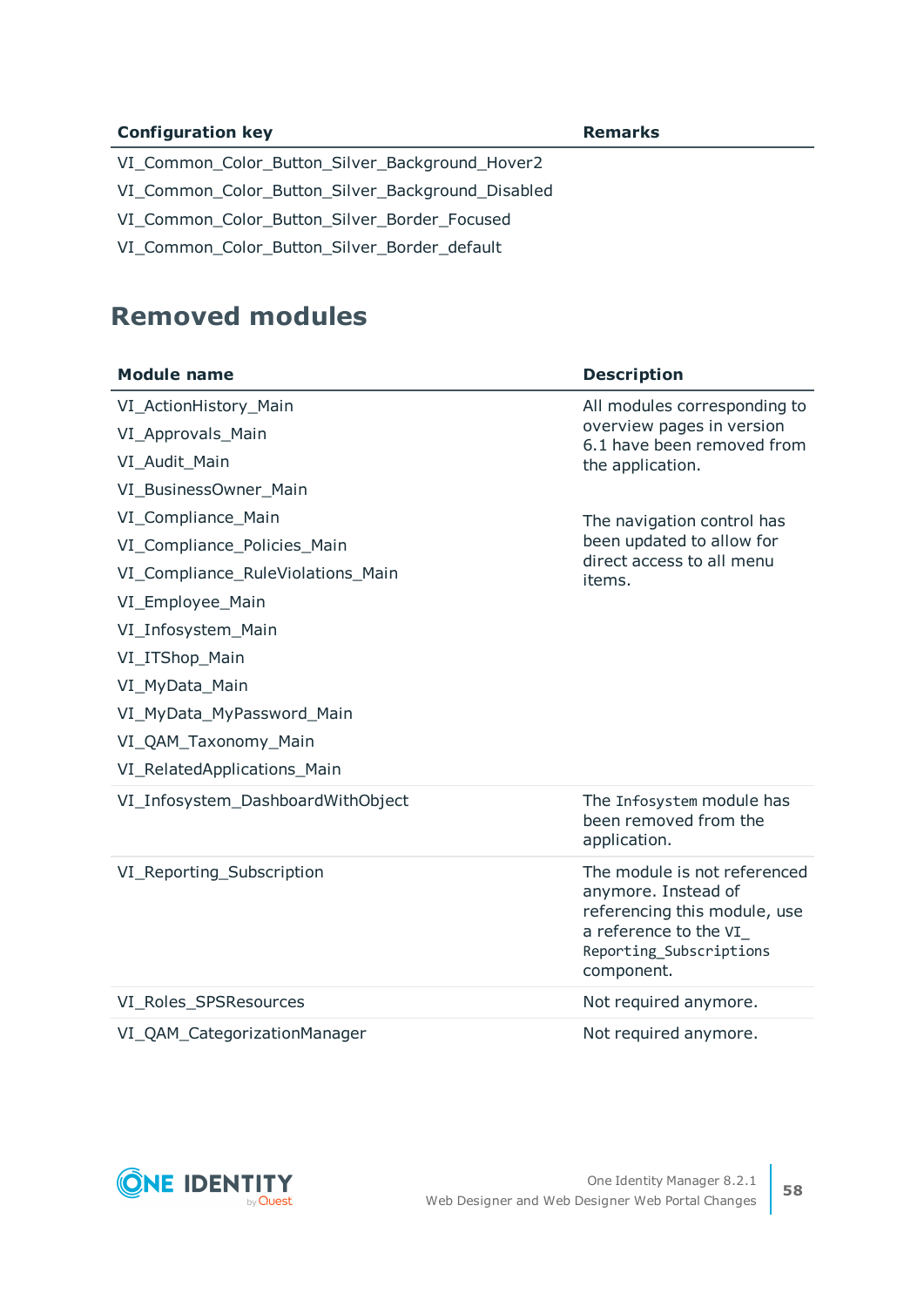| Configuration key | Remarks |
|---|---|
| VI_Common_Color_Button_Silver_Background_Hover2 | |
| VI_Common_Color_Button_Silver_Background_Disabled | |
| VI_Common_Color_Button_Silver_Border_Focused | |
| VI_Common_Color_Button_Silver_Border_default | |

## Removed modules

| Module name | Description |
|---|---|
| VI_ActionHistory_Main<br>VI_Approvals_Main<br>VI_Audit_Main<br>VI_BusinessOwner_Main<br>VI_Compliance_Main<br>VI_Compliance_Policies_Main<br>VI_Compliance_RuleViolations_Main<br>VI_Employee_Main<br>VI_Infosystem_Main<br>VI_ITShop_Main<br>VI_MyData_Main<br>VI_MyData_MyPassword_Main<br>VI_QAM_Taxonomy_Main<br>VI_RelatedApplications_Main | All modules corresponding to overview pages in version 6.1 have been removed from the application.<br><br>The navigation control has been updated to allow for direct access to all menu items. |
| VI_Infosystem_DashboardWithObject | The `Infosystem` module has been removed from the application. |
| VI_Reporting_Subscription | The module is not referenced anymore. Instead of referencing this module, use a reference to the `VI_Reporting_Subscriptions` component. |
| VI_Roles_SPSResources | Not required anymore. |
| VI_QAM_CategorizationManager | Not required anymore. |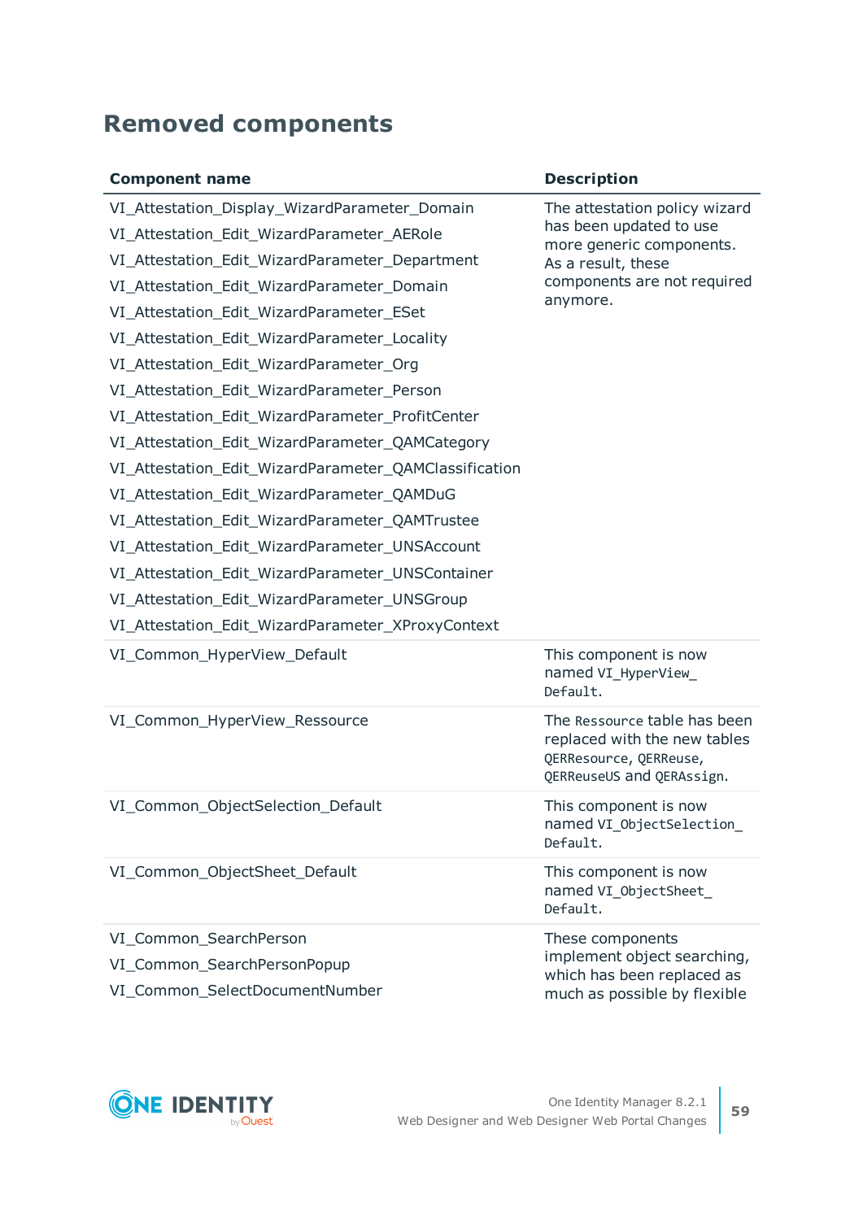## Removed components

| Component name | Description |
| --- | --- |
| VI_Attestation_Display_WizardParameter_Domain<br>VI_Attestation_Edit_WizardParameter_AERole<br>VI_Attestation_Edit_WizardParameter_Department<br>VI_Attestation_Edit_WizardParameter_Domain<br>VI_Attestation_Edit_WizardParameter_ESet<br>VI_Attestation_Edit_WizardParameter_Locality<br>VI_Attestation_Edit_WizardParameter_Org<br>VI_Attestation_Edit_WizardParameter_Person<br>VI_Attestation_Edit_WizardParameter_ProfitCenter<br>VI_Attestation_Edit_WizardParameter_QAMCategory<br>VI_Attestation_Edit_WizardParameter_QAMClassification<br>VI_Attestation_Edit_WizardParameter_QAMDuG<br>VI_Attestation_Edit_WizardParameter_QAMTrustee<br>VI_Attestation_Edit_WizardParameter_UNSAccount<br>VI_Attestation_Edit_WizardParameter_UNSContainer<br>VI_Attestation_Edit_WizardParameter_UNSGroup<br>VI_Attestation_Edit_WizardParameter_XProxyContext | The attestation policy wizard has been updated to use more generic components. As a result, these components are not required anymore. |
| VI_Common_HyperView_Default | This component is now named `VI_HyperView_Default`. |
| VI_Common_HyperView_Ressource | The `Ressource` table has been replaced with the new tables `QERResource`, `QERReuse`, `QERReuseUS` and `QERAssign`. |
| VI_Common_ObjectSelection_Default | This component is now named `VI_ObjectSelection_Default`. |
| VI_Common_ObjectSheet_Default | This component is now named `VI_ObjectSheet_Default`. |
| VI_Common_SearchPerson<br>VI_Common_SearchPersonPopup<br>VI_Common_SelectDocumentNumber | These components implement object searching, which has been replaced as much as possible by flexible |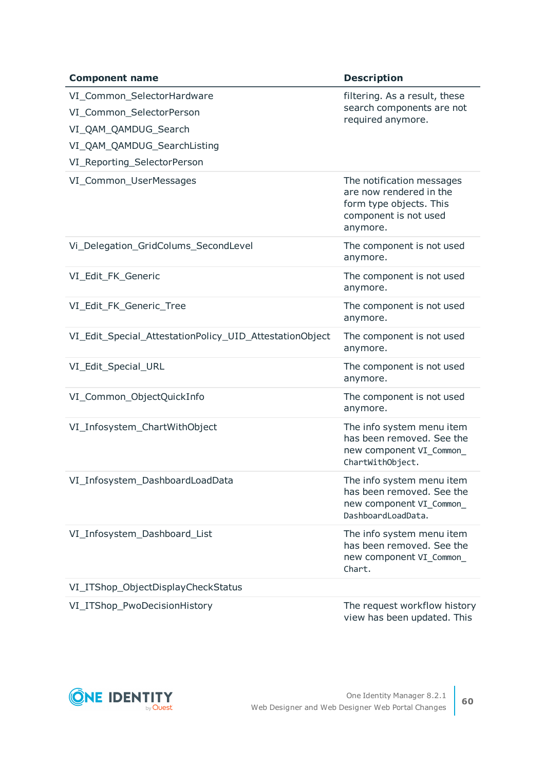| Component name | Description |
| --- | --- |
| VI_Common_SelectorHardware<br>VI_Common_SelectorPerson<br>VI_QAM_QAMDUG_Search<br>VI_QAM_QAMDUG_SearchListing<br>VI_Reporting_SelectorPerson | filtering. As a result, these search components are not required anymore. |
| VI_Common_UserMessages | The notification messages are now rendered in the form type objects. This component is not used anymore. |
| Vi_Delegation_GridColums_SecondLevel | The component is not used anymore. |
| VI_Edit_FK_Generic | The component is not used anymore. |
| VI_Edit_FK_Generic_Tree | The component is not used anymore. |
| VI_Edit_Special_AttestationPolicy_UID_AttestationObject | The component is not used anymore. |
| VI_Edit_Special_URL | The component is not used anymore. |
| VI_Common_ObjectQuickInfo | The component is not used anymore. |
| VI_Infosystem_ChartWithObject | The info system menu item has been removed. See the new component `VI_Common_ChartWithObject`. |
| VI_Infosystem_DashboardLoadData | The info system menu item has been removed. See the new component `VI_Common_DashboardLoadData`. |
| VI_Infosystem_Dashboard_List | The info system menu item has been removed. See the new component `VI_Common_Chart`. |
| VI_ITShop_ObjectDisplayCheckStatus | |
| VI_ITShop_PwoDecisionHistory | The request workflow history view has been updated. This |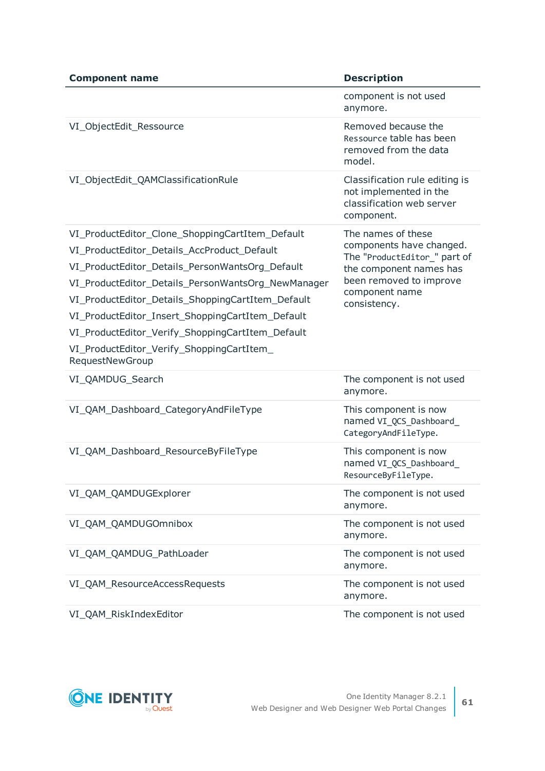| Component name | Description |
|---|---|
| | component is not used anymore. |
| VI_ObjectEdit_Ressource | Removed because the Ressource table has been removed from the data model. |
| VI_ObjectEdit_QAMClassificationRule | Classification rule editing is not implemented in the classification web server component. |
| VI_ProductEditor_Clone_ShoppingCartItem_Default<br>VI_ProductEditor_Details_AccProduct_Default<br>VI_ProductEditor_Details_PersonWantsOrg_Default<br>VI_ProductEditor_Details_PersonWantsOrg_NewManager<br>VI_ProductEditor_Details_ShoppingCartItem_Default<br>VI_ProductEditor_Insert_ShoppingCartItem_Default<br>VI_ProductEditor_Verify_ShoppingCartItem_Default<br>VI_ProductEditor_Verify_ShoppingCartItem_RequestNewGroup | The names of these components have changed. The "ProductEditor_" part of the component names has been removed to improve component name consistency. |
| VI_QAMDUG_Search | The component is not used anymore. |
| VI_QAM_Dashboard_CategoryAndFileType | This component is now named VI_QCS_Dashboard_CategoryAndFileType. |
| VI_QAM_Dashboard_ResourceByFileType | This component is now named VI_QCS_Dashboard_ResourceByFileType. |
| VI_QAM_QAMDUGExplorer | The component is not used anymore. |
| VI_QAM_QAMDUGOmnibox | The component is not used anymore. |
| VI_QAM_QAMDUG_PathLoader | The component is not used anymore. |
| VI_QAM_ResourceAccessRequests | The component is not used anymore. |
| VI_QAM_RiskIndexEditor | The component is not used |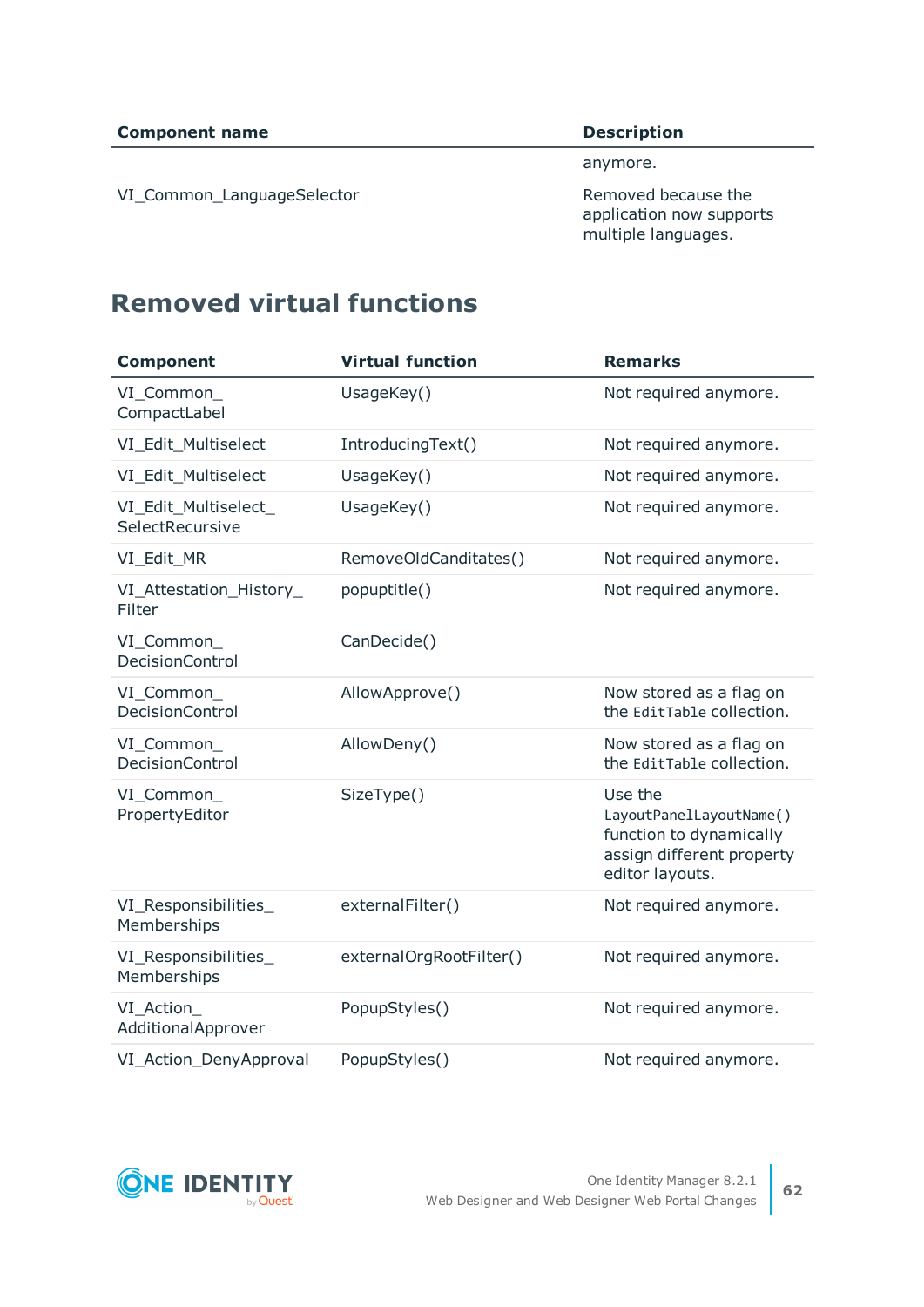| Component name | Description |
|---|---|
| | anymore. |
| VI_Common_LanguageSelector | Removed because the application now supports multiple languages. |

## Removed virtual functions

| Component | Virtual function | Remarks |
|---|---|---|
| VI_Common_CompactLabel | UsageKey() | Not required anymore. |
| VI_Edit_Multiselect | IntroducingText() | Not required anymore. |
| VI_Edit_Multiselect | UsageKey() | Not required anymore. |
| VI_Edit_Multiselect_SelectRecursive | UsageKey() | Not required anymore. |
| VI_Edit_MR | RemoveOldCanditates() | Not required anymore. |
| VI_Attestation_History_Filter | popuptitle() | Not required anymore. |
| VI_Common_DecisionControl | CanDecide() | |
| VI_Common_DecisionControl | AllowApprove() | Now stored as a flag on the `EditTable` collection. |
| VI_Common_DecisionControl | AllowDeny() | Now stored as a flag on the `EditTable` collection. |
| VI_Common_PropertyEditor | SizeType() | Use the `LayoutPanelLayoutName()` function to dynamically assign different property editor layouts. |
| VI_Responsibilities_Memberships | externalFilter() | Not required anymore. |
| VI_Responsibilities_Memberships | externalOrgRootFilter() | Not required anymore. |
| VI_Action_AdditionalApprover | PopupStyles() | Not required anymore. |
| VI_Action_DenyApproval | PopupStyles() | Not required anymore. |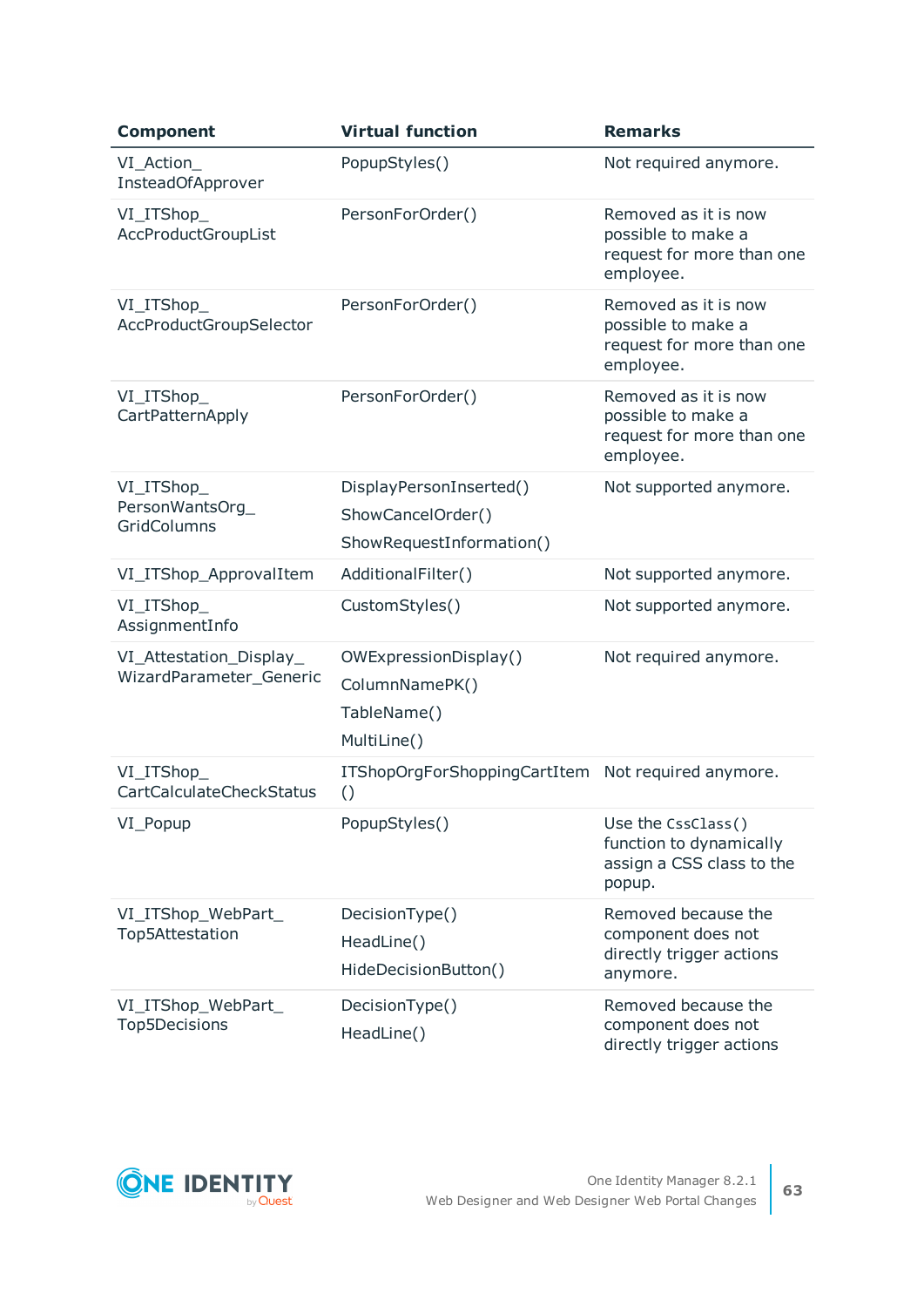| Component | Virtual function | Remarks |
|---|---|---|
| VI_Action_InsteadOfApprover | PopupStyles() | Not required anymore. |
| VI_ITShop_AccProductGroupList | PersonForOrder() | Removed as it is now possible to make a request for more than one employee. |
| VI_ITShop_AccProductGroupSelector | PersonForOrder() | Removed as it is now possible to make a request for more than one employee. |
| VI_ITShop_CartPatternApply | PersonForOrder() | Removed as it is now possible to make a request for more than one employee. |
| VI_ITShop_PersonWantsOrg_GridColumns | DisplayPersonInserted()<br>ShowCancelOrder()<br>ShowRequestInformation() | Not supported anymore. |
| VI_ITShop_ApprovalItem | AdditionalFilter() | Not supported anymore. |
| VI_ITShop_AssignmentInfo | CustomStyles() | Not supported anymore. |
| VI_Attestation_Display_WizardParameter_Generic | OWExpressionDisplay()<br>ColumnNamePK()<br>TableName()<br>MultiLine() | Not required anymore. |
| VI_ITShop_CartCalculateCheckStatus | ITShopOrgForShoppingCartItem() | Not required anymore. |
| VI_Popup | PopupStyles() | Use the `CssClass()` function to dynamically assign a CSS class to the popup. |
| VI_ITShop_WebPart_Top5Attestation | DecisionType()<br>HeadLine()<br>HideDecisionButton() | Removed because the component does not directly trigger actions anymore. |
| VI_ITShop_WebPart_Top5Decisions | DecisionType()<br>HeadLine() | Removed because the component does not directly trigger actions |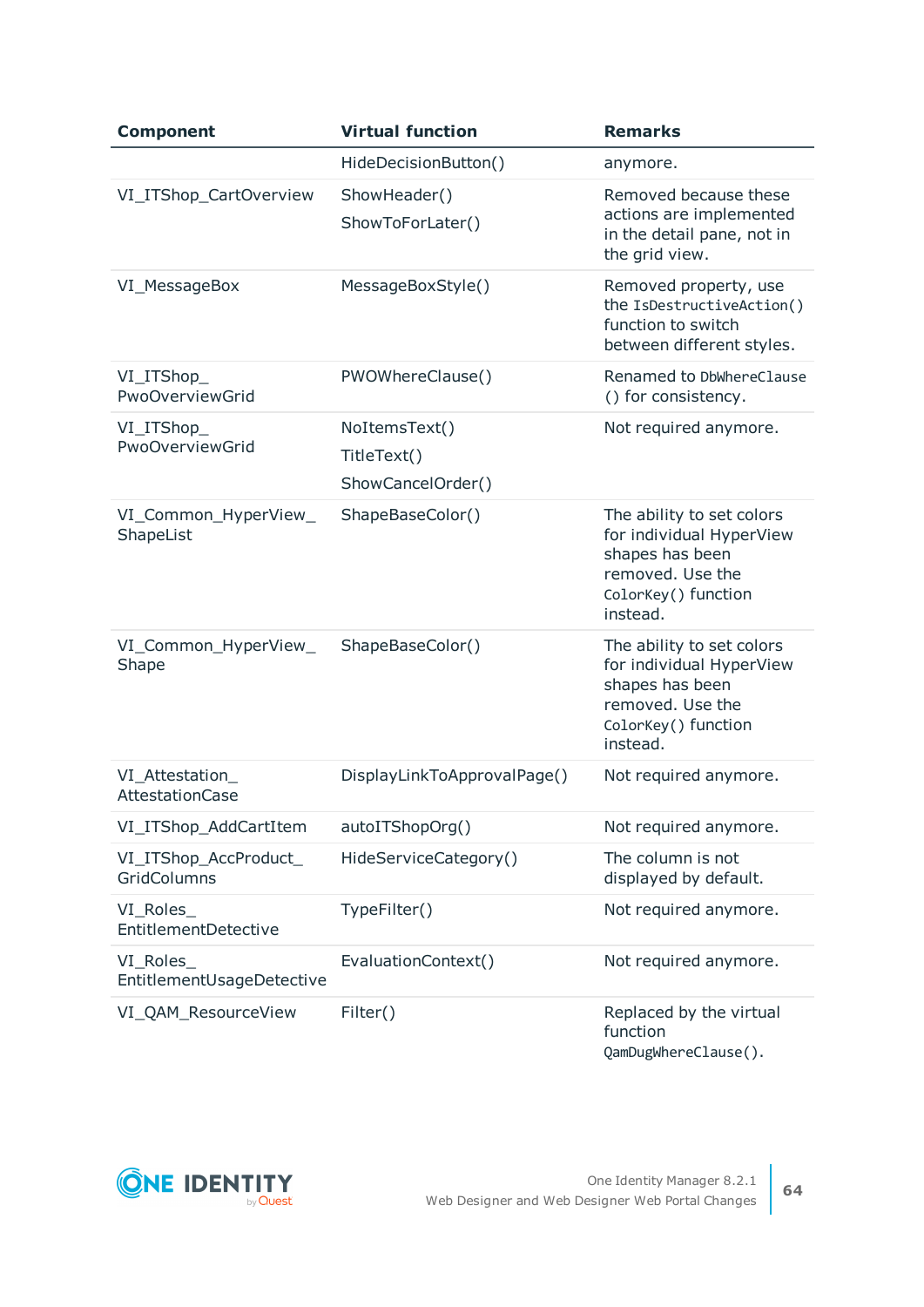| Component | Virtual function | Remarks |
|---|---|---|
| | HideDecisionButton() | anymore. |
| VI_ITShop_CartOverview | ShowHeader()<br>ShowToForLater() | Removed because these actions are implemented in the detail pane, not in the grid view. |
| VI_MessageBox | MessageBoxStyle() | Removed property, use the `IsDestructiveAction()` function to switch between different styles. |
| VI_ITShop_PwoOverviewGrid | PWOWhereClause() | Renamed to `DbWhereClause()` for consistency. |
| VI_ITShop_PwoOverviewGrid | NoItemsText()<br>TitleText()<br>ShowCancelOrder() | Not required anymore. |
| VI_Common_HyperView_ShapeList | ShapeBaseColor() | The ability to set colors for individual HyperView shapes has been removed. Use the `ColorKey()` function instead. |
| VI_Common_HyperView_Shape | ShapeBaseColor() | The ability to set colors for individual HyperView shapes has been removed. Use the `ColorKey()` function instead. |
| VI_Attestation_AttestationCase | DisplayLinkToApprovalPage() | Not required anymore. |
| VI_ITShop_AddCartItem | autoITShopOrg() | Not required anymore. |
| VI_ITShop_AccProduct_GridColumns | HideServiceCategory() | The column is not displayed by default. |
| VI_Roles_EntitlementDetective | TypeFilter() | Not required anymore. |
| VI_Roles_EntitlementUsageDetective | EvaluationContext() | Not required anymore. |
| VI_QAM_ResourceView | Filter() | Replaced by the virtual function `QamDugWhereClause()`. |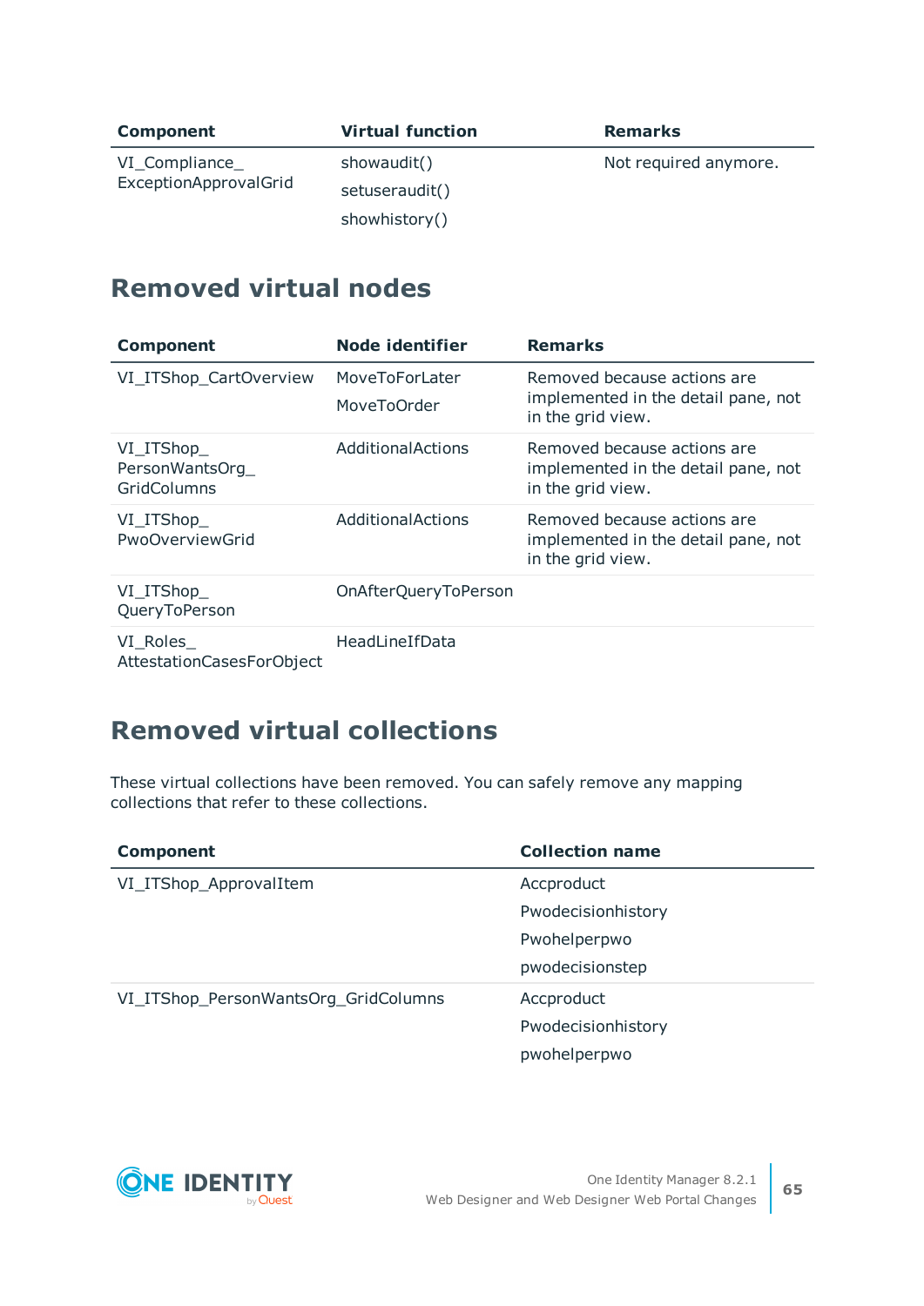| Component | Virtual function | Remarks |
| --- | --- | --- |
| VI_Compliance_ExceptionApprovalGrid | showaudit()<br>setuseraudit()<br>showhistory() | Not required anymore. |

## Removed virtual nodes

| Component | Node identifier | Remarks |
| --- | --- | --- |
| VI_ITShop_CartOverview | MoveToForLater<br>MoveToOrder | Removed because actions are implemented in the detail pane, not in the grid view. |
| VI_ITShop_PersonWantsOrg_GridColumns | AdditionalActions | Removed because actions are implemented in the detail pane, not in the grid view. |
| VI_ITShop_PwoOverviewGrid | AdditionalActions | Removed because actions are implemented in the detail pane, not in the grid view. |
| VI_ITShop_QueryToPerson | OnAfterQueryToPerson | |
| VI_Roles_AttestationCasesForObject | HeadLineIfData | |

## Removed virtual collections

These virtual collections have been removed. You can safely remove any mapping collections that refer to these collections.

| Component | Collection name |
| --- | --- |
| VI_ITShop_ApprovalItem | Accproduct<br>Pwodecisionhistory<br>Pwohelperpwo<br>pwodecisionstep |
| VI_ITShop_PersonWantsOrg_GridColumns | Accproduct<br>Pwodecisionhistory<br>pwohelperpwo |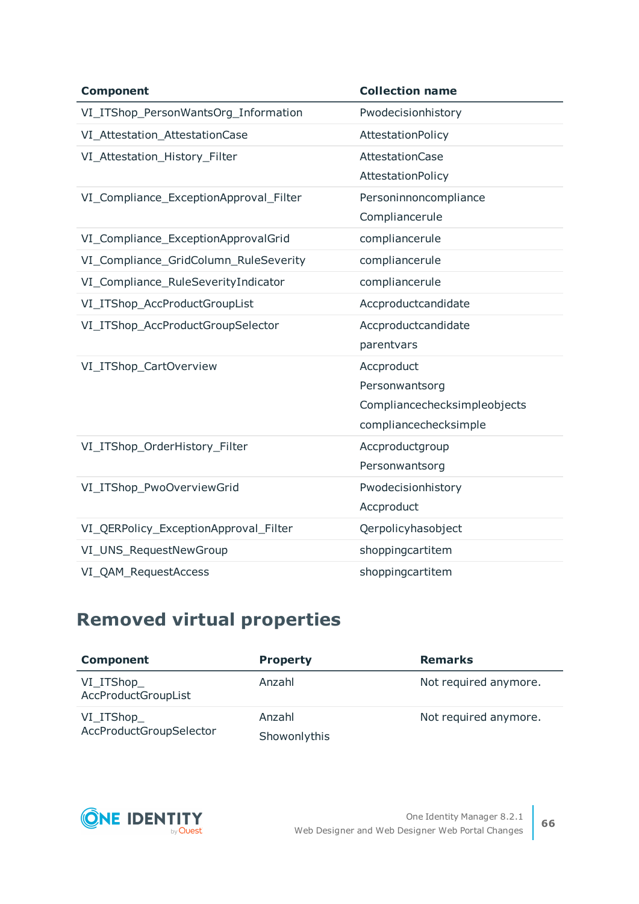| Component | Collection name |
|---|---|
| VI_ITShop_PersonWantsOrg_Information | Pwodecisionhistory |
| VI_Attestation_AttestationCase | AttestationPolicy |
| VI_Attestation_History_Filter | AttestationCase<br>AttestationPolicy |
| VI_Compliance_ExceptionApproval_Filter | Personinnoncompliance<br>Compliancerule |
| VI_Compliance_ExceptionApprovalGrid | compliancerule |
| VI_Compliance_GridColumn_RuleSeverity | compliancerule |
| VI_Compliance_RuleSeverityIndicator | compliancerule |
| VI_ITShop_AccProductGroupList | Accproductcandidate |
| VI_ITShop_AccProductGroupSelector | Accproductcandidate<br>parentvars |
| VI_ITShop_CartOverview | Accproduct<br>Personwantsorg<br>Compliancechecksimpleobjects<br>compliancechecksimple |
| VI_ITShop_OrderHistory_Filter | Accproductgroup<br>Personwantsorg |
| VI_ITShop_PwoOverviewGrid | Pwodecisionhistory<br>Accproduct |
| VI_QERPolicy_ExceptionApproval_Filter | Qerpolicyhasobject |
| VI_UNS_RequestNewGroup | shoppingcartitem |
| VI_QAM_RequestAccess | shoppingcartitem |

## Removed virtual properties

| Component | Property | Remarks |
|---|---|---|
| VI_ITShop_AccProductGroupList | Anzahl | Not required anymore. |
| VI_ITShop_AccProductGroupSelector | Anzahl<br>Showonlythis | Not required anymore. |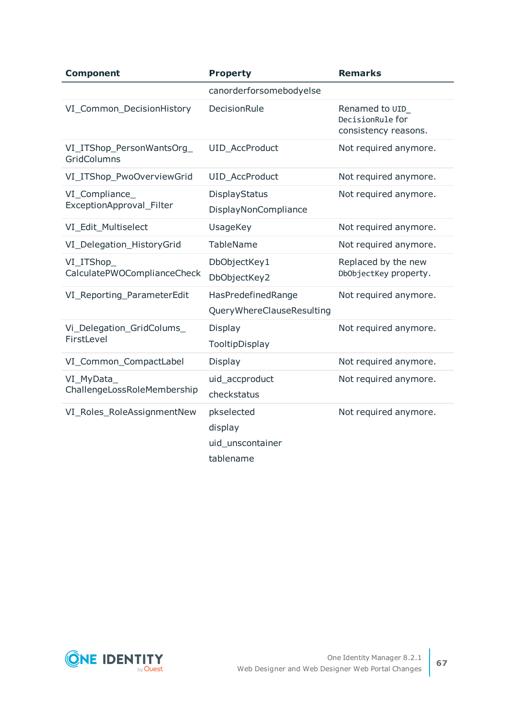| Component | Property | Remarks |
|---|---|---|
| | canorderforsomebodyelse | |
| VI_Common_DecisionHistory | DecisionRule | Renamed to `UID_DecisionRule` for consistency reasons. |
| VI_ITShop_PersonWantsOrg_GridColumns | UID_AccProduct | Not required anymore. |
| VI_ITShop_PwoOverviewGrid | UID_AccProduct | Not required anymore. |
| VI_Compliance_ExceptionApproval_Filter | DisplayStatus<br>DisplayNonCompliance | Not required anymore. |
| VI_Edit_Multiselect | UsageKey | Not required anymore. |
| VI_Delegation_HistoryGrid | TableName | Not required anymore. |
| VI_ITShop_CalculatePWOComplianceCheck | DbObjectKey1<br>DbObjectKey2 | Replaced by the new `DbObjectKey` property. |
| VI_Reporting_ParameterEdit | HasPredefinedRange<br>QueryWhereClauseResulting | Not required anymore. |
| Vi_Delegation_GridColums_FirstLevel | Display<br>TooltipDisplay | Not required anymore. |
| VI_Common_CompactLabel | Display | Not required anymore. |
| VI_MyData_ChallengeLossRoleMembership | uid_accproduct<br>checkstatus | Not required anymore. |
| VI_Roles_RoleAssignmentNew | pkselected<br>display<br>uid_unscontainer<br>tablename | Not required anymore. |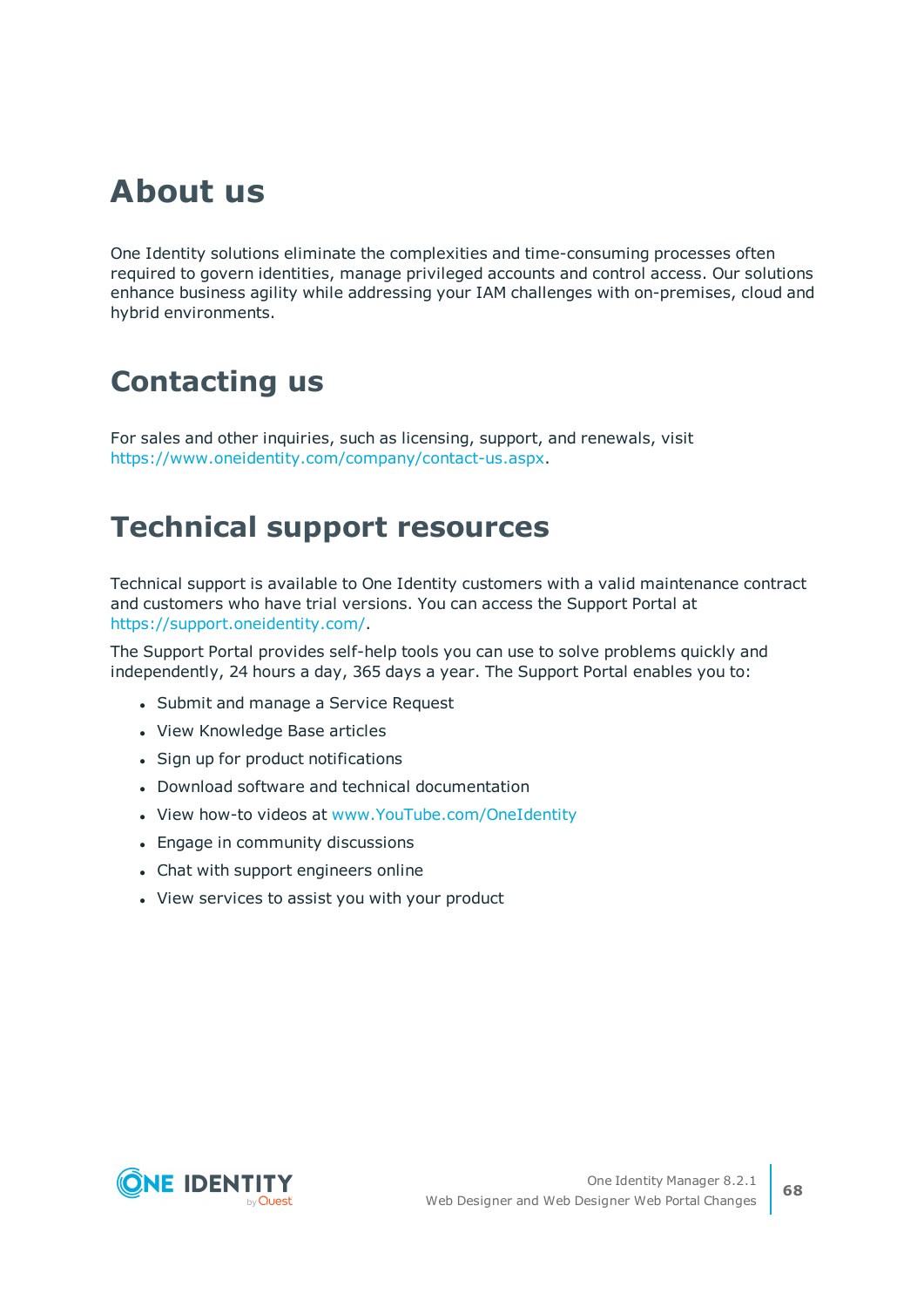# About us

One Identity solutions eliminate the complexities and time-consuming processes often required to govern identities, manage privileged accounts and control access. Our solutions enhance business agility while addressing your IAM challenges with on-premises, cloud and hybrid environments.

# Contacting us

For sales and other inquiries, such as licensing, support, and renewals, visit https://www.oneidentity.com/company/contact-us.aspx.

# Technical support resources

Technical support is available to One Identity customers with a valid maintenance contract and customers who have trial versions. You can access the Support Portal at https://support.oneidentity.com/.

The Support Portal provides self-help tools you can use to solve problems quickly and independently, 24 hours a day, 365 days a year. The Support Portal enables you to:

- Submit and manage a Service Request
- View Knowledge Base articles
- Sign up for product notifications
- Download software and technical documentation
- View how-to videos at www.YouTube.com/OneIdentity
- Engage in community discussions
- Chat with support engineers online
- View services to assist you with your product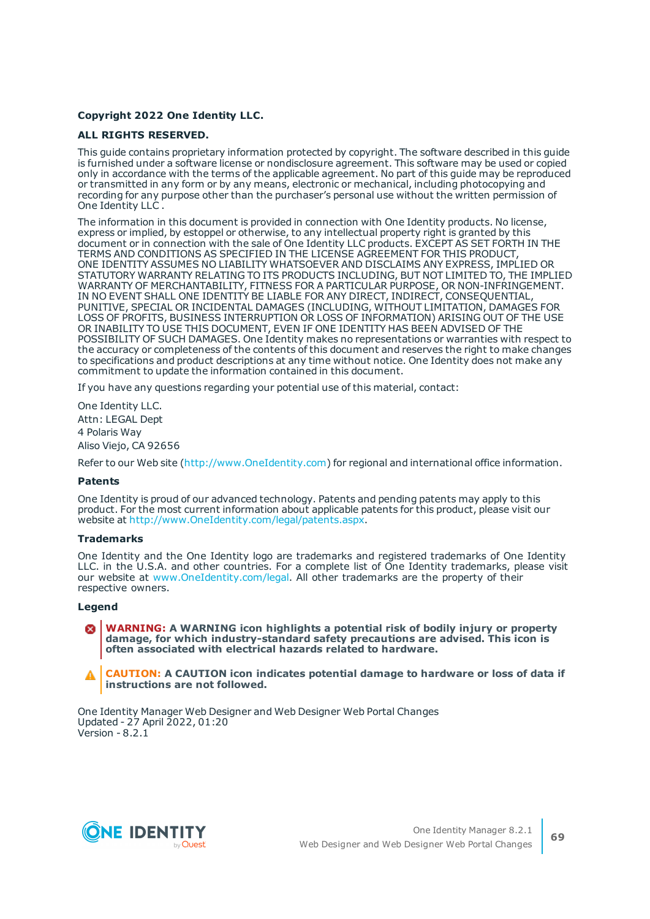**Copyright 2022 One Identity LLC.**

**ALL RIGHTS RESERVED.**

This guide contains proprietary information protected by copyright. The software described in this guide is furnished under a software license or nondisclosure agreement. This software may be used or copied only in accordance with the terms of the applicable agreement. No part of this guide may be reproduced or transmitted in any form or by any means, electronic or mechanical, including photocopying and recording for any purpose other than the purchaser's personal use without the written permission of One Identity LLC .

The information in this document is provided in connection with One Identity products. No license, express or implied, by estoppel or otherwise, to any intellectual property right is granted by this document or in connection with the sale of One Identity LLC products. EXCEPT AS SET FORTH IN THE TERMS AND CONDITIONS AS SPECIFIED IN THE LICENSE AGREEMENT FOR THIS PRODUCT, ONE IDENTITY ASSUMES NO LIABILITY WHATSOEVER AND DISCLAIMS ANY EXPRESS, IMPLIED OR STATUTORY WARRANTY RELATING TO ITS PRODUCTS INCLUDING, BUT NOT LIMITED TO, THE IMPLIED WARRANTY OF MERCHANTABILITY, FITNESS FOR A PARTICULAR PURPOSE, OR NON-INFRINGEMENT. IN NO EVENT SHALL ONE IDENTITY BE LIABLE FOR ANY DIRECT, INDIRECT, CONSEQUENTIAL, PUNITIVE, SPECIAL OR INCIDENTAL DAMAGES (INCLUDING, WITHOUT LIMITATION, DAMAGES FOR LOSS OF PROFITS, BUSINESS INTERRUPTION OR LOSS OF INFORMATION) ARISING OUT OF THE USE OR INABILITY TO USE THIS DOCUMENT, EVEN IF ONE IDENTITY HAS BEEN ADVISED OF THE POSSIBILITY OF SUCH DAMAGES. One Identity makes no representations or warranties with respect to the accuracy or completeness of the contents of this document and reserves the right to make changes to specifications and product descriptions at any time without notice. One Identity does not make any commitment to update the information contained in this document.

If you have any questions regarding your potential use of this material, contact:

One Identity LLC.
Attn: LEGAL Dept
4 Polaris Way
Aliso Viejo, CA 92656

Refer to our Web site (http://www.OneIdentity.com) for regional and international office information.

### Patents

One Identity is proud of our advanced technology. Patents and pending patents may apply to this product. For the most current information about applicable patents for this product, please visit our website at http://www.OneIdentity.com/legal/patents.aspx.

### Trademarks

One Identity and the One Identity logo are trademarks and registered trademarks of One Identity LLC. in the U.S.A. and other countries. For a complete list of One Identity trademarks, please visit our website at www.OneIdentity.com/legal. All other trademarks are the property of their respective owners.

### Legend

**WARNING: A WARNING icon highlights a potential risk of bodily injury or property damage, for which industry-standard safety precautions are advised. This icon is often associated with electrical hazards related to hardware.**

**CAUTION: A CAUTION icon indicates potential damage to hardware or loss of data if instructions are not followed.**

One Identity Manager Web Designer and Web Designer Web Portal Changes
Updated - 27 April 2022, 01:20
Version - 8.2.1